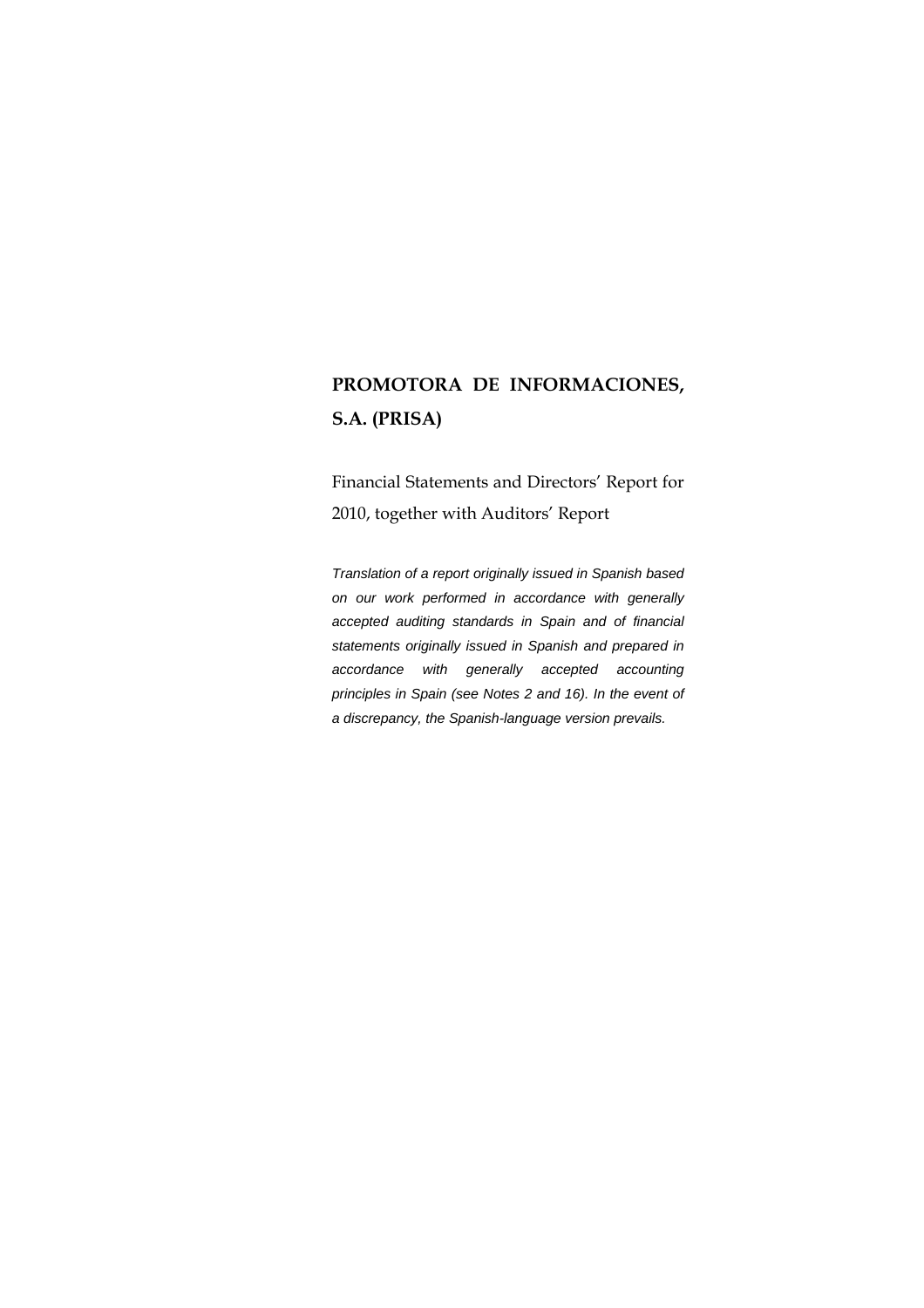# PROMOTORA DE INFORMACIONES, S.A. (PRISA)

Financial Statements and Directors' Report for 2010, together with Auditors' Report

*Translation of a report originally issued in Spanish based on our work performed in accordance with generally accepted auditing standards in Spain and of financial statements originally issued in Spanish and prepared in accordance with generally accepted accounting principles in Spain (see Notes 2 and 16). In the event of a discrepancy, the Spanish-language version prevails.*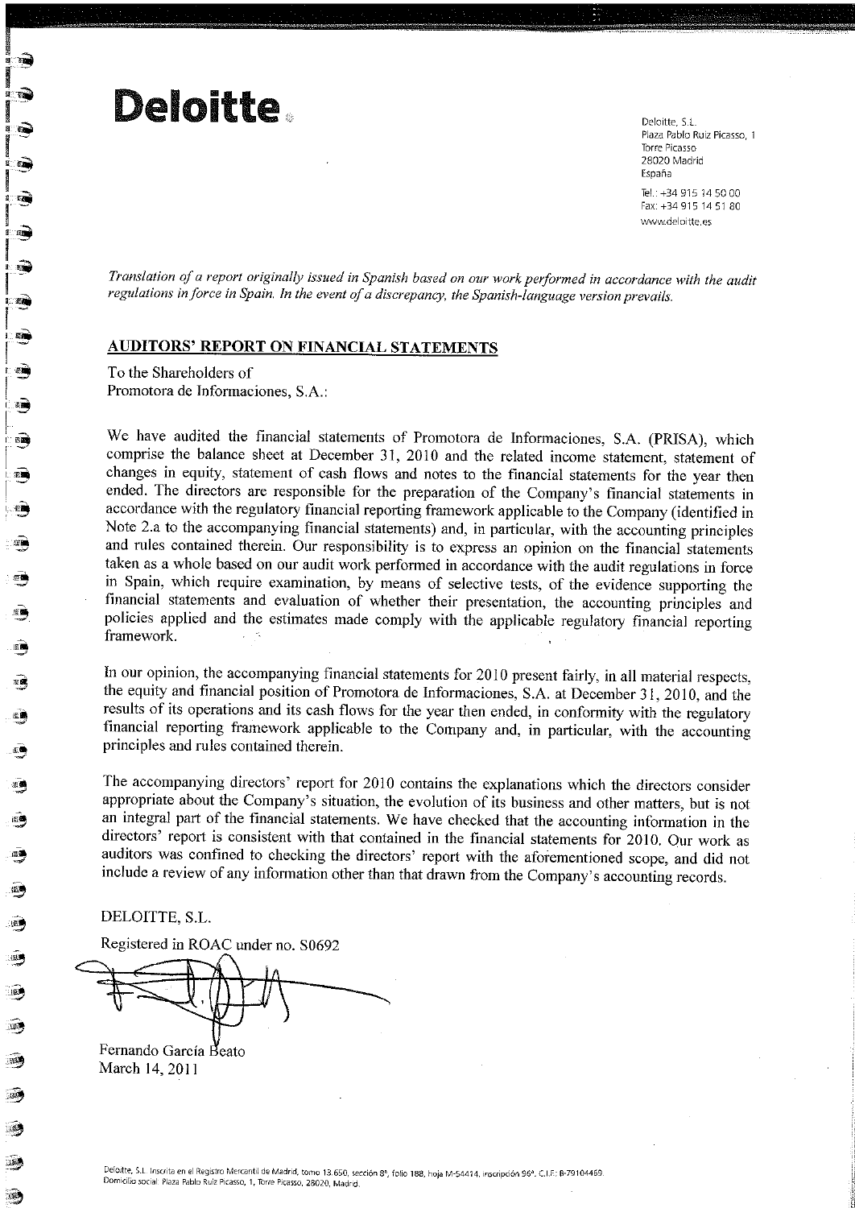**Deloitte.**

Deloitte, S.L.
Plaza Pablo Ruiz Picasso, 1
Torre Picasso
28020 Madrid
España

Tel.: +34 915 14 50 00
Fax: +34 915 14 51 80
www.deloitte.es

*Translation of a report originally issued in Spanish based on our work performed in accordance with the audit regulations in force in Spain. In the event of a discrepancy, the Spanish-language version prevails.*

## AUDITORS' REPORT ON FINANCIAL STATEMENTS

To the Shareholders of
Promotora de Informaciones, S.A.:

We have audited the financial statements of Promotora de Informaciones, S.A. (PRISA), which comprise the balance sheet at December 31, 2010 and the related income statement, statement of changes in equity, statement of cash flows and notes to the financial statements for the year then ended. The directors are responsible for the preparation of the Company's financial statements in accordance with the regulatory financial reporting framework applicable to the Company (identified in Note 2.a to the accompanying financial statements) and, in particular, with the accounting principles and rules contained therein. Our responsibility is to express an opinion on the financial statements taken as a whole based on our audit work performed in accordance with the audit regulations in force in Spain, which require examination, by means of selective tests, of the evidence supporting the financial statements and evaluation of whether their presentation, the accounting principles and policies applied and the estimates made comply with the applicable regulatory financial reporting framework.

In our opinion, the accompanying financial statements for 2010 present fairly, in all material respects, the equity and financial position of Promotora de Informaciones, S.A. at December 31, 2010, and the results of its operations and its cash flows for the year then ended, in conformity with the regulatory financial reporting framework applicable to the Company and, in particular, with the accounting principles and rules contained therein.

The accompanying directors' report for 2010 contains the explanations which the directors consider appropriate about the Company's situation, the evolution of its business and other matters, but is not an integral part of the financial statements. We have checked that the accounting information in the directors' report is consistent with that contained in the financial statements for 2010. Our work as auditors was confined to checking the directors' report with the aforementioned scope, and did not include a review of any information other than that drawn from the Company's accounting records.

DELOITTE, S.L.

Registered in ROAC under no. S0692

Fernando García Beato
March 14, 2011

Deloitte, S.L. Inscrita en el Registro Mercantil de Madrid, tomo 13.650, sección 8ª, folio 188, hoja M-54414, inscripción 96ª. C.I.F.: B-79104469.
Domicilio social: Plaza Pablo Ruiz Picasso, 1, Torre Picasso, 28020, Madrid.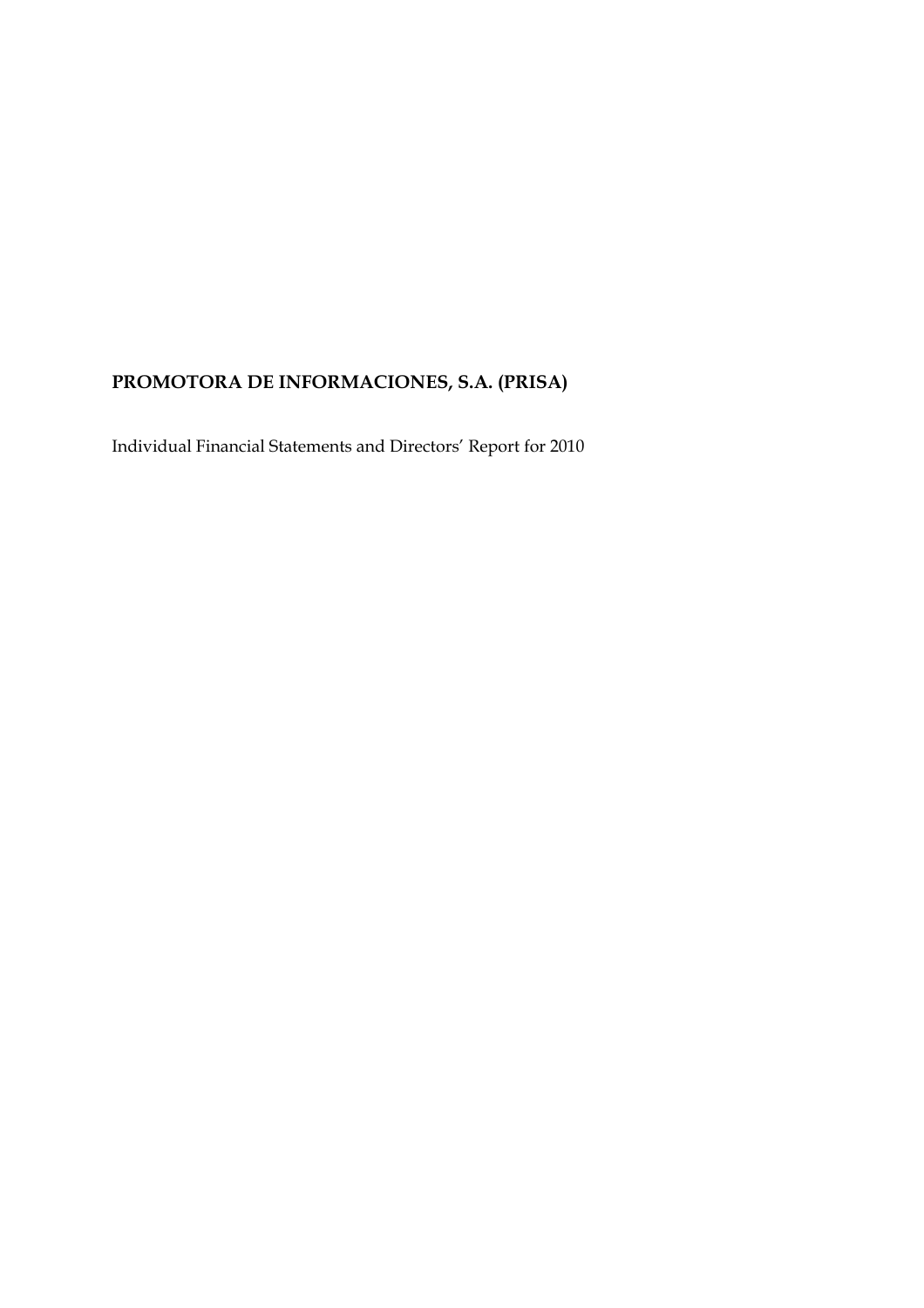**PROMOTORA DE INFORMACIONES, S.A. (PRISA)**

Individual Financial Statements and Directors' Report for 2010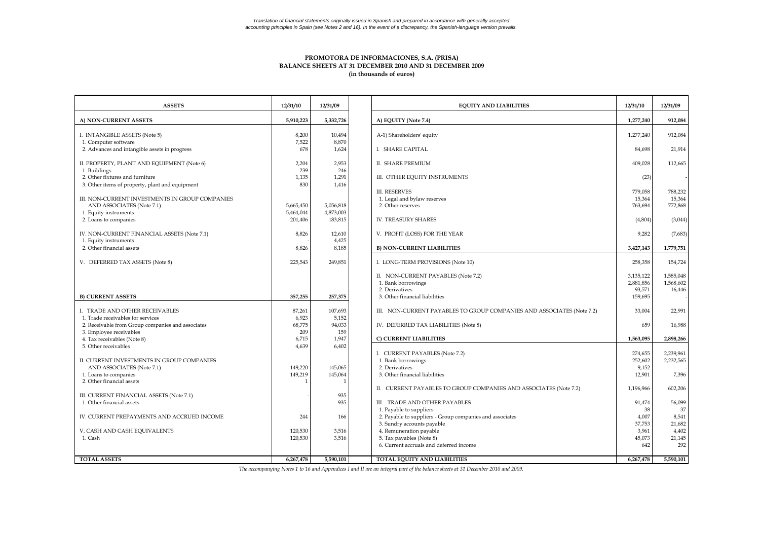*Translation of financial statements originally issued in Spanish and prepared in accordance with generally accepted accounting principles in Spain (see Notes 2 and 16). In the event of a discrepancy, the Spanish-language version prevails.*

**PROMOTORA DE INFORMACIONES, S.A. (PRISA)**
**BALANCE SHEETS AT 31 DECEMBER 2010 AND 31 DECEMBER 2009**
**(in thousands of euros)**

| ASSETS | 12/31/10 | 12/31/09 |
|---|---|---|
| **A) NON-CURRENT ASSETS** | **5,910,223** | **5,332,726** |
| I. INTANGIBLE ASSETS (Note 5) | 8,200 | 10,494 |
| 1. Computer software | 7,522 | 8,870 |
| 2. Advances and intangible assets in progress | 678 | 1,624 |
| II. PROPERTY, PLANT AND EQUIPMENT (Note 6) | 2,204 | 2,953 |
| 1. Buildings | 239 | 246 |
| 2. Other fixtures and furniture | 1,135 | 1,291 |
| 3. Other items of property, plant and equipment | 830 | 1,416 |
| III. NON-CURRENT INVESTMENTS IN GROUP COMPANIES AND ASSOCIATES (Note 7.1) | 5,665,450 | 5,056,818 |
| 1. Equity instruments | 5,464,044 | 4,873,003 |
| 2. Loans to companies | 201,406 | 183,815 |
| IV. NON-CURRENT FINANCIAL ASSETS (Note 7.1) | 8,826 | 12,610 |
| 1. Equity instruments | - | 4,425 |
| 2. Other financial assets | 8,826 | 8,185 |
| V. DEFERRED TAX ASSETS (Note 8) | 225,543 | 249,851 |
| **B) CURRENT ASSETS** | **357,255** | **257,375** |
| I. TRADE AND OTHER RECEIVABLES | 87,261 | 107,693 |
| 1. Trade receivables for services | 6,923 | 5,152 |
| 2. Receivable from Group companies and associates | 68,775 | 94,033 |
| 3. Employee receivables | 209 | 159 |
| 4. Tax receivables (Note 8) | 6,715 | 1,947 |
| 5. Other receivables | 4,639 | 6,402 |
| II. CURRENT INVESTMENTS IN GROUP COMPANIES AND ASSOCIATES (Note 7.1) | 149,220 | 145,065 |
| 1. Loans to companies | 149,219 | 145,064 |
| 2. Other financial assets | 1 | 1 |
| III. CURRENT FINANCIAL ASSETS (Note 7.1) | - | 935 |
| 1. Other financial assets | - | 935 |
| IV. CURRENT PREPAYMENTS AND ACCRUED INCOME | 244 | 166 |
| V. CASH AND CASH EQUIVALENTS | 120,530 | 3,516 |
| 1. Cash | 120,530 | 3,516 |
| **TOTAL ASSETS** | **6,267,478** | **5,590,101** |

| EQUITY AND LIABILITIES | 12/31/10 | 12/31/09 |
|---|---|---|
| **A) EQUITY (Note 7.4)** | **1,277,240** | **912,084** |
| A-1) Shareholders' equity | 1,277,240 | 912,084 |
| I. SHARE CAPITAL | 84,698 | 21,914 |
| II. SHARE PREMIUM | 409,028 | 112,665 |
| III. OTHER EQUITY INSTRUMENTS | (23) | - |
| III. RESERVES | 779,058 | 788,232 |
| 1. Legal and bylaw reserves | 15,364 | 15,364 |
| 2. Other reserves | 763,694 | 772,868 |
| IV. TREASURY SHARES | (4,804) | (3,044) |
| V. PROFIT (LOSS) FOR THE YEAR | 9,282 | (7,683) |
| **B) NON-CURRENT LIABILITIES** | **3,427,143** | **1,779,751** |
| I. LONG-TERM PROVISIONS (Note 10) | 258,358 | 154,724 |
| II. NON-CURRENT PAYABLES (Note 7.2) | 3,135,122 | 1,585,048 |
| 1. Bank borrowings | 2,881,856 | 1,568,602 |
| 2. Derivatives | 93,571 | 16,446 |
| 3. Other financial liabilities | 159,695 | - |
| III. NON-CURRENT PAYABLES TO GROUP COMPANIES AND ASSOCIATES (Note 7.2) | 33,004 | 22,991 |
| IV. DEFERRED TAX LIABILITIES (Note 8) | 659 | 16,988 |
| **C) CURRENT LIABILITIES** | **1,563,095** | **2,898,266** |
| I. CURRENT PAYABLES (Note 7.2) | 274,655 | 2,239,961 |
| 1. Bank borrowings | 252,602 | 2,232,565 |
| 2. Derivatives | 9,152 | - |
| 3. Other financial liabilities | 12,901 | 7,396 |
| II. CURRENT PAYABLES TO GROUP COMPANIES AND ASSOCIATES (Note 7.2) | 1,196,966 | 602,206 |
| III. TRADE AND OTHER PAYABLES | 91,474 | 56,099 |
| 1. Payable to suppliers | 38 | 37 |
| 2. Payable to suppliers - Group companies and associates | 4,007 | 8,541 |
| 3. Sundry accounts payable | 37,753 | 21,682 |
| 4. Remuneration payable | 3,961 | 4,402 |
| 5. Tax payables (Note 8) | 45,073 | 21,145 |
| 6. Current accruals and deferred income | 642 | 292 |
| **TOTAL EQUITY AND LIABILITIES** | **6,267,478** | **5,590,101** |

*The accompanying Notes 1 to 16 and Appendices I and II are an integral part of the balance sheets at 31 December 2010 and 2009.*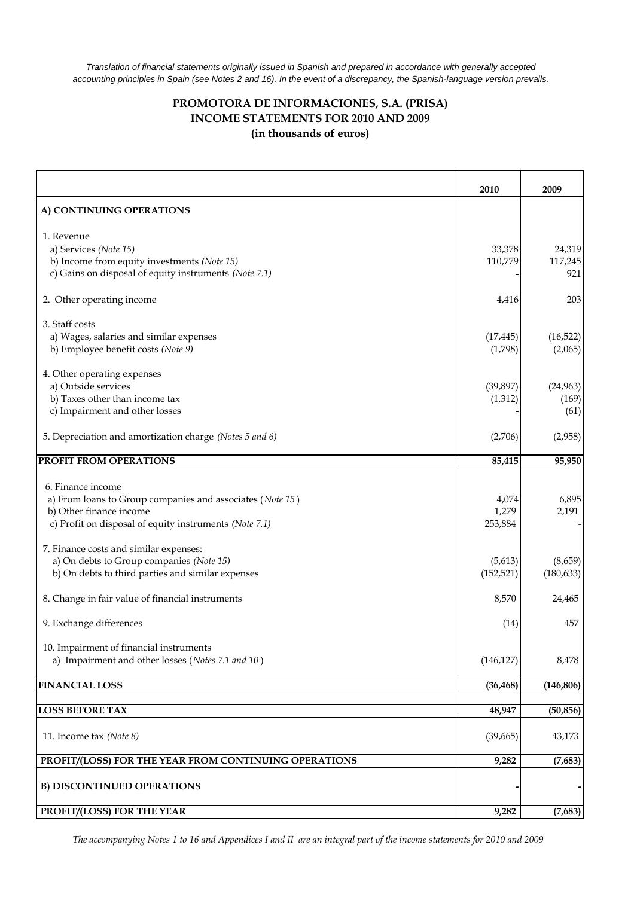*Translation of financial statements originally issued in Spanish and prepared in accordance with generally accepted accounting principles in Spain (see Notes 2 and 16). In the event of a discrepancy, the Spanish-language version prevails.*

# PROMOTORA DE INFORMACIONES, S.A. (PRISA)
## INCOME STATEMENTS FOR 2010 AND 2009
### (in thousands of euros)

| | 2010 | 2009 |
|---|---|---|
| **A) CONTINUING OPERATIONS** | | |
| 1. Revenue | | |
| a) Services *(Note 15)* | 33,378 | 24,319 |
| b) Income from equity investments *(Note 15)* | 110,779 | 117,245 |
| c) Gains on disposal of equity instruments *(Note 7.1)* | - | 921 |
| 2. Other operating income | 4,416 | 203 |
| 3. Staff costs | | |
| a) Wages, salaries and similar expenses | (17,445) | (16,522) |
| b) Employee benefit costs *(Note 9)* | (1,798) | (2,065) |
| 4. Other operating expenses | | |
| a) Outside services | (39,897) | (24,963) |
| b) Taxes other than income tax | (1,312) | (169) |
| c) Impairment and other losses | - | (61) |
| 5. Depreciation and amortization charge *(Notes 5 and 6)* | (2,706) | (2,958) |
| **PROFIT FROM OPERATIONS** | **85,415** | **95,950** |
| 6. Finance income | | |
| a) From loans to Group companies and associates (*Note 15*) | 4,074 | 6,895 |
| b) Other finance income | 1,279 | 2,191 |
| c) Profit on disposal of equity instruments *(Note 7.1)* | 253,884 | - |
| 7. Finance costs and similar expenses: | | |
| a) On debts to Group companies *(Note 15)* | (5,613) | (8,659) |
| b) On debts to third parties and similar expenses | (152,521) | (180,633) |
| 8. Change in fair value of financial instruments | 8,570 | 24,465 |
| 9. Exchange differences | (14) | 457 |
| 10. Impairment of financial instruments | | |
| a) Impairment and other losses (*Notes 7.1 and 10*) | (146,127) | 8,478 |
| **FINANCIAL LOSS** | **(36,468)** | **(146,806)** |
| **LOSS BEFORE TAX** | **48,947** | **(50,856)** |
| 11. Income tax *(Note 8)* | (39,665) | 43,173 |
| **PROFIT/(LOSS) FOR THE YEAR FROM CONTINUING OPERATIONS** | **9,282** | **(7,683)** |
| **B) DISCONTINUED OPERATIONS** | - | - |
| **PROFIT/(LOSS) FOR THE YEAR** | **9,282** | **(7,683)** |

*The accompanying Notes 1 to 16 and Appendices I and II are an integral part of the income statements for 2010 and 2009*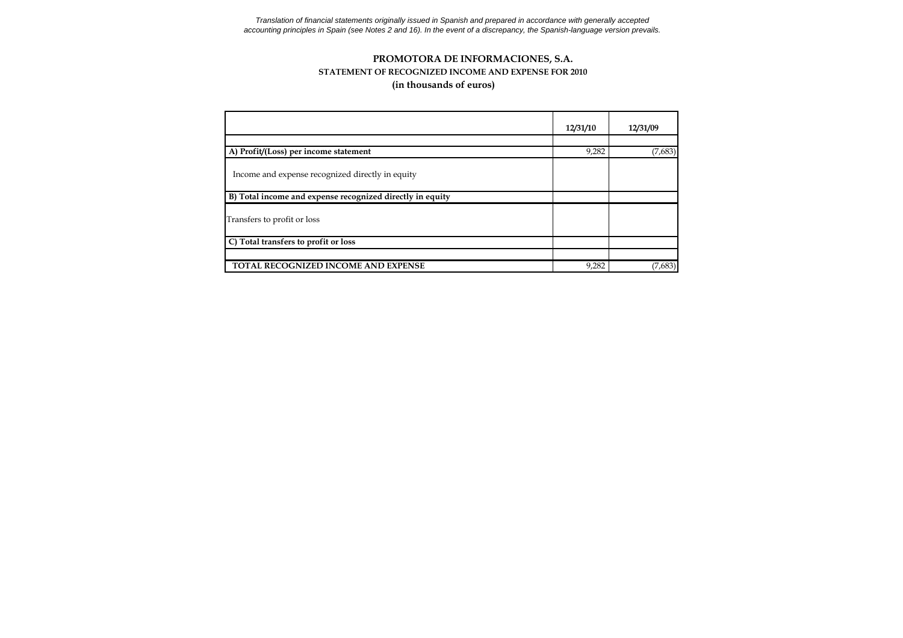*Translation of financial statements originally issued in Spanish and prepared in accordance with generally accepted accounting principles in Spain (see Notes 2 and 16). In the event of a discrepancy, the Spanish-language version prevails.*

# PROMOTORA DE INFORMACIONES, S.A.

## STATEMENT OF RECOGNIZED INCOME AND EXPENSE FOR 2010

**(in thousands of euros)**

| | 12/31/10 | 12/31/09 |
|---|---|---|
| | | |
| **A) Profit/(Loss) per income statement** | 9,282 | (7,683) |
| Income and expense recognized directly in equity | | |
| **B) Total income and expense recognized directly in equity** | | |
| Transfers to profit or loss | | |
| **C) Total transfers to profit or loss** | | |
| | | |
| **TOTAL RECOGNIZED INCOME AND EXPENSE** | 9,282 | (7,683) |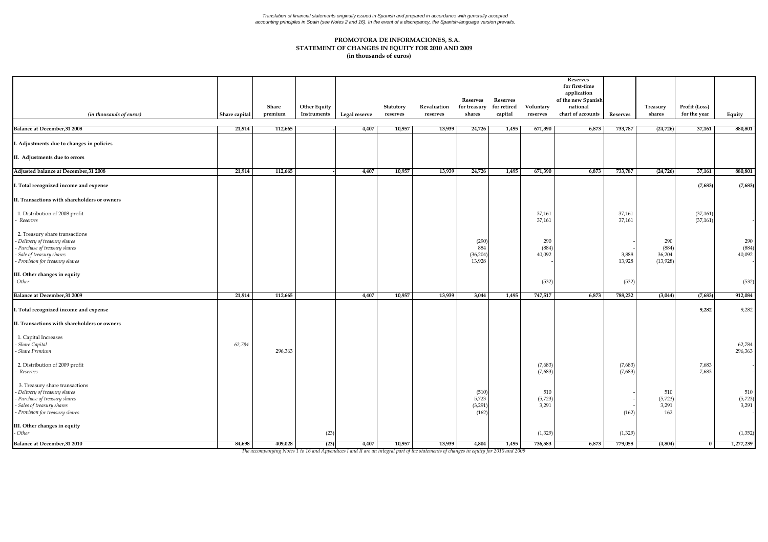*Translation of financial statements originally issued in Spanish and prepared in accordance with generally accepted accounting principles in Spain (see Notes 2 and 16). In the event of a discrepancy, the Spanish-language version prevails.*

**PROMOTORA DE INFORMACIONES, S.A.**
**STATEMENT OF CHANGES IN EQUITY FOR 2010 AND 2009**
**(in thousands of euros)**

| *(in thousands of euros)* | Share capital | Share premium | Other Equity Instruments | Legal reserve | Statutory reserves | Revaluation reserves | Reserves for treasury shares | Reserves for retired capital | Voluntary reserves | Reserves for first-time application of the new Spanish national chart of accounts | Reserves | Treasury shares | Profit (Loss) for the year | Equity |
|---|---|---|---|---|---|---|---|---|---|---|---|---|---|---|
| **Balance at December,31 2008** | 21,914 | 112,665 | - | 4,407 | 10,957 | 13,939 | 24,726 | 1,495 | 671,390 | 6,873 | 733,787 | (24,726) | 37,161 | 880,801 |
| **I. Adjustments due to changes in policies** | | | | | | | | | | | | | | |
| **II. Adjustments due to errors** | | | | | | | | | | | | | | |
| **Adjusted balance at December,31 2008** | 21,914 | 112,665 | - | 4,407 | 10,957 | 13,939 | 24,726 | 1,495 | 671,390 | 6,873 | 733,787 | (24,726) | 37,161 | 880,801 |
| **I. Total recognized income and expense** | | | | | | | | | | | | | **(7,683)** | **(7,683)** |
| **II. Transactions with shareholders or owners** | | | | | | | | | | | | | | |
| 1. Distribution of 2008 profit | | | | | | | | | 37,161 | | 37,161 | | (37,161) | - |
| - *Reserves* | | | | | | | | | 37,161 | | 37,161 | | (37,161) | - |
| 2. Treasury share transactions | | | | | | | | | | | | | | |
| - *Delivery of treasury shares* | | | | | | | (290) | | 290 | | - | 290 | | 290 |
| - *Purchase of treasury shares* | | | | | | | 884 | | (884) | | - | (884) | | (884) |
| - *Sale of treasury shares* | | | | | | | (36,204) | | 40,092 | | 3,888 | 36,204 | | 40,092 |
| - *Provision for treasury shares* | | | | | | | 13,928 | | - | | 13,928 | (13,928) | | - |
| **III. Other changes in equity** | | | | | | | | | | | | | | |
| - *Other* | | | | | | | | | (532) | | (532) | | | (532) |
| **Balance at December,31 2009** | 21,914 | 112,665 | | 4,407 | 10,957 | 13,939 | 3,044 | 1,495 | 747,517 | 6,873 | 788,232 | (3,044) | (7,683) | 912,084 |
| **I. Total recognized income and expense** | | | | | | | | | | | | | **9,282** | 9,282 |
| **II. Transactions with shareholders or owners** | | | | | | | | | | | | | | |
| 1. Capital Increases | | | | | | | | | | | | | | |
| - *Share Capital* | *62,784* | | | | | | | | | | | | | 62,784 |
| - *Share Premium* | | 296,363 | | | | | | | | | | | | 296,363 |
| 2. Distribution of 2009 profit | | | | | | | | | (7,683) | | (7,683) | | 7,683 | - |
| - *Reserves* | | | | | | | | | (7,683) | | (7,683) | | 7,683 | - |
| 3. Treasury share transactions | | | | | | | | | | | | | | |
| - *Delivery of treasury shares* | | | | | | | (510) | | 510 | | - | 510 | | 510 |
| - *Purchase of treasury shares* | | | | | | | 5,723 | | (5,723) | | - | (5,723) | | (5,723) |
| - *Sales of treasury shares* | | | | | | | (3,291) | | 3,291 | | - | 3,291 | | 3,291 |
| - *Provision for treasury shares* | | | | | | | (162) | | | | (162) | 162 | | - |
| **III. Other changes in equity** | | | | | | | | | | | | | | |
| - *Other* | | | (23) | | | | | | (1,329) | | (1,329) | | | (1,352) |
| **Balance at December,31 2010** | 84,698 | 409,028 | (23) | 4,407 | 10,957 | 13,939 | 4,804 | 1,495 | 736,583 | 6,873 | 779,058 | (4,804) | 0 | 1,277,239 |

*The accompanying Notes 1 to 16 and Appendices I and II are an integral part of the statements of changes in equity for 2010 and 2009*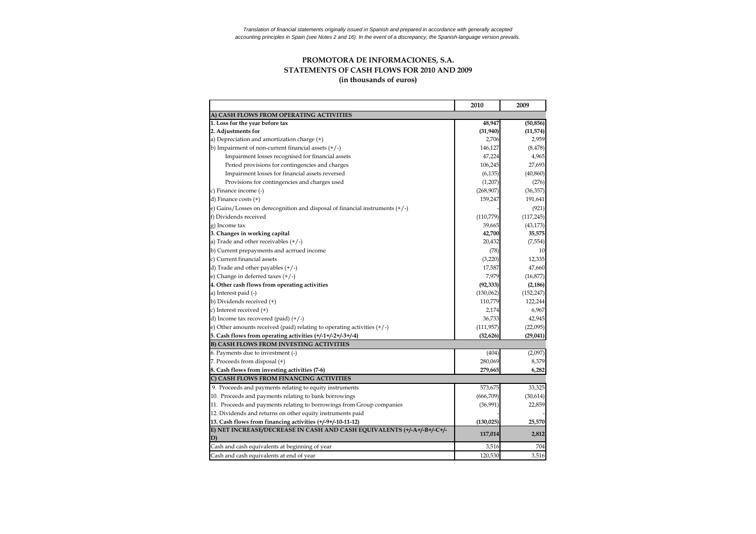*Translation of financial statements originally issued in Spanish and prepared in accordance with generally accepted accounting principles in Spain (see Notes 2 and 16). In the event of a discrepancy, the Spanish-language version prevails.*

# PROMOTORA DE INFORMACIONES, S.A.
## STATEMENTS OF CASH FLOWS FOR 2010 AND 2009
### (in thousands of euros)

| | 2010 | 2009 |
|---|---|---|
| **A) CASH FLOWS FROM OPERATING ACTIVITIES** | | |
| **1. Loss for the year before tax** | **48,947** | **(50,856)** |
| **2. Adjustments for** | **(31,940)** | **(11,574)** |
| a) Depreciation and amortization charge (+) | 2,706 | 2,959 |
| b) Impairment of non-current financial assets (+/-) | 146,127 | (8,478) |
| Impairment losses recognised for financial assets | 47,224 | 4,965 |
| Period provisions for contingencies and charges | 106,245 | 27,693 |
| Impairment losses for financial assets reversed | (6,135) | (40,860) |
| Provisions for contingencies and charges used | (1,207) | (276) |
| c) Finance income (-) | (268,907) | (36,357) |
| d) Finance costs (+) | 159,247 | 191,641 |
| e) Gains/Losses on derecognition and disposal of financial instruments (+/-) | - | (921) |
| f) Dividends received | (110,779) | (117,245) |
| g) Income tax | 39,665 | (43,173) |
| **3. Changes in working capital** | **42,700** | **35,575** |
| a) Trade and other receivables (+/-) | 20,432 | (7,554) |
| b) Current prepayments and acrrued income | (78) | 10 |
| c) Current financial assets | (3,220) | 12,335 |
| d) Trade and other payables (+/-) | 17,587 | 47,660 |
| e) Change in deferred taxes (+/-) | 7,979 | (16,877) |
| **4. Other cash flows from operating activities** | **(92,333)** | **(2,186)** |
| a) Interest paid (-) | (130,062) | (152,247) |
| b) Dividends received (+) | 110,779 | 122,244 |
| c) Interest received (+) | 2,174 | 6,967 |
| d) Income tax recovered (paid) (+/-) | 36,733 | 42,945 |
| e) Other amounts received (paid) relating to operating activities (+/-) | (111,957) | (22,095) |
| **5. Cash flows from operating activities (+/-1+/-2+/-3+/-4)** | **(32,626)** | **(29,041)** |
| **B) CASH FLOWS FROM INVESTING ACTIVITIES** | | |
| 6. Payments due to investment (-) | (404) | (2,097) |
| 7. Proceeds from disposal (+) | 280,069 | 8,379 |
| **8. Cash flows from investing activities (7-6)** | **279,665** | **6,282** |
| **C) CASH FLOWS FROM FINANCING ACTIVITIES** | | |
| 9. Proceeds and payments relating to equity instruments | 573,675 | 33,325 |
| 10. Proceeds and payments relating to bank borrowings | (666,709) | (30,614) |
| 11. Proceeds and payments relating to borrowings from Group companies | (36,991) | 22,859 |
| 12. Dividends and returns on other equity instruments paid | - | - |
| **13. Cash flows from financing activities (+/-9+/-10-11-12)** | **(130,025)** | **25,570** |
| **E) NET INCREASE/DECREASE IN CASH AND CASH EQUIVALENTS (+/-A+/-B+/-C+/-D)** | **117,014** | **2,812** |
| Cash and cash equivalents at beginning of year | 3,516 | 704 |
| Cash and cash equivalents at end of year | 120,530 | 3,516 |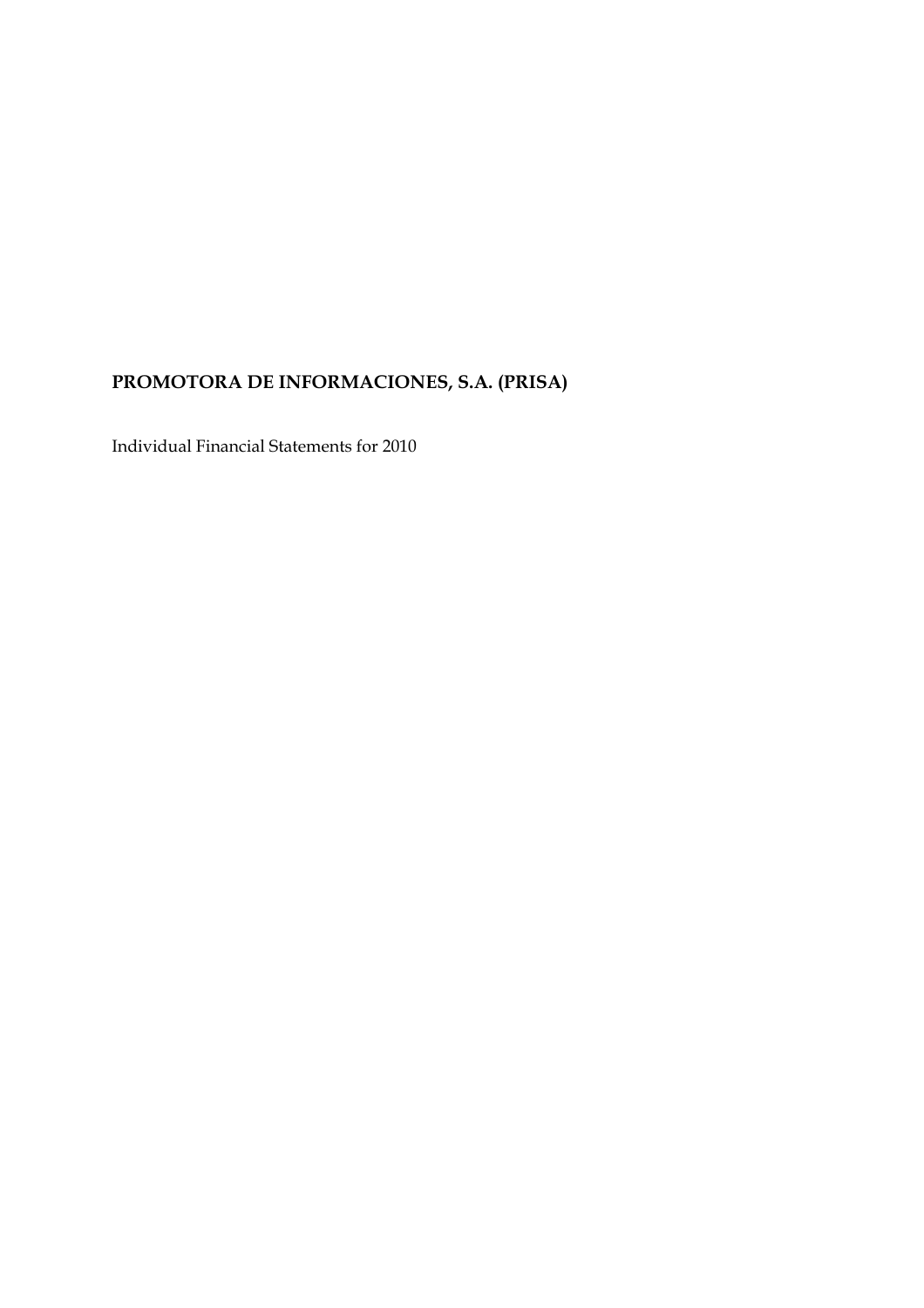**PROMOTORA DE INFORMACIONES, S.A. (PRISA)**

Individual Financial Statements for 2010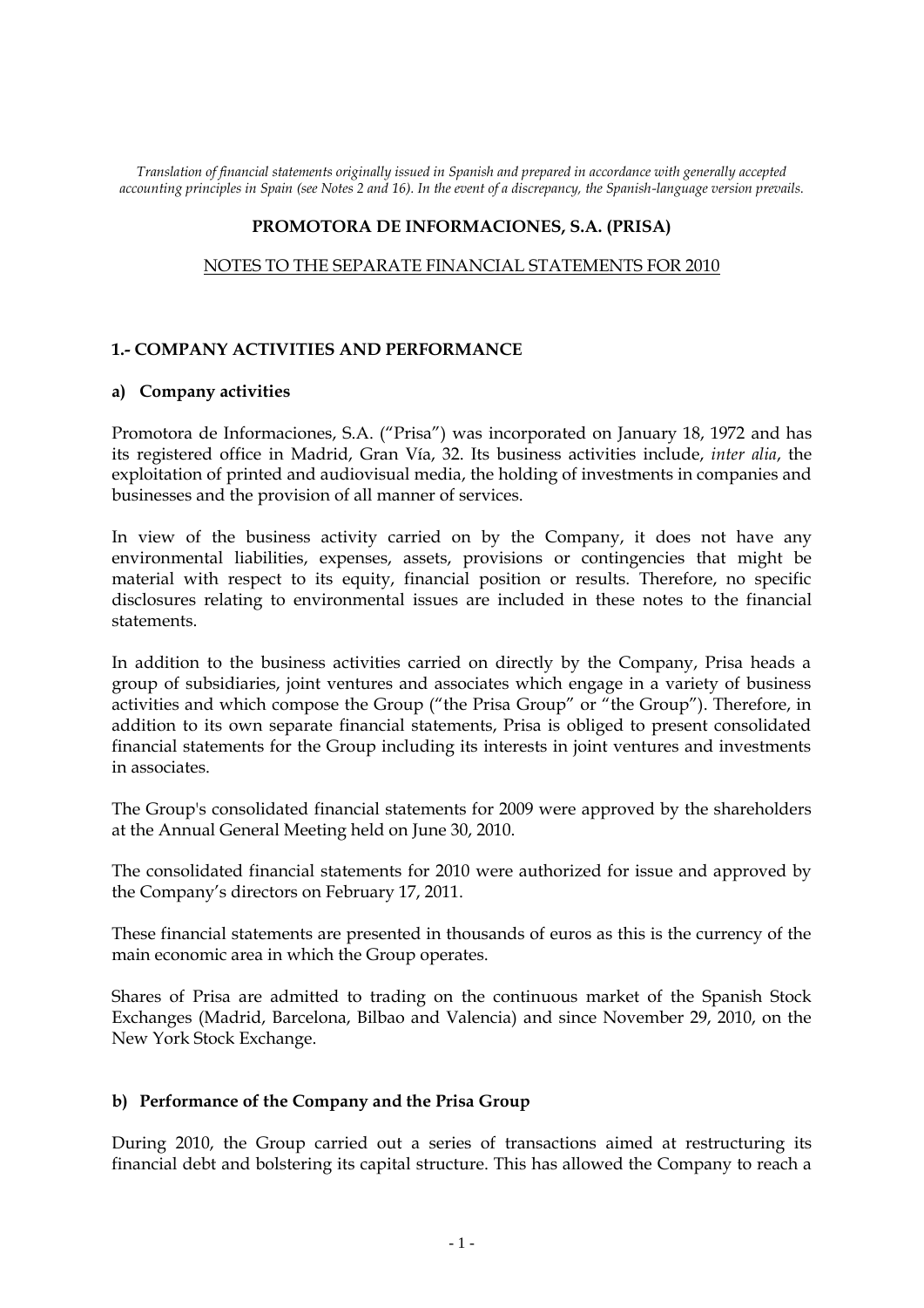*Translation of financial statements originally issued in Spanish and prepared in accordance with generally accepted accounting principles in Spain (see Notes 2 and 16). In the event of a discrepancy, the Spanish-language version prevails.*

**PROMOTORA DE INFORMACIONES, S.A. (PRISA)**

NOTES TO THE SEPARATE FINANCIAL STATEMENTS FOR 2010

## 1.- COMPANY ACTIVITIES AND PERFORMANCE

### a) Company activities

Promotora de Informaciones, S.A. ("Prisa") was incorporated on January 18, 1972 and has its registered office in Madrid, Gran Vía, 32. Its business activities include, *inter alia*, the exploitation of printed and audiovisual media, the holding of investments in companies and businesses and the provision of all manner of services.

In view of the business activity carried on by the Company, it does not have any environmental liabilities, expenses, assets, provisions or contingencies that might be material with respect to its equity, financial position or results. Therefore, no specific disclosures relating to environmental issues are included in these notes to the financial statements.

In addition to the business activities carried on directly by the Company, Prisa heads a group of subsidiaries, joint ventures and associates which engage in a variety of business activities and which compose the Group ("the Prisa Group" or "the Group"). Therefore, in addition to its own separate financial statements, Prisa is obliged to present consolidated financial statements for the Group including its interests in joint ventures and investments in associates.

The Group's consolidated financial statements for 2009 were approved by the shareholders at the Annual General Meeting held on June 30, 2010.

The consolidated financial statements for 2010 were authorized for issue and approved by the Company's directors on February 17, 2011.

These financial statements are presented in thousands of euros as this is the currency of the main economic area in which the Group operates.

Shares of Prisa are admitted to trading on the continuous market of the Spanish Stock Exchanges (Madrid, Barcelona, Bilbao and Valencia) and since November 29, 2010, on the New York Stock Exchange.

### b) Performance of the Company and the Prisa Group

During 2010, the Group carried out a series of transactions aimed at restructuring its financial debt and bolstering its capital structure. This has allowed the Company to reach a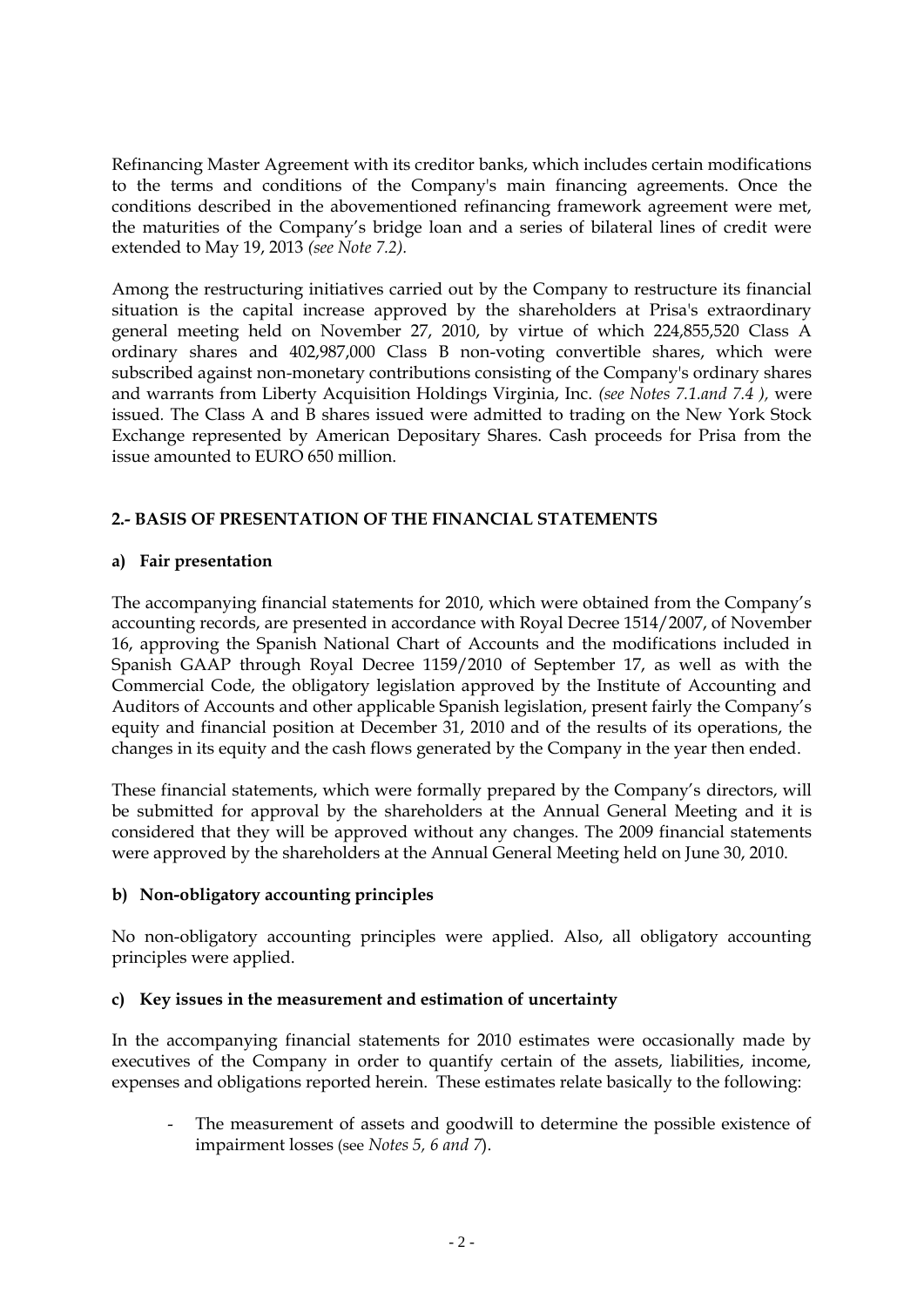Refinancing Master Agreement with its creditor banks, which includes certain modifications to the terms and conditions of the Company's main financing agreements. Once the conditions described in the abovementioned refinancing framework agreement were met, the maturities of the Company's bridge loan and a series of bilateral lines of credit were extended to May 19, 2013 *(see Note 7.2).*

Among the restructuring initiatives carried out by the Company to restructure its financial situation is the capital increase approved by the shareholders at Prisa's extraordinary general meeting held on November 27, 2010, by virtue of which 224,855,520 Class A ordinary shares and 402,987,000 Class B non-voting convertible shares, which were subscribed against non-monetary contributions consisting of the Company's ordinary shares and warrants from Liberty Acquisition Holdings Virginia, Inc. *(see Notes 7.1.and 7.4 ),* were issued. The Class A and B shares issued were admitted to trading on the New York Stock Exchange represented by American Depositary Shares. Cash proceeds for Prisa from the issue amounted to EURO 650 million.

## 2.- BASIS OF PRESENTATION OF THE FINANCIAL STATEMENTS

### a) Fair presentation

The accompanying financial statements for 2010, which were obtained from the Company's accounting records, are presented in accordance with Royal Decree 1514/2007, of November 16, approving the Spanish National Chart of Accounts and the modifications included in Spanish GAAP through Royal Decree 1159/2010 of September 17, as well as with the Commercial Code, the obligatory legislation approved by the Institute of Accounting and Auditors of Accounts and other applicable Spanish legislation, present fairly the Company's equity and financial position at December 31, 2010 and of the results of its operations, the changes in its equity and the cash flows generated by the Company in the year then ended.

These financial statements, which were formally prepared by the Company's directors, will be submitted for approval by the shareholders at the Annual General Meeting and it is considered that they will be approved without any changes. The 2009 financial statements were approved by the shareholders at the Annual General Meeting held on June 30, 2010.

### b) Non-obligatory accounting principles

No non-obligatory accounting principles were applied. Also, all obligatory accounting principles were applied.

### c) Key issues in the measurement and estimation of uncertainty

In the accompanying financial statements for 2010 estimates were occasionally made by executives of the Company in order to quantify certain of the assets, liabilities, income, expenses and obligations reported herein. These estimates relate basically to the following:

- The measurement of assets and goodwill to determine the possible existence of impairment losses (see *Notes 5, 6 and 7*).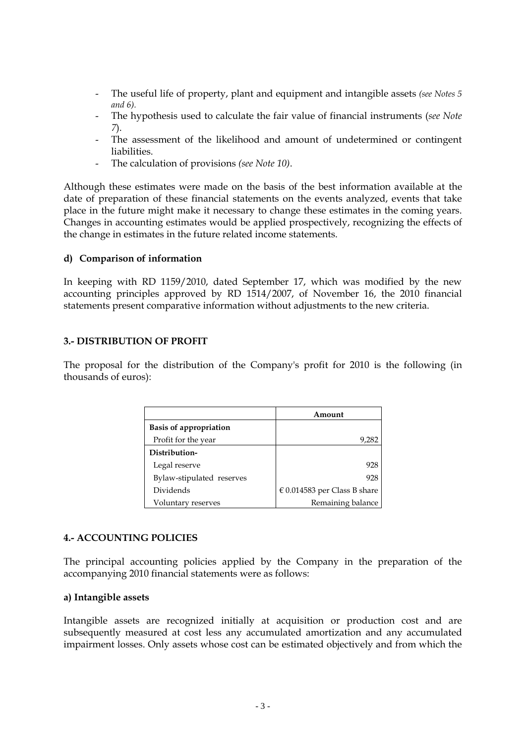- The useful life of property, plant and equipment and intangible assets *(see Notes 5 and 6).*
- The hypothesis used to calculate the fair value of financial instruments (*see Note 7*).
- The assessment of the likelihood and amount of undetermined or contingent liabilities.
- The calculation of provisions *(see Note 10).*

Although these estimates were made on the basis of the best information available at the date of preparation of these financial statements on the events analyzed, events that take place in the future might make it necessary to change these estimates in the coming years. Changes in accounting estimates would be applied prospectively, recognizing the effects of the change in estimates in the future related income statements.

**d) Comparison of information**

In keeping with RD 1159/2010, dated September 17, which was modified by the new accounting principles approved by RD 1514/2007, of November 16, the 2010 financial statements present comparative information without adjustments to the new criteria.

## 3.- DISTRIBUTION OF PROFIT

The proposal for the distribution of the Company's profit for 2010 is the following (in thousands of euros):

| | Amount |
|---|---|
| **Basis of appropriation** | |
| Profit for the year | 9,282 |
| **Distribution-** | |
| Legal reserve | 928 |
| Bylaw-stipulated reserves | 928 |
| Dividends | € 0.014583 per Class B share |
| Voluntary reserves | Remaining balance |

## 4.- ACCOUNTING POLICIES

The principal accounting policies applied by the Company in the preparation of the accompanying 2010 financial statements were as follows:

**a) Intangible assets**

Intangible assets are recognized initially at acquisition or production cost and are subsequently measured at cost less any accumulated amortization and any accumulated impairment losses. Only assets whose cost can be estimated objectively and from which the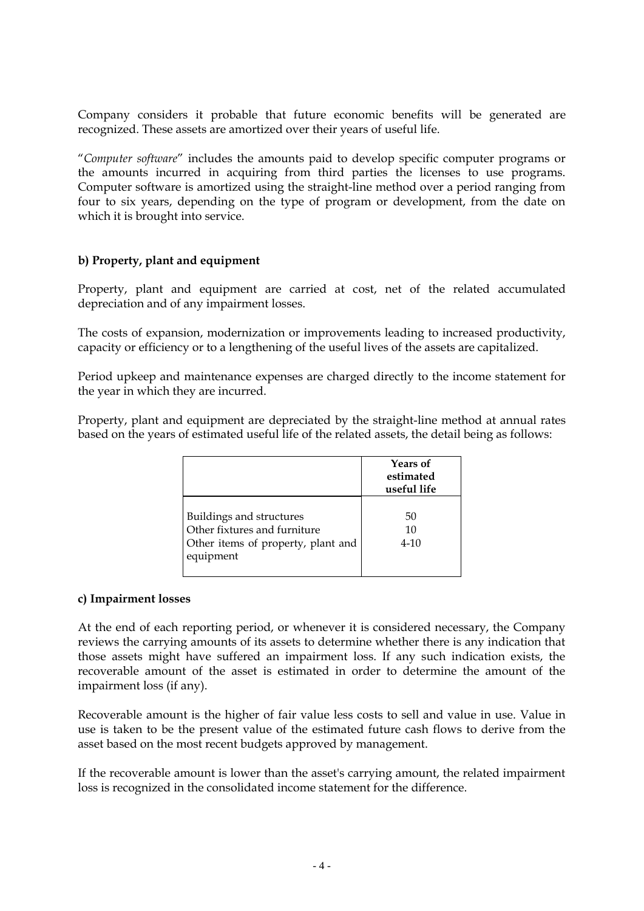Company considers it probable that future economic benefits will be generated are recognized. These assets are amortized over their years of useful life.

"*Computer software*" includes the amounts paid to develop specific computer programs or the amounts incurred in acquiring from third parties the licenses to use programs. Computer software is amortized using the straight-line method over a period ranging from four to six years, depending on the type of program or development, from the date on which it is brought into service.

**b) Property, plant and equipment**

Property, plant and equipment are carried at cost, net of the related accumulated depreciation and of any impairment losses.

The costs of expansion, modernization or improvements leading to increased productivity, capacity or efficiency or to a lengthening of the useful lives of the assets are capitalized.

Period upkeep and maintenance expenses are charged directly to the income statement for the year in which they are incurred.

Property, plant and equipment are depreciated by the straight-line method at annual rates based on the years of estimated useful life of the related assets, the detail being as follows:

| | Years of estimated useful life |
|---|---|
| Buildings and structures | 50 |
| Other fixtures and furniture | 10 |
| Other items of property, plant and equipment | 4-10 |

**c) Impairment losses**

At the end of each reporting period, or whenever it is considered necessary, the Company reviews the carrying amounts of its assets to determine whether there is any indication that those assets might have suffered an impairment loss. If any such indication exists, the recoverable amount of the asset is estimated in order to determine the amount of the impairment loss (if any).

Recoverable amount is the higher of fair value less costs to sell and value in use. Value in use is taken to be the present value of the estimated future cash flows to derive from the asset based on the most recent budgets approved by management.

If the recoverable amount is lower than the asset's carrying amount, the related impairment loss is recognized in the consolidated income statement for the difference.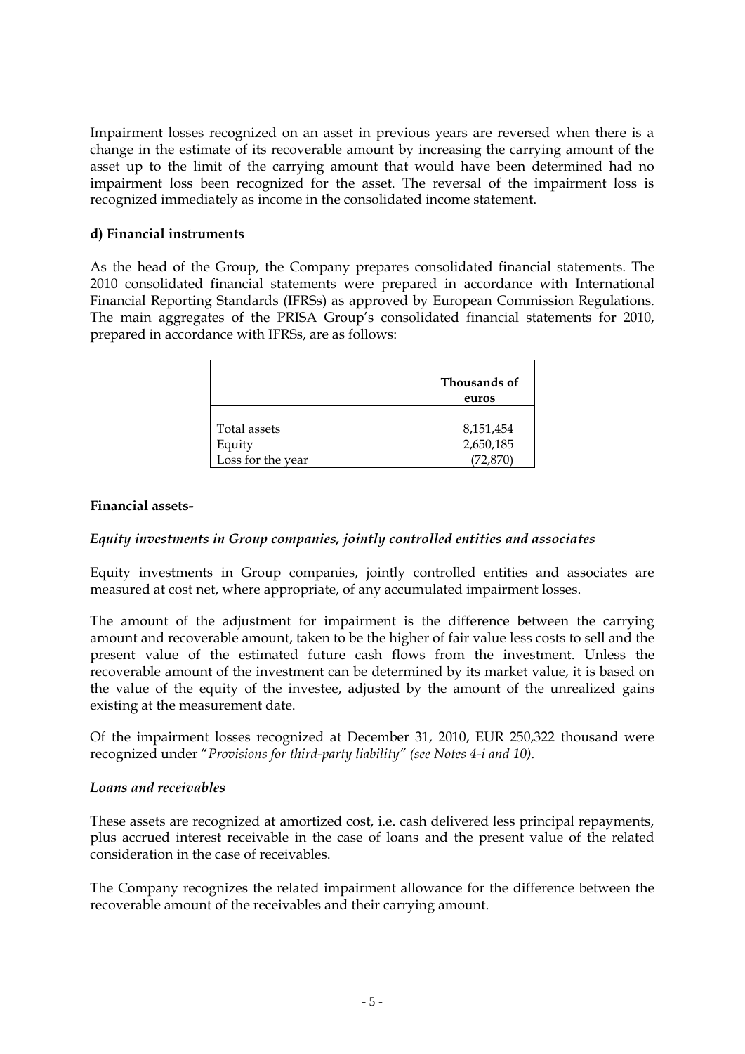Impairment losses recognized on an asset in previous years are reversed when there is a change in the estimate of its recoverable amount by increasing the carrying amount of the asset up to the limit of the carrying amount that would have been determined had no impairment loss been recognized for the asset. The reversal of the impairment loss is recognized immediately as income in the consolidated income statement.

**d) Financial instruments**

As the head of the Group, the Company prepares consolidated financial statements. The 2010 consolidated financial statements were prepared in accordance with International Financial Reporting Standards (IFRSs) as approved by European Commission Regulations. The main aggregates of the PRISA Group's consolidated financial statements for 2010, prepared in accordance with IFRSs, are as follows:

| | Thousands of euros |
|---|---|
| Total assets | 8,151,454 |
| Equity | 2,650,185 |
| Loss for the year | (72,870) |

**Financial assets-**

***Equity investments in Group companies, jointly controlled entities and associates***

Equity investments in Group companies, jointly controlled entities and associates are measured at cost net, where appropriate, of any accumulated impairment losses.

The amount of the adjustment for impairment is the difference between the carrying amount and recoverable amount, taken to be the higher of fair value less costs to sell and the present value of the estimated future cash flows from the investment. Unless the recoverable amount of the investment can be determined by its market value, it is based on the value of the equity of the investee, adjusted by the amount of the unrealized gains existing at the measurement date.

Of the impairment losses recognized at December 31, 2010, EUR 250,322 thousand were recognized under "*Provisions for third-party liability" (see Notes 4-i and 10).*

***Loans and receivables***

These assets are recognized at amortized cost, i.e. cash delivered less principal repayments, plus accrued interest receivable in the case of loans and the present value of the related consideration in the case of receivables.

The Company recognizes the related impairment allowance for the difference between the recoverable amount of the receivables and their carrying amount.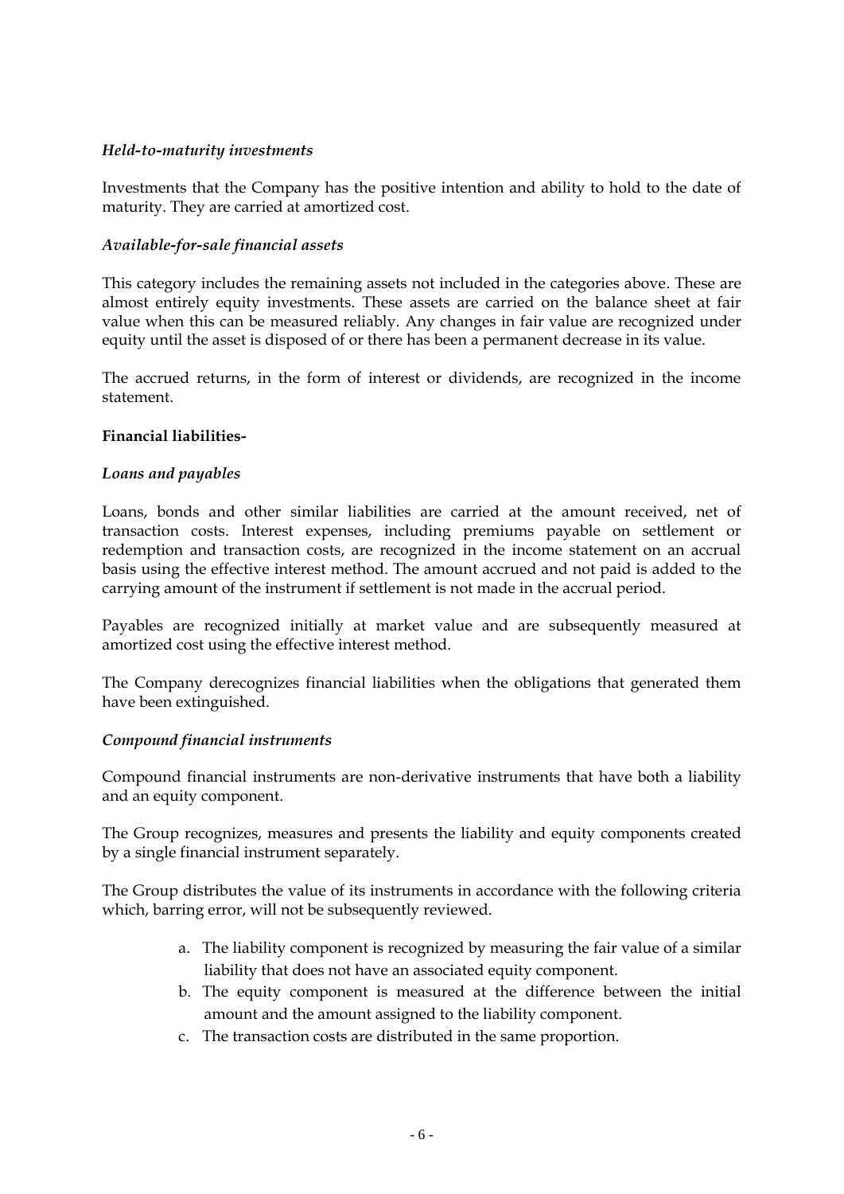*Held-to-maturity investments*

Investments that the Company has the positive intention and ability to hold to the date of maturity. They are carried at amortized cost.

*Available-for-sale financial assets*

This category includes the remaining assets not included in the categories above. These are almost entirely equity investments. These assets are carried on the balance sheet at fair value when this can be measured reliably. Any changes in fair value are recognized under equity until the asset is disposed of or there has been a permanent decrease in its value.

The accrued returns, in the form of interest or dividends, are recognized in the income statement.

**Financial liabilities-**

*Loans and payables*

Loans, bonds and other similar liabilities are carried at the amount received, net of transaction costs. Interest expenses, including premiums payable on settlement or redemption and transaction costs, are recognized in the income statement on an accrual basis using the effective interest method. The amount accrued and not paid is added to the carrying amount of the instrument if settlement is not made in the accrual period.

Payables are recognized initially at market value and are subsequently measured at amortized cost using the effective interest method.

The Company derecognizes financial liabilities when the obligations that generated them have been extinguished.

*Compound financial instruments*

Compound financial instruments are non-derivative instruments that have both a liability and an equity component.

The Group recognizes, measures and presents the liability and equity components created by a single financial instrument separately.

The Group distributes the value of its instruments in accordance with the following criteria which, barring error, will not be subsequently reviewed.

a. The liability component is recognized by measuring the fair value of a similar liability that does not have an associated equity component.
b. The equity component is measured at the difference between the initial amount and the amount assigned to the liability component.
c. The transaction costs are distributed in the same proportion.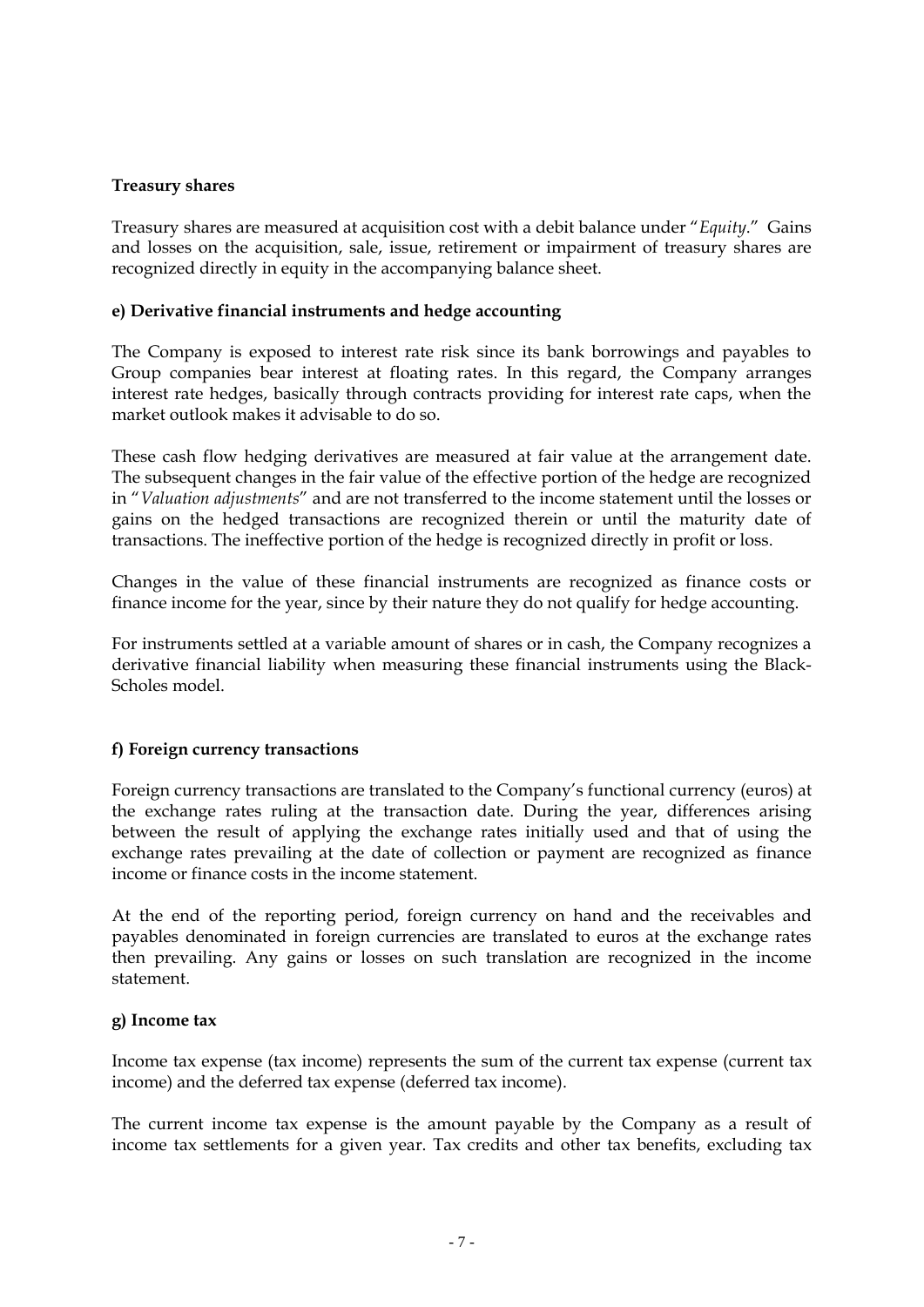**Treasury shares**

Treasury shares are measured at acquisition cost with a debit balance under "*Equity*." Gains and losses on the acquisition, sale, issue, retirement or impairment of treasury shares are recognized directly in equity in the accompanying balance sheet.

**e) Derivative financial instruments and hedge accounting**

The Company is exposed to interest rate risk since its bank borrowings and payables to Group companies bear interest at floating rates. In this regard, the Company arranges interest rate hedges, basically through contracts providing for interest rate caps, when the market outlook makes it advisable to do so.

These cash flow hedging derivatives are measured at fair value at the arrangement date. The subsequent changes in the fair value of the effective portion of the hedge are recognized in "*Valuation adjustments*" and are not transferred to the income statement until the losses or gains on the hedged transactions are recognized therein or until the maturity date of transactions. The ineffective portion of the hedge is recognized directly in profit or loss.

Changes in the value of these financial instruments are recognized as finance costs or finance income for the year, since by their nature they do not qualify for hedge accounting.

For instruments settled at a variable amount of shares or in cash, the Company recognizes a derivative financial liability when measuring these financial instruments using the Black-Scholes model.

**f) Foreign currency transactions**

Foreign currency transactions are translated to the Company's functional currency (euros) at the exchange rates ruling at the transaction date. During the year, differences arising between the result of applying the exchange rates initially used and that of using the exchange rates prevailing at the date of collection or payment are recognized as finance income or finance costs in the income statement.

At the end of the reporting period, foreign currency on hand and the receivables and payables denominated in foreign currencies are translated to euros at the exchange rates then prevailing. Any gains or losses on such translation are recognized in the income statement.

**g) Income tax**

Income tax expense (tax income) represents the sum of the current tax expense (current tax income) and the deferred tax expense (deferred tax income).

The current income tax expense is the amount payable by the Company as a result of income tax settlements for a given year. Tax credits and other tax benefits, excluding tax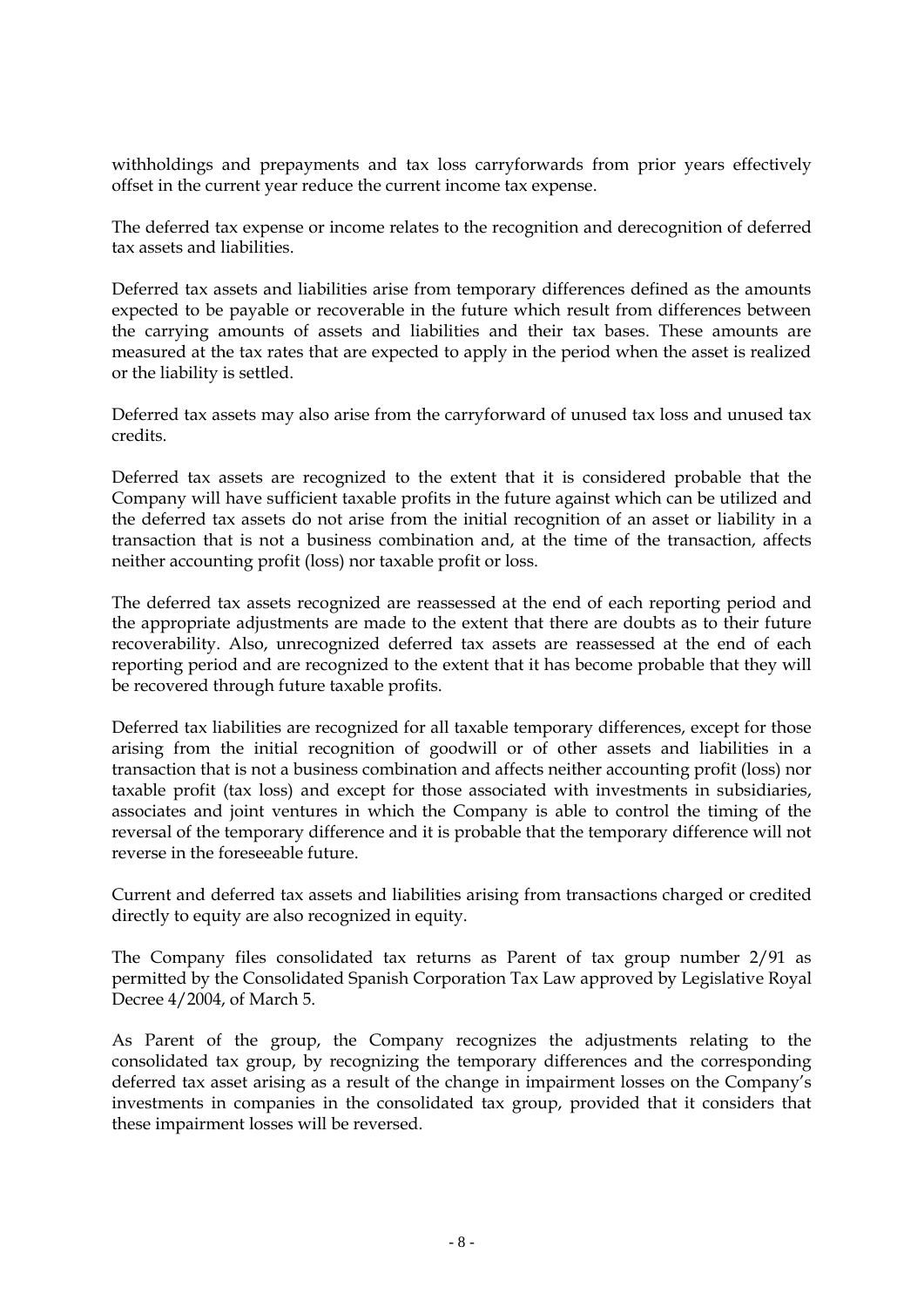withholdings and prepayments and tax loss carryforwards from prior years effectively offset in the current year reduce the current income tax expense.

The deferred tax expense or income relates to the recognition and derecognition of deferred tax assets and liabilities.

Deferred tax assets and liabilities arise from temporary differences defined as the amounts expected to be payable or recoverable in the future which result from differences between the carrying amounts of assets and liabilities and their tax bases. These amounts are measured at the tax rates that are expected to apply in the period when the asset is realized or the liability is settled.

Deferred tax assets may also arise from the carryforward of unused tax loss and unused tax credits.

Deferred tax assets are recognized to the extent that it is considered probable that the Company will have sufficient taxable profits in the future against which can be utilized and the deferred tax assets do not arise from the initial recognition of an asset or liability in a transaction that is not a business combination and, at the time of the transaction, affects neither accounting profit (loss) nor taxable profit or loss.

The deferred tax assets recognized are reassessed at the end of each reporting period and the appropriate adjustments are made to the extent that there are doubts as to their future recoverability. Also, unrecognized deferred tax assets are reassessed at the end of each reporting period and are recognized to the extent that it has become probable that they will be recovered through future taxable profits.

Deferred tax liabilities are recognized for all taxable temporary differences, except for those arising from the initial recognition of goodwill or of other assets and liabilities in a transaction that is not a business combination and affects neither accounting profit (loss) nor taxable profit (tax loss) and except for those associated with investments in subsidiaries, associates and joint ventures in which the Company is able to control the timing of the reversal of the temporary difference and it is probable that the temporary difference will not reverse in the foreseeable future.

Current and deferred tax assets and liabilities arising from transactions charged or credited directly to equity are also recognized in equity.

The Company files consolidated tax returns as Parent of tax group number 2/91 as permitted by the Consolidated Spanish Corporation Tax Law approved by Legislative Royal Decree 4/2004, of March 5.

As Parent of the group, the Company recognizes the adjustments relating to the consolidated tax group, by recognizing the temporary differences and the corresponding deferred tax asset arising as a result of the change in impairment losses on the Company's investments in companies in the consolidated tax group, provided that it considers that these impairment losses will be reversed.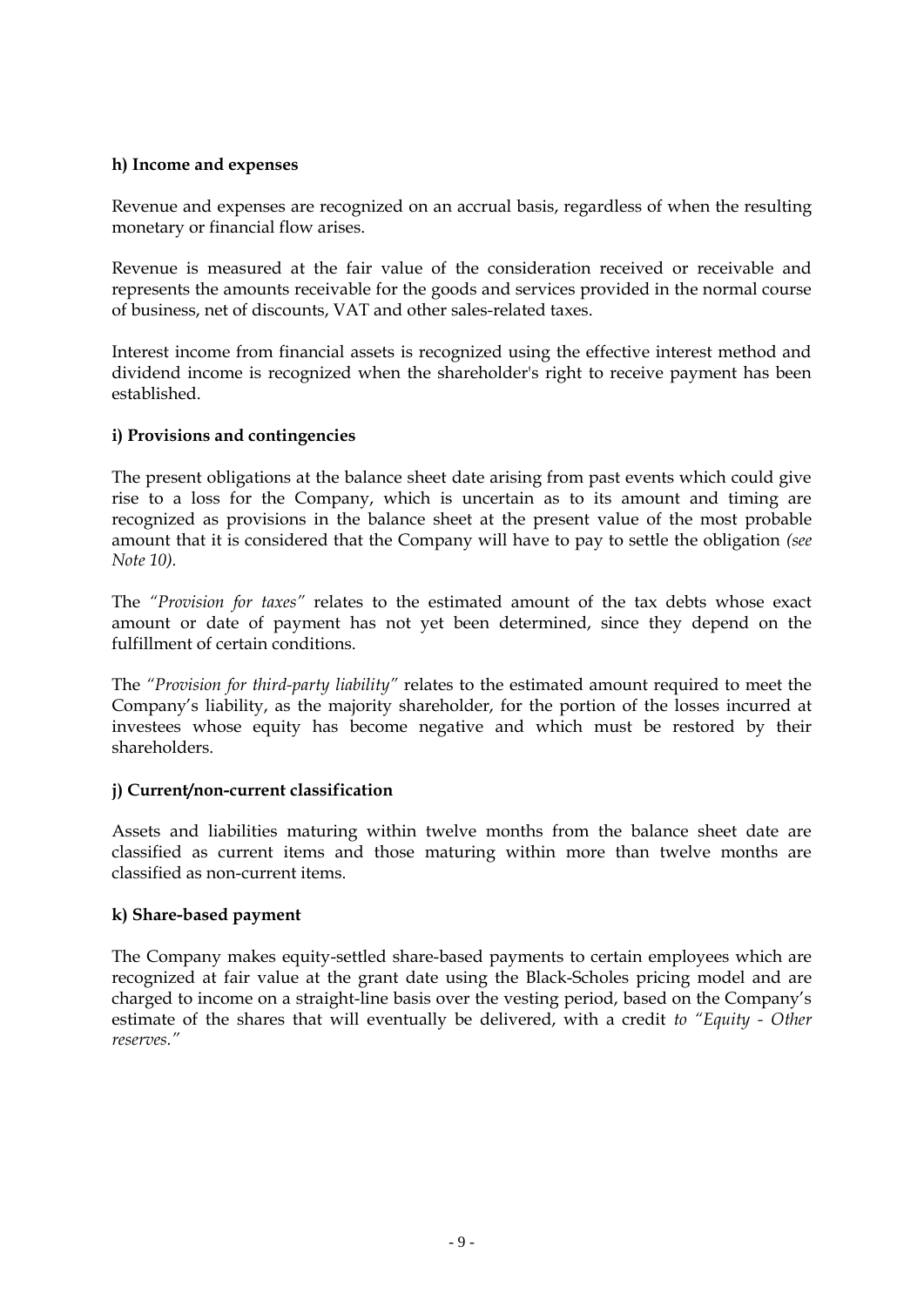**h) Income and expenses**

Revenue and expenses are recognized on an accrual basis, regardless of when the resulting monetary or financial flow arises.

Revenue is measured at the fair value of the consideration received or receivable and represents the amounts receivable for the goods and services provided in the normal course of business, net of discounts, VAT and other sales-related taxes.

Interest income from financial assets is recognized using the effective interest method and dividend income is recognized when the shareholder's right to receive payment has been established.

**i) Provisions and contingencies**

The present obligations at the balance sheet date arising from past events which could give rise to a loss for the Company, which is uncertain as to its amount and timing are recognized as provisions in the balance sheet at the present value of the most probable amount that it is considered that the Company will have to pay to settle the obligation *(see Note 10).*

The *"Provision for taxes"* relates to the estimated amount of the tax debts whose exact amount or date of payment has not yet been determined, since they depend on the fulfillment of certain conditions.

The *"Provision for third-party liability"* relates to the estimated amount required to meet the Company's liability, as the majority shareholder, for the portion of the losses incurred at investees whose equity has become negative and which must be restored by their shareholders.

**j) Current/non-current classification**

Assets and liabilities maturing within twelve months from the balance sheet date are classified as current items and those maturing within more than twelve months are classified as non-current items.

**k) Share-based payment**

The Company makes equity-settled share-based payments to certain employees which are recognized at fair value at the grant date using the Black-Scholes pricing model and are charged to income on a straight-line basis over the vesting period, based on the Company's estimate of the shares that will eventually be delivered, with a credit *to "Equity - Other reserves."*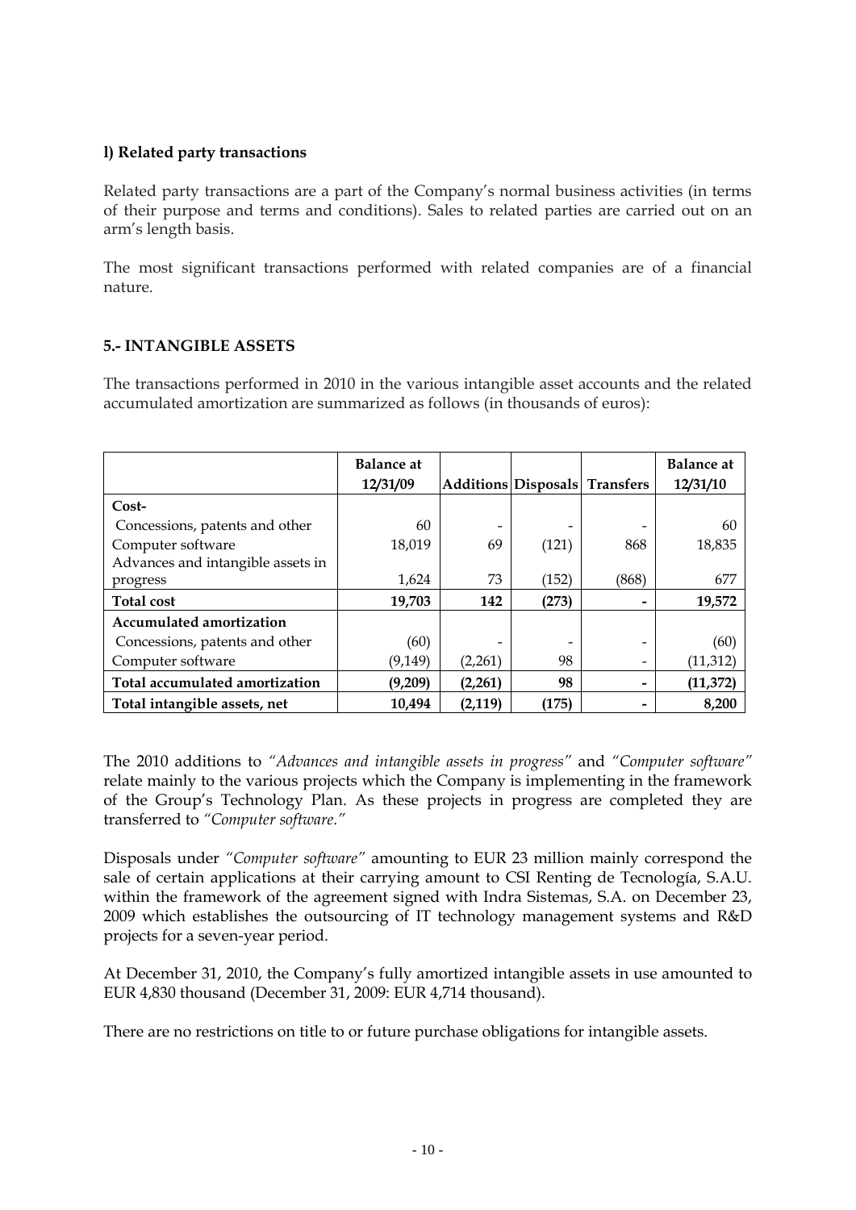**l) Related party transactions**

Related party transactions are a part of the Company's normal business activities (in terms of their purpose and terms and conditions). Sales to related parties are carried out on an arm's length basis.

The most significant transactions performed with related companies are of a financial nature.

## 5.- INTANGIBLE ASSETS

The transactions performed in 2010 in the various intangible asset accounts and the related accumulated amortization are summarized as follows (in thousands of euros):

| | Balance at 12/31/09 | Additions | Disposals | Transfers | Balance at 12/31/10 |
|---|---|---|---|---|---|
| **Cost-** | | | | | |
| Concessions, patents and other | 60 | - | - | - | 60 |
| Computer software | 18,019 | 69 | (121) | 868 | 18,835 |
| Advances and intangible assets in progress | 1,624 | 73 | (152) | (868) | 677 |
| **Total cost** | **19,703** | **142** | **(273)** | **-** | **19,572** |
| **Accumulated amortization** | | | | | |
| Concessions, patents and other | (60) | - | - | - | (60) |
| Computer software | (9,149) | (2,261) | 98 | - | (11,312) |
| **Total accumulated amortization** | **(9,209)** | **(2,261)** | **98** | **-** | **(11,372)** |
| **Total intangible assets, net** | **10,494** | **(2,119)** | **(175)** | **-** | **8,200** |

The 2010 additions to *"Advances and intangible assets in progress"* and *"Computer software"* relate mainly to the various projects which the Company is implementing in the framework of the Group's Technology Plan. As these projects in progress are completed they are transferred to *"Computer software."*

Disposals under *"Computer software"* amounting to EUR 23 million mainly correspond the sale of certain applications at their carrying amount to CSI Renting de Tecnología, S.A.U. within the framework of the agreement signed with Indra Sistemas, S.A. on December 23, 2009 which establishes the outsourcing of IT technology management systems and R&D projects for a seven-year period.

At December 31, 2010, the Company's fully amortized intangible assets in use amounted to EUR 4,830 thousand (December 31, 2009: EUR 4,714 thousand).

There are no restrictions on title to or future purchase obligations for intangible assets.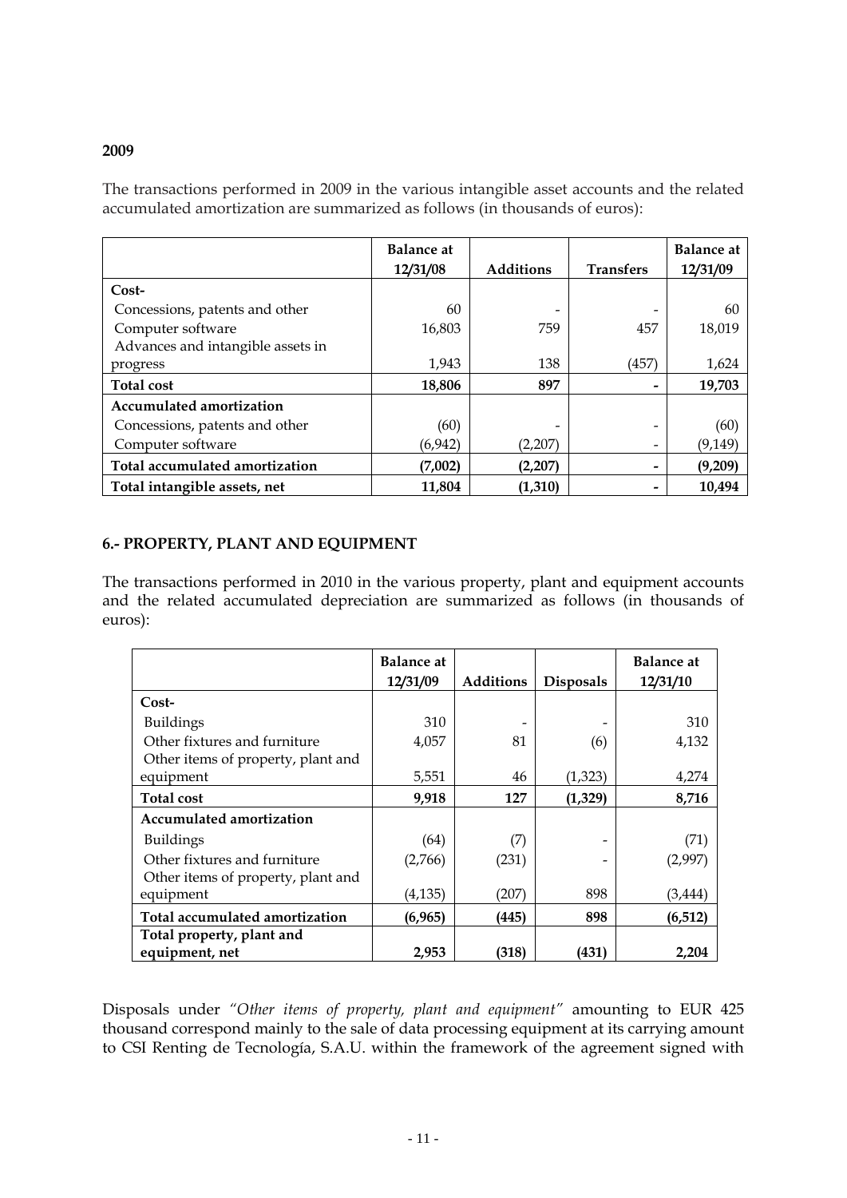**2009**

The transactions performed in 2009 in the various intangible asset accounts and the related accumulated amortization are summarized as follows (in thousands of euros):

| | Balance at 12/31/08 | Additions | Transfers | Balance at 12/31/09 |
|---|---|---|---|---|
| **Cost-** | | | | |
| Concessions, patents and other | 60 | - | - | 60 |
| Computer software | 16,803 | 759 | 457 | 18,019 |
| Advances and intangible assets in progress | 1,943 | 138 | (457) | 1,624 |
| **Total cost** | **18,806** | **897** | **-** | **19,703** |
| **Accumulated amortization** | | | | |
| Concessions, patents and other | (60) | - | - | (60) |
| Computer software | (6,942) | (2,207) | - | (9,149) |
| **Total accumulated amortization** | **(7,002)** | **(2,207)** | **-** | **(9,209)** |
| **Total intangible assets, net** | **11,804** | **(1,310)** | **-** | **10,494** |

## 6.- PROPERTY, PLANT AND EQUIPMENT

The transactions performed in 2010 in the various property, plant and equipment accounts and the related accumulated depreciation are summarized as follows (in thousands of euros):

| | Balance at 12/31/09 | Additions | Disposals | Balance at 12/31/10 |
|---|---|---|---|---|
| **Cost-** | | | | |
| Buildings | 310 | - | - | 310 |
| Other fixtures and furniture | 4,057 | 81 | (6) | 4,132 |
| Other items of property, plant and equipment | 5,551 | 46 | (1,323) | 4,274 |
| **Total cost** | **9,918** | **127** | **(1,329)** | **8,716** |
| **Accumulated amortization** | | | | |
| Buildings | (64) | (7) | - | (71) |
| Other fixtures and furniture | (2,766) | (231) | - | (2,997) |
| Other items of property, plant and equipment | (4,135) | (207) | 898 | (3,444) |
| **Total accumulated amortization** | **(6,965)** | **(445)** | **898** | **(6,512)** |
| **Total property, plant and equipment, net** | **2,953** | **(318)** | **(431)** | **2,204** |

Disposals under *"Other items of property, plant and equipment"* amounting to EUR 425 thousand correspond mainly to the sale of data processing equipment at its carrying amount to CSI Renting de Tecnología, S.A.U. within the framework of the agreement signed with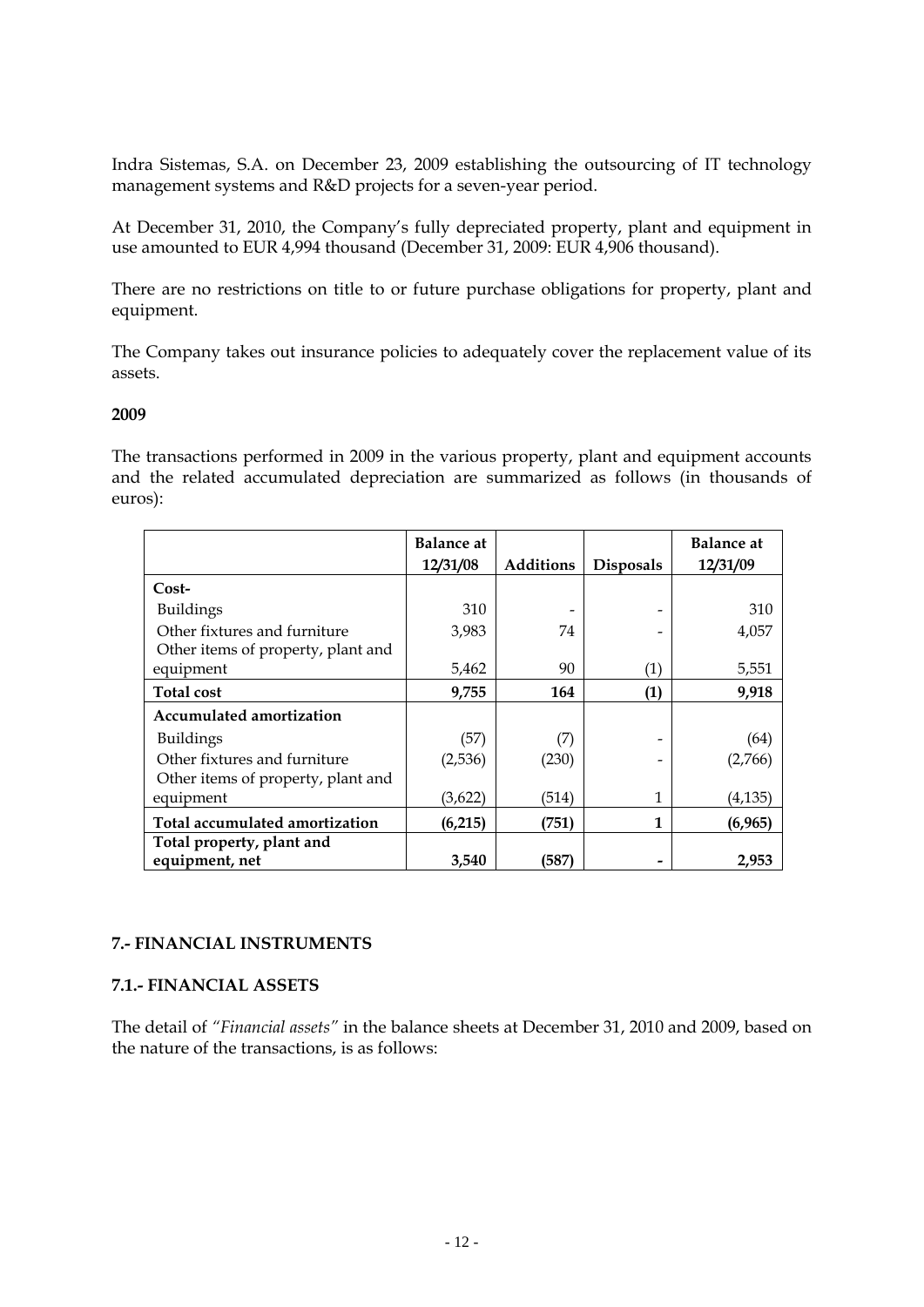Indra Sistemas, S.A. on December 23, 2009 establishing the outsourcing of IT technology management systems and R&D projects for a seven-year period.

At December 31, 2010, the Company's fully depreciated property, plant and equipment in use amounted to EUR 4,994 thousand (December 31, 2009: EUR 4,906 thousand).

There are no restrictions on title to or future purchase obligations for property, plant and equipment.

The Company takes out insurance policies to adequately cover the replacement value of its assets.

**2009**

The transactions performed in 2009 in the various property, plant and equipment accounts and the related accumulated depreciation are summarized as follows (in thousands of euros):

| | Balance at 12/31/08 | Additions | Disposals | Balance at 12/31/09 |
|---|---|---|---|---|
| **Cost-** | | | | |
| Buildings | 310 | - | - | 310 |
| Other fixtures and furniture | 3,983 | 74 | - | 4,057 |
| Other items of property, plant and equipment | 5,462 | 90 | (1) | 5,551 |
| **Total cost** | **9,755** | **164** | **(1)** | **9,918** |
| **Accumulated amortization** | | | | |
| Buildings | (57) | (7) | - | (64) |
| Other fixtures and furniture | (2,536) | (230) | - | (2,766) |
| Other items of property, plant and equipment | (3,622) | (514) | 1 | (4,135) |
| **Total accumulated amortization** | **(6,215)** | **(751)** | **1** | **(6,965)** |
| **Total property, plant and equipment, net** | **3,540** | **(587)** | **-** | **2,953** |

## 7.- FINANCIAL INSTRUMENTS

### 7.1.- FINANCIAL ASSETS

The detail of *"Financial assets"* in the balance sheets at December 31, 2010 and 2009, based on the nature of the transactions, is as follows: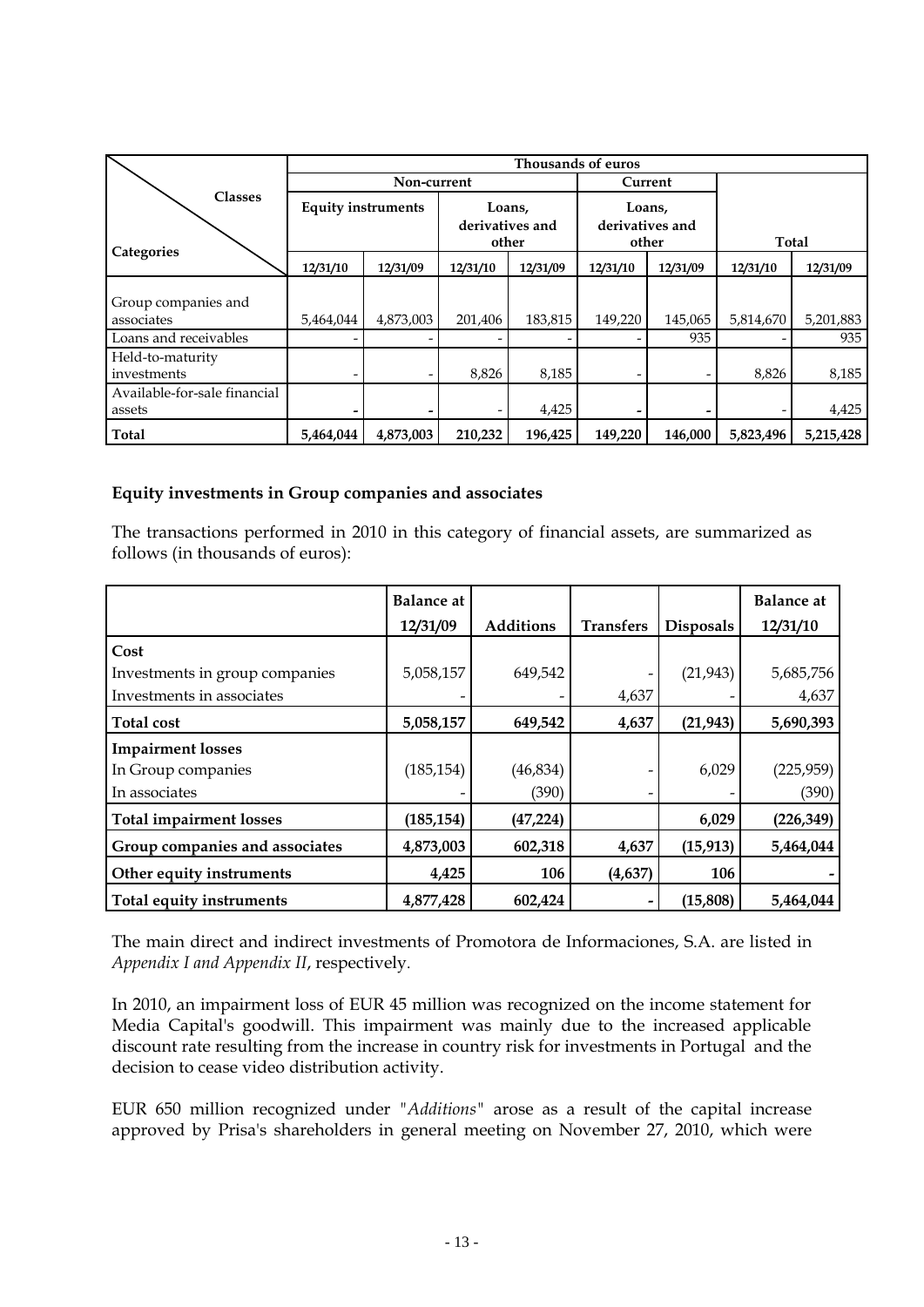| Categories \ Classes | Thousands of euros | | | | | | | |
|---|---|---|---|---|---|---|---|---|
| | Non-current | | | | Current | | | |
| | Equity instruments | | Loans, derivatives and other | | Loans, derivatives and other | | Total | |
| | 12/31/10 | 12/31/09 | 12/31/10 | 12/31/09 | 12/31/10 | 12/31/09 | 12/31/10 | 12/31/09 |
| Group companies and associates | 5,464,044 | 4,873,003 | 201,406 | 183,815 | 149,220 | 145,065 | 5,814,670 | 5,201,883 |
| Loans and receivables | - | - | - | - | - | 935 | - | 935 |
| Held-to-maturity investments | - | - | 8,826 | 8,185 | - | - | 8,826 | 8,185 |
| Available-for-sale financial assets | - | - | - | 4,425 | - | - | - | 4,425 |
| **Total** | **5,464,044** | **4,873,003** | **210,232** | **196,425** | **149,220** | **146,000** | **5,823,496** | **5,215,428** |

**Equity investments in Group companies and associates**

The transactions performed in 2010 in this category of financial assets, are summarized as follows (in thousands of euros):

| | Balance at 12/31/09 | Additions | Transfers | Disposals | Balance at 12/31/10 |
|---|---|---|---|---|---|
| **Cost** | | | | | |
| Investments in group companies | 5,058,157 | 649,542 | - | (21,943) | 5,685,756 |
| Investments in associates | - | - | 4,637 | - | 4,637 |
| **Total cost** | **5,058,157** | **649,542** | **4,637** | **(21,943)** | **5,690,393** |
| **Impairment losses** | | | | | |
| In Group companies | (185,154) | (46,834) | - | 6,029 | (225,959) |
| In associates | - | (390) | - | - | (390) |
| **Total impairment losses** | **(185,154)** | **(47,224)** | | **6,029** | **(226,349)** |
| **Group companies and associates** | **4,873,003** | **602,318** | **4,637** | **(15,913)** | **5,464,044** |
| **Other equity instruments** | **4,425** | **106** | **(4,637)** | **106** | **-** |
| **Total equity instruments** | **4,877,428** | **602,424** | **-** | **(15,808)** | **5,464,044** |

The main direct and indirect investments of Promotora de Informaciones, S.A. are listed in *Appendix I and Appendix II*, respectively.

In 2010, an impairment loss of EUR 45 million was recognized on the income statement for Media Capital's goodwill. This impairment was mainly due to the increased applicable discount rate resulting from the increase in country risk for investments in Portugal and the decision to cease video distribution activity.

EUR 650 million recognized under "*Additions*" arose as a result of the capital increase approved by Prisa's shareholders in general meeting on November 27, 2010, which were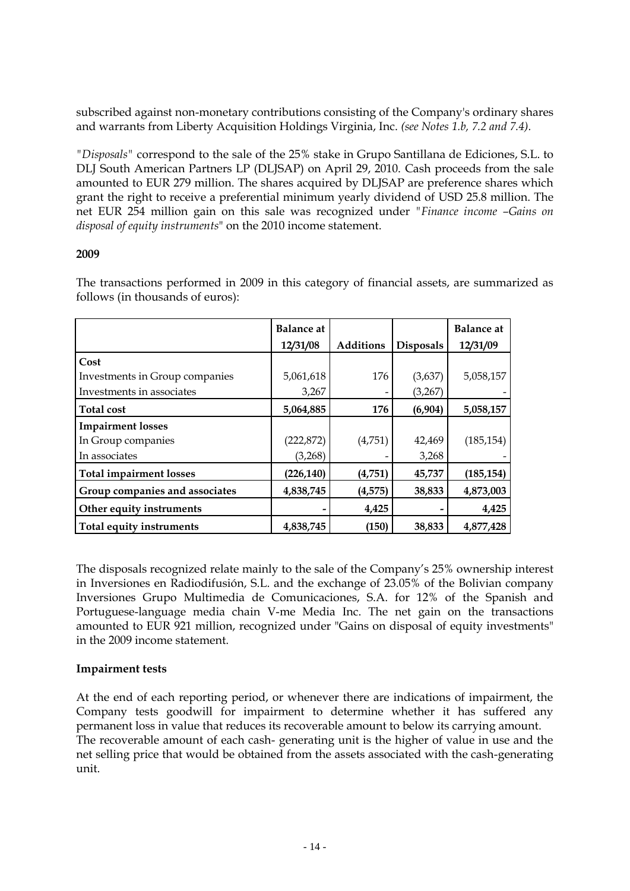subscribed against non-monetary contributions consisting of the Company's ordinary shares and warrants from Liberty Acquisition Holdings Virginia, Inc. *(see Notes 1.b, 7.2 and 7.4).*

*"Disposals"* correspond to the sale of the 25% stake in Grupo Santillana de Ediciones, S.L. to DLJ South American Partners LP (DLJSAP) on April 29, 2010. Cash proceeds from the sale amounted to EUR 279 million. The shares acquired by DLJSAP are preference shares which grant the right to receive a preferential minimum yearly dividend of USD 25.8 million. The net EUR 254 million gain on this sale was recognized under *"Finance income –Gains on disposal of equity instruments"* on the 2010 income statement.

**2009**

The transactions performed in 2009 in this category of financial assets, are summarized as follows (in thousands of euros):

| | Balance at 12/31/08 | Additions | Disposals | Balance at 12/31/09 |
|---|---|---|---|---|
| **Cost** | | | | |
| Investments in Group companies | 5,061,618 | 176 | (3,637) | 5,058,157 |
| Investments in associates | 3,267 | - | (3,267) | - |
| **Total cost** | **5,064,885** | **176** | **(6,904)** | **5,058,157** |
| **Impairment losses** | | | | |
| In Group companies | (222,872) | (4,751) | 42,469 | (185,154) |
| In associates | (3,268) | - | 3,268 | - |
| **Total impairment losses** | **(226,140)** | **(4,751)** | **45,737** | **(185,154)** |
| **Group companies and associates** | **4,838,745** | **(4,575)** | **38,833** | **4,873,003** |
| **Other equity instruments** | **-** | **4,425** | **-** | **4,425** |
| **Total equity instruments** | **4,838,745** | **(150)** | **38,833** | **4,877,428** |

The disposals recognized relate mainly to the sale of the Company's 25% ownership interest in Inversiones en Radiodifusión, S.L. and the exchange of 23.05% of the Bolivian company Inversiones Grupo Multimedia de Comunicaciones, S.A. for 12% of the Spanish and Portuguese-language media chain V-me Media Inc. The net gain on the transactions amounted to EUR 921 million, recognized under "Gains on disposal of equity investments" in the 2009 income statement.

**Impairment tests**

At the end of each reporting period, or whenever there are indications of impairment, the Company tests goodwill for impairment to determine whether it has suffered any permanent loss in value that reduces its recoverable amount to below its carrying amount.
The recoverable amount of each cash- generating unit is the higher of value in use and the net selling price that would be obtained from the assets associated with the cash-generating unit.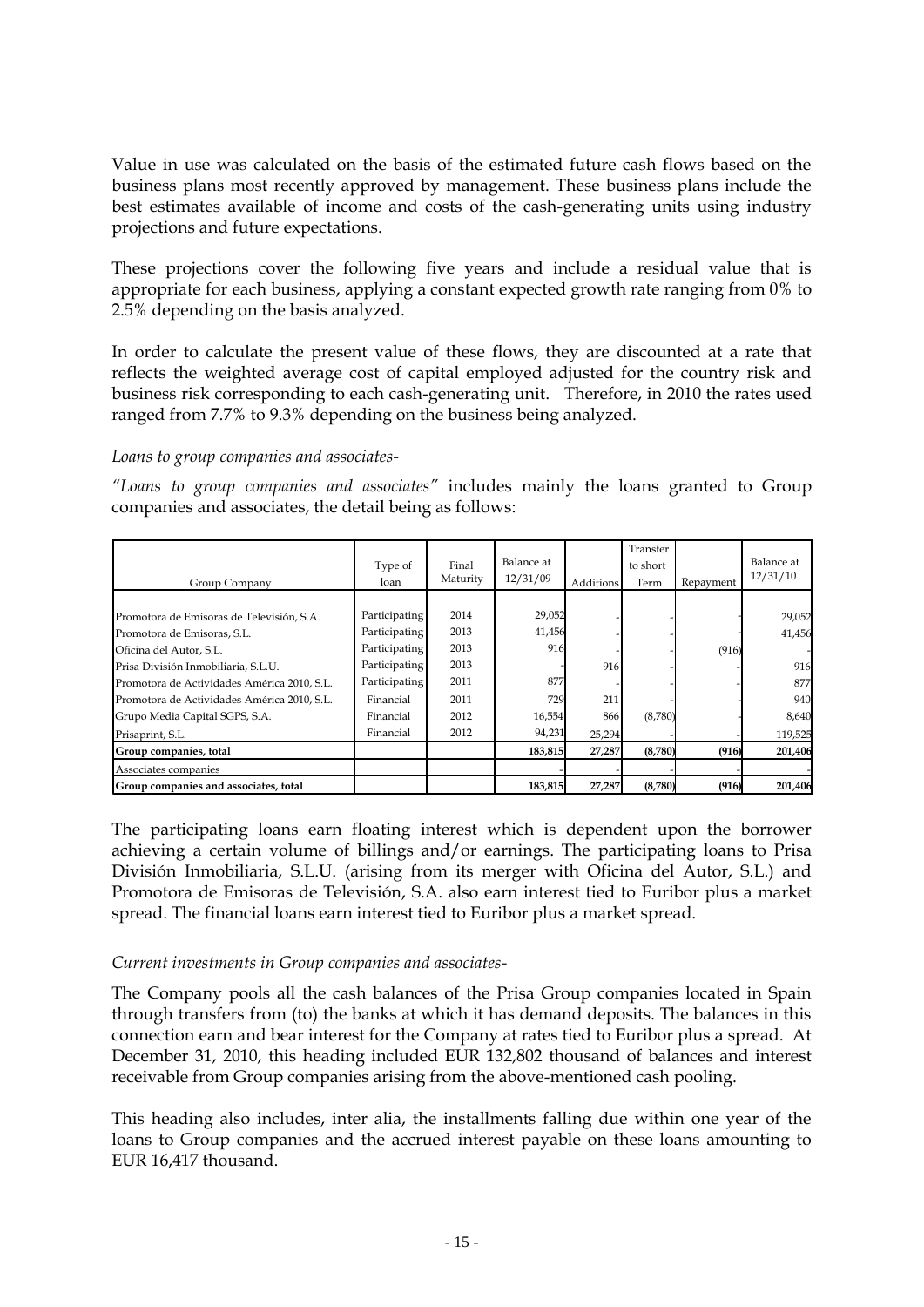Value in use was calculated on the basis of the estimated future cash flows based on the business plans most recently approved by management. These business plans include the best estimates available of income and costs of the cash-generating units using industry projections and future expectations.

These projections cover the following five years and include a residual value that is appropriate for each business, applying a constant expected growth rate ranging from 0% to 2.5% depending on the basis analyzed.

In order to calculate the present value of these flows, they are discounted at a rate that reflects the weighted average cost of capital employed adjusted for the country risk and business risk corresponding to each cash-generating unit. Therefore, in 2010 the rates used ranged from 7.7% to 9.3% depending on the business being analyzed.

*Loans to group companies and associates-*

*"Loans to group companies and associates"* includes mainly the loans granted to Group companies and associates, the detail being as follows:

| Group Company | Type of loan | Final Maturity | Balance at 12/31/09 | Additions | Transfer to short Term | Repayment | Balance at 12/31/10 |
|---|---|---|---|---|---|---|---|
| Promotora de Emisoras de Televisión, S.A. | Participating | 2014 | 29,052 | - | - | - | 29,052 |
| Promotora de Emisoras, S.L. | Participating | 2013 | 41,456 | - | - | - | 41,456 |
| Oficina del Autor, S.L. | Participating | 2013 | 916 | - | - | (916) | - |
| Prisa División Inmobiliaria, S.L.U. | Participating | 2013 | - | 916 | - | - | 916 |
| Promotora de Actividades América 2010, S.L. | Participating | 2011 | 877 | - | - | - | 877 |
| Promotora de Actividades América 2010, S.L. | Financial | 2011 | 729 | 211 | - | - | 940 |
| Grupo Media Capital SGPS, S.A. | Financial | 2012 | 16,554 | 866 | (8,780) | - | 8,640 |
| Prisaprint, S.L. | Financial | 2012 | 94,231 | 25,294 | - | - | 119,525 |
| **Group companies, total** | | | **183,815** | **27,287** | **(8,780)** | **(916)** | **201,406** |
| Associates companies | | | - | - | - | - | - |
| **Group companies and associates, total** | | | **183,815** | **27,287** | **(8,780)** | **(916)** | **201,406** |

The participating loans earn floating interest which is dependent upon the borrower achieving a certain volume of billings and/or earnings. The participating loans to Prisa División Inmobiliaria, S.L.U. (arising from its merger with Oficina del Autor, S.L.) and Promotora de Emisoras de Televisión, S.A. also earn interest tied to Euribor plus a market spread. The financial loans earn interest tied to Euribor plus a market spread.

*Current investments in Group companies and associates-*

The Company pools all the cash balances of the Prisa Group companies located in Spain through transfers from (to) the banks at which it has demand deposits. The balances in this connection earn and bear interest for the Company at rates tied to Euribor plus a spread. At December 31, 2010, this heading included EUR 132,802 thousand of balances and interest receivable from Group companies arising from the above-mentioned cash pooling.

This heading also includes, inter alia, the installments falling due within one year of the loans to Group companies and the accrued interest payable on these loans amounting to EUR 16,417 thousand.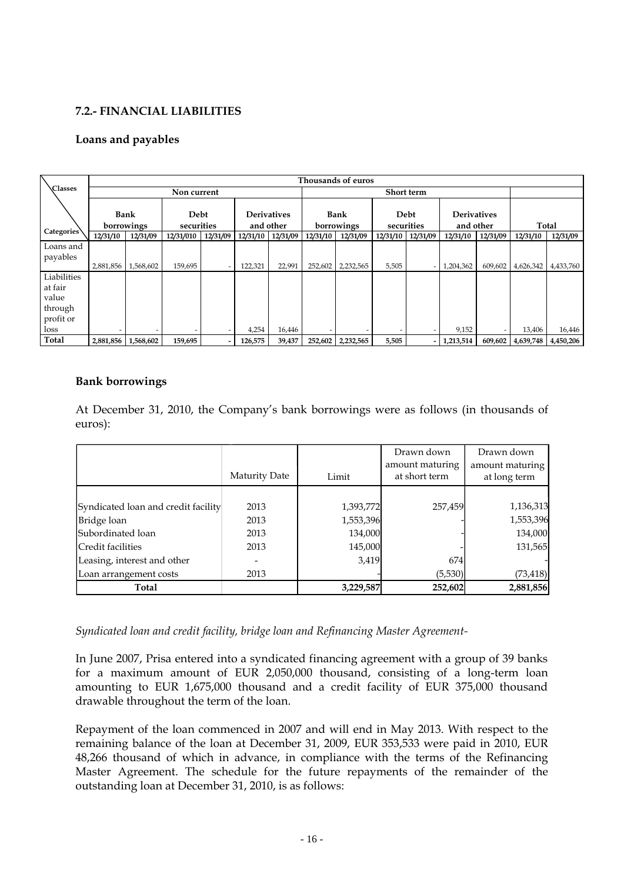### 7.2.- FINANCIAL LIABILITIES

#### Loans and payables

| Classes / Categories | Thousands of euros | | | | | | | | | | | | | |
|---|---|---|---|---|---|---|---|---|---|---|---|---|---|---|
| | Non current | | | | | | Short term | | | | | | | |
| | Bank borrowings | | Debt securities | | Derivatives and other | | Bank borrowings | | Debt securities | | Derivatives and other | | Total | |
| | 12/31/10 | 12/31/09 | 12/31/010 | 12/31/09 | 12/31/10 | 12/31/09 | 12/31/10 | 12/31/09 | 12/31/10 | 12/31/09 | 12/31/10 | 12/31/09 | 12/31/10 | 12/31/09 |
| Loans and payables | 2,881,856 | 1,568,602 | 159,695 | - | 122,321 | 22,991 | 252,602 | 2,232,565 | 5,505 | - | 1,204,362 | 609,602 | 4,626,342 | 4,433,760 |
| Liabilities at fair value through profit or loss | - | - | - | - | 4,254 | 16,446 | - | - | - | - | 9,152 | - | 13,406 | 16,446 |
| **Total** | **2,881,856** | **1,568,602** | **159,695** | **-** | **126,575** | **39,437** | **252,602** | **2,232,565** | **5,505** | **-** | **1,213,514** | **609,602** | **4,639,748** | **4,450,206** |

#### Bank borrowings

At December 31, 2010, the Company's bank borrowings were as follows (in thousands of euros):

| | Maturity Date | Limit | Drawn down amount maturing at short term | Drawn down amount maturing at long term |
|---|---|---|---|---|
| Syndicated loan and credit facility | 2013 | 1,393,772 | 257,459 | 1,136,313 |
| Bridge loan | 2013 | 1,553,396 | - | 1,553,396 |
| Subordinated loan | 2013 | 134,000 | - | 134,000 |
| Credit facilities | 2013 | 145,000 | - | 131,565 |
| Leasing, interest and other | - | 3,419 | 674 | - |
| Loan arrangement costs | 2013 | - | (5,530) | (73,418) |
| **Total** | | **3,229,587** | **252,602** | **2,881,856** |

*Syndicated loan and credit facility, bridge loan and Refinancing Master Agreement-*

In June 2007, Prisa entered into a syndicated financing agreement with a group of 39 banks for a maximum amount of EUR 2,050,000 thousand, consisting of a long-term loan amounting to EUR 1,675,000 thousand and a credit facility of EUR 375,000 thousand drawable throughout the term of the loan.

Repayment of the loan commenced in 2007 and will end in May 2013. With respect to the remaining balance of the loan at December 31, 2009, EUR 353,533 were paid in 2010, EUR 48,266 thousand of which in advance, in compliance with the terms of the Refinancing Master Agreement. The schedule for the future repayments of the remainder of the outstanding loan at December 31, 2010, is as follows: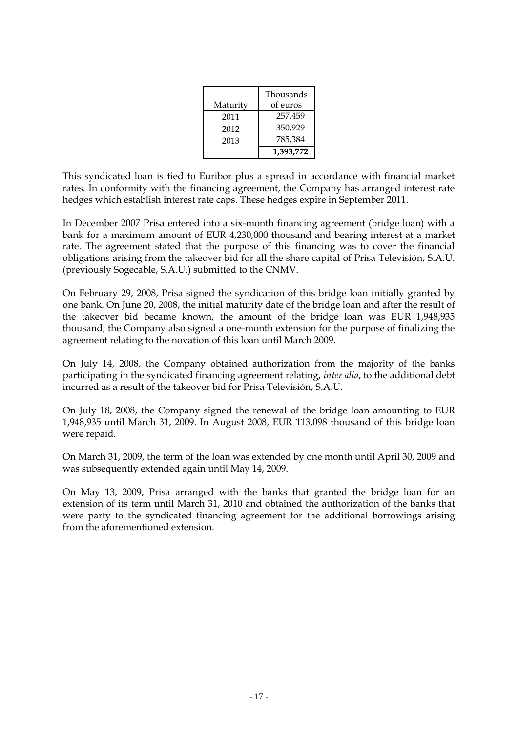| Maturity | Thousands of euros |
|---|---|
| 2011 | 257,459 |
| 2012 | 350,929 |
| 2013 | 785,384 |
| | **1,393,772** |

This syndicated loan is tied to Euribor plus a spread in accordance with financial market rates. In conformity with the financing agreement, the Company has arranged interest rate hedges which establish interest rate caps. These hedges expire in September 2011.

In December 2007 Prisa entered into a six-month financing agreement (bridge loan) with a bank for a maximum amount of EUR 4,230,000 thousand and bearing interest at a market rate. The agreement stated that the purpose of this financing was to cover the financial obligations arising from the takeover bid for all the share capital of Prisa Televisión, S.A.U. (previously Sogecable, S.A.U.) submitted to the CNMV.

On February 29, 2008, Prisa signed the syndication of this bridge loan initially granted by one bank. On June 20, 2008, the initial maturity date of the bridge loan and after the result of the takeover bid became known, the amount of the bridge loan was EUR 1,948,935 thousand; the Company also signed a one-month extension for the purpose of finalizing the agreement relating to the novation of this loan until March 2009.

On July 14, 2008, the Company obtained authorization from the majority of the banks participating in the syndicated financing agreement relating, *inter alia*, to the additional debt incurred as a result of the takeover bid for Prisa Televisión, S.A.U.

On July 18, 2008, the Company signed the renewal of the bridge loan amounting to EUR 1,948,935 until March 31, 2009. In August 2008, EUR 113,098 thousand of this bridge loan were repaid.

On March 31, 2009, the term of the loan was extended by one month until April 30, 2009 and was subsequently extended again until May 14, 2009.

On May 13, 2009, Prisa arranged with the banks that granted the bridge loan for an extension of its term until March 31, 2010 and obtained the authorization of the banks that were party to the syndicated financing agreement for the additional borrowings arising from the aforementioned extension.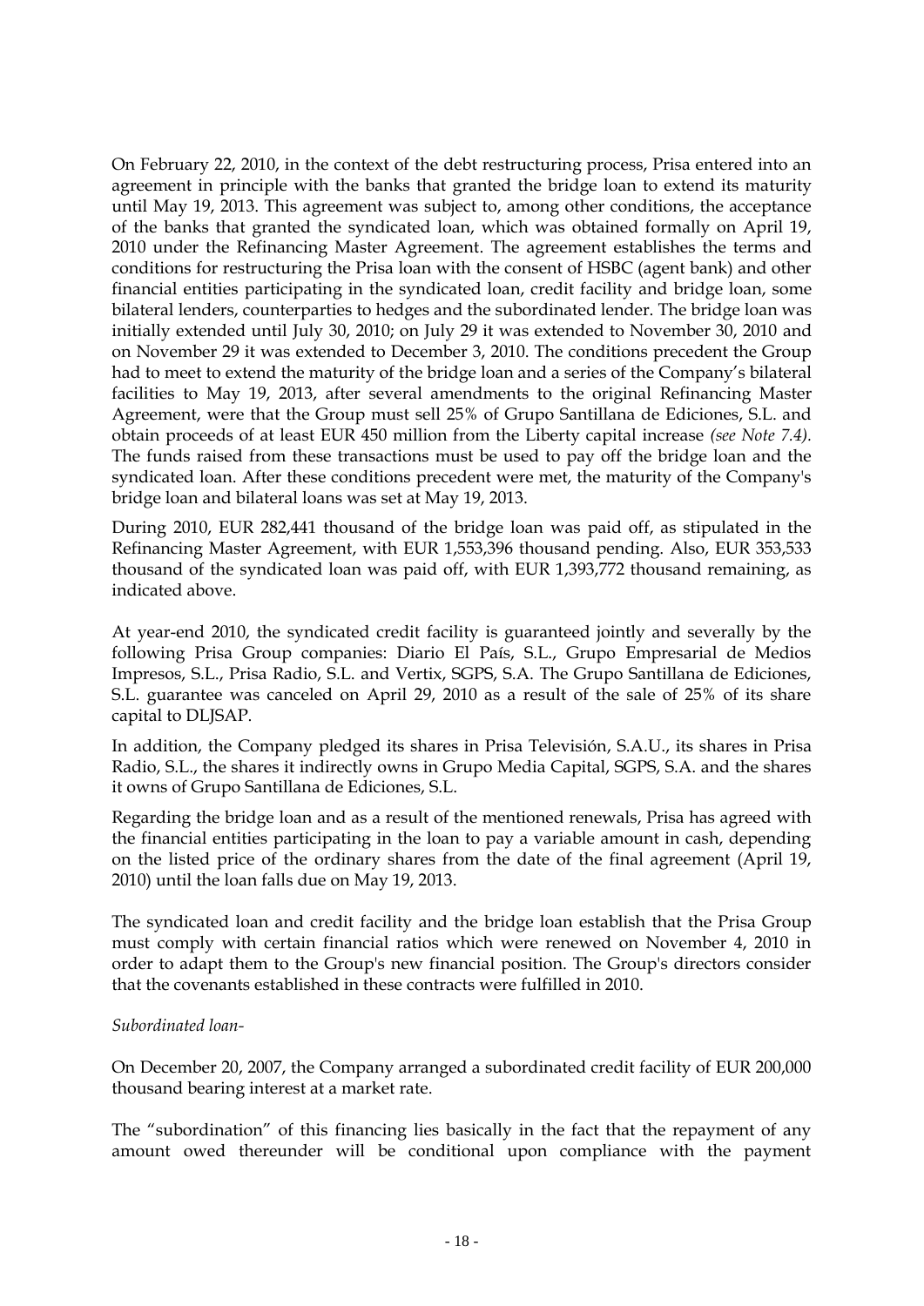On February 22, 2010, in the context of the debt restructuring process, Prisa entered into an agreement in principle with the banks that granted the bridge loan to extend its maturity until May 19, 2013. This agreement was subject to, among other conditions, the acceptance of the banks that granted the syndicated loan, which was obtained formally on April 19, 2010 under the Refinancing Master Agreement. The agreement establishes the terms and conditions for restructuring the Prisa loan with the consent of HSBC (agent bank) and other financial entities participating in the syndicated loan, credit facility and bridge loan, some bilateral lenders, counterparties to hedges and the subordinated lender. The bridge loan was initially extended until July 30, 2010; on July 29 it was extended to November 30, 2010 and on November 29 it was extended to December 3, 2010. The conditions precedent the Group had to meet to extend the maturity of the bridge loan and a series of the Company's bilateral facilities to May 19, 2013, after several amendments to the original Refinancing Master Agreement, were that the Group must sell 25% of Grupo Santillana de Ediciones, S.L. and obtain proceeds of at least EUR 450 million from the Liberty capital increase *(see Note 7.4).* The funds raised from these transactions must be used to pay off the bridge loan and the syndicated loan. After these conditions precedent were met, the maturity of the Company's bridge loan and bilateral loans was set at May 19, 2013.

During 2010, EUR 282,441 thousand of the bridge loan was paid off, as stipulated in the Refinancing Master Agreement, with EUR 1,553,396 thousand pending. Also, EUR 353,533 thousand of the syndicated loan was paid off, with EUR 1,393,772 thousand remaining, as indicated above.

At year-end 2010, the syndicated credit facility is guaranteed jointly and severally by the following Prisa Group companies: Diario El País, S.L., Grupo Empresarial de Medios Impresos, S.L., Prisa Radio, S.L. and Vertix, SGPS, S.A. The Grupo Santillana de Ediciones, S.L. guarantee was canceled on April 29, 2010 as a result of the sale of 25% of its share capital to DLJSAP.

In addition, the Company pledged its shares in Prisa Televisión, S.A.U., its shares in Prisa Radio, S.L., the shares it indirectly owns in Grupo Media Capital, SGPS, S.A. and the shares it owns of Grupo Santillana de Ediciones, S.L.

Regarding the bridge loan and as a result of the mentioned renewals, Prisa has agreed with the financial entities participating in the loan to pay a variable amount in cash, depending on the listed price of the ordinary shares from the date of the final agreement (April 19, 2010) until the loan falls due on May 19, 2013.

The syndicated loan and credit facility and the bridge loan establish that the Prisa Group must comply with certain financial ratios which were renewed on November 4, 2010 in order to adapt them to the Group's new financial position. The Group's directors consider that the covenants established in these contracts were fulfilled in 2010.

*Subordinated loan-*

On December 20, 2007, the Company arranged a subordinated credit facility of EUR 200,000 thousand bearing interest at a market rate.

The "subordination" of this financing lies basically in the fact that the repayment of any amount owed thereunder will be conditional upon compliance with the payment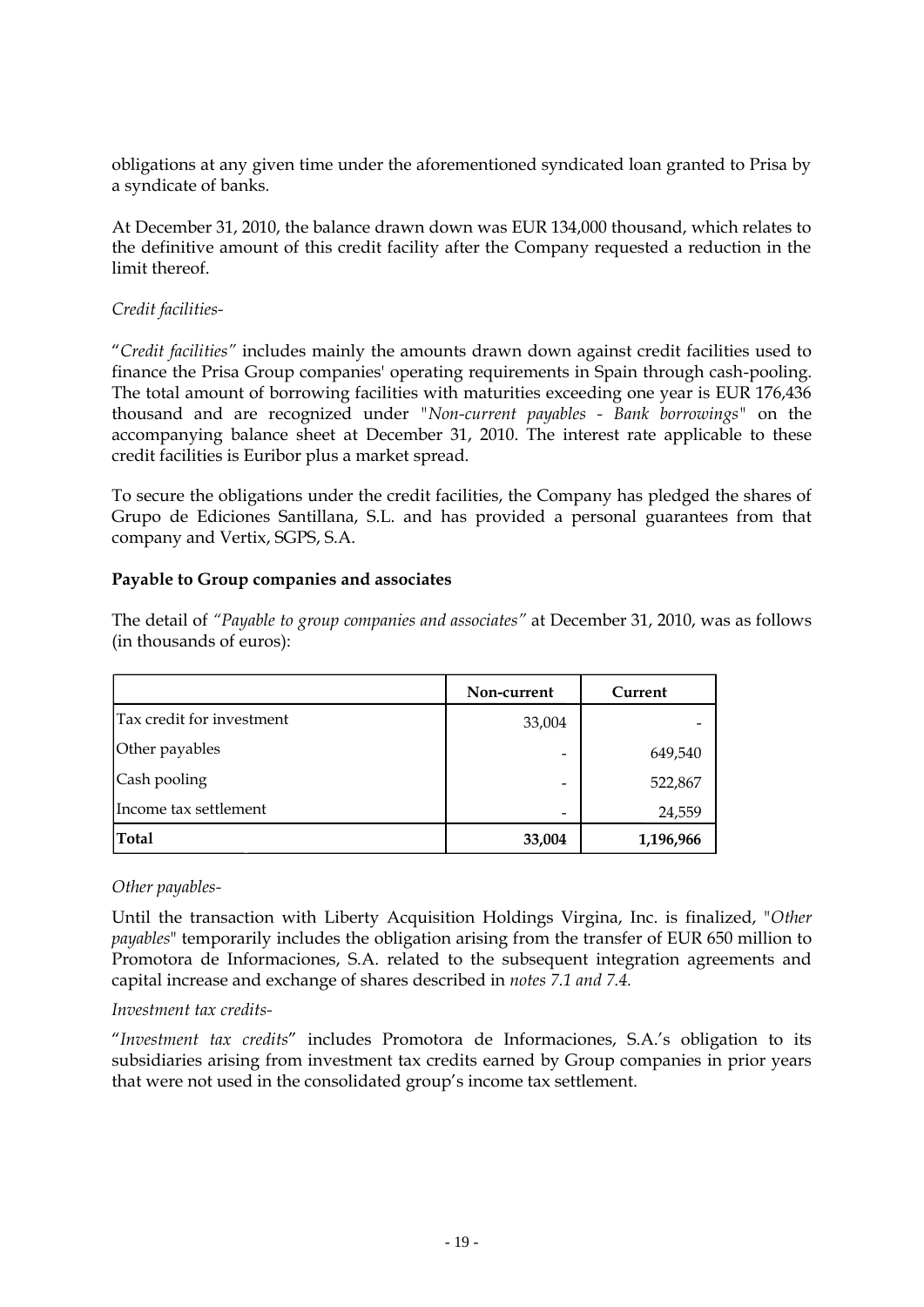obligations at any given time under the aforementioned syndicated loan granted to Prisa by a syndicate of banks.

At December 31, 2010, the balance drawn down was EUR 134,000 thousand, which relates to the definitive amount of this credit facility after the Company requested a reduction in the limit thereof.

*Credit facilities-*

"*Credit facilities"* includes mainly the amounts drawn down against credit facilities used to finance the Prisa Group companies' operating requirements in Spain through cash-pooling. The total amount of borrowing facilities with maturities exceeding one year is EUR 176,436 thousand and are recognized under "*Non-current payables - Bank borrowings*" on the accompanying balance sheet at December 31, 2010. The interest rate applicable to these credit facilities is Euribor plus a market spread.

To secure the obligations under the credit facilities, the Company has pledged the shares of Grupo de Ediciones Santillana, S.L. and has provided a personal guarantees from that company and Vertix, SGPS, S.A.

**Payable to Group companies and associates**

The detail of *"Payable to group companies and associates"* at December 31, 2010, was as follows (in thousands of euros):

| | Non-current | Current |
|---|---|---|
| Tax credit for investment | 33,004 | - |
| Other payables | - | 649,540 |
| Cash pooling | - | 522,867 |
| Income tax settlement | - | 24,559 |
| **Total** | **33,004** | **1,196,966** |

*Other payables-*

Until the transaction with Liberty Acquisition Holdings Virgina, Inc. is finalized, "*Other payables*" temporarily includes the obligation arising from the transfer of EUR 650 million to Promotora de Informaciones, S.A. related to the subsequent integration agreements and capital increase and exchange of shares described in *notes 7.1 and 7.4.*

*Investment tax credits-*

"*Investment tax credits*" includes Promotora de Informaciones, S.A.'s obligation to its subsidiaries arising from investment tax credits earned by Group companies in prior years that were not used in the consolidated group's income tax settlement.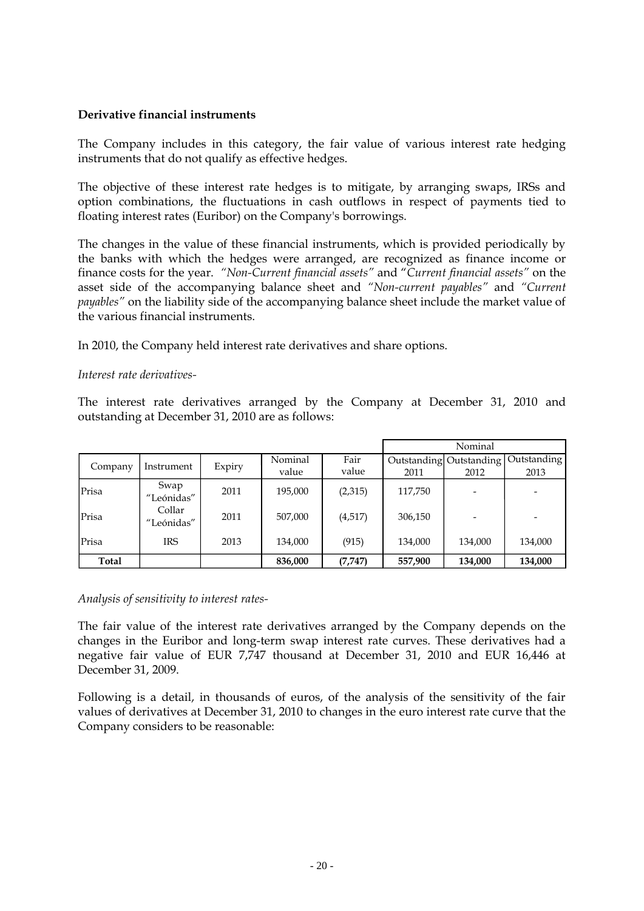**Derivative financial instruments**

The Company includes in this category, the fair value of various interest rate hedging instruments that do not qualify as effective hedges.

The objective of these interest rate hedges is to mitigate, by arranging swaps, IRSs and option combinations, the fluctuations in cash outflows in respect of payments tied to floating interest rates (Euribor) on the Company's borrowings.

The changes in the value of these financial instruments, which is provided periodically by the banks with which the hedges were arranged, are recognized as finance income or finance costs for the year. *"Non-Current financial assets"* and "*Current financial assets"* on the asset side of the accompanying balance sheet and *"Non-current payables"* and *"Current payables"* on the liability side of the accompanying balance sheet include the market value of the various financial instruments.

In 2010, the Company held interest rate derivatives and share options.

*Interest rate derivatives-*

The interest rate derivatives arranged by the Company at December 31, 2010 and outstanding at December 31, 2010 are as follows:

| | | | | | Nominal | | |
|---|---|---|---|---|---|---|---|
| Company | Instrument | Expiry | Nominal value | Fair value | Outstanding 2011 | Outstanding 2012 | Outstanding 2013 |
| Prisa | Swap "Leónidas" | 2011 | 195,000 | (2,315) | 117,750 | - | - |
| Prisa | Collar "Leónidas" | 2011 | 507,000 | (4,517) | 306,150 | - | - |
| Prisa | IRS | 2013 | 134,000 | (915) | 134,000 | 134,000 | 134,000 |
| **Total** | | | **836,000** | **(7,747)** | **557,900** | **134,000** | **134,000** |

*Analysis of sensitivity to interest rates-*

The fair value of the interest rate derivatives arranged by the Company depends on the changes in the Euribor and long-term swap interest rate curves. These derivatives had a negative fair value of EUR 7,747 thousand at December 31, 2010 and EUR 16,446 at December 31, 2009.

Following is a detail, in thousands of euros, of the analysis of the sensitivity of the fair values of derivatives at December 31, 2010 to changes in the euro interest rate curve that the Company considers to be reasonable: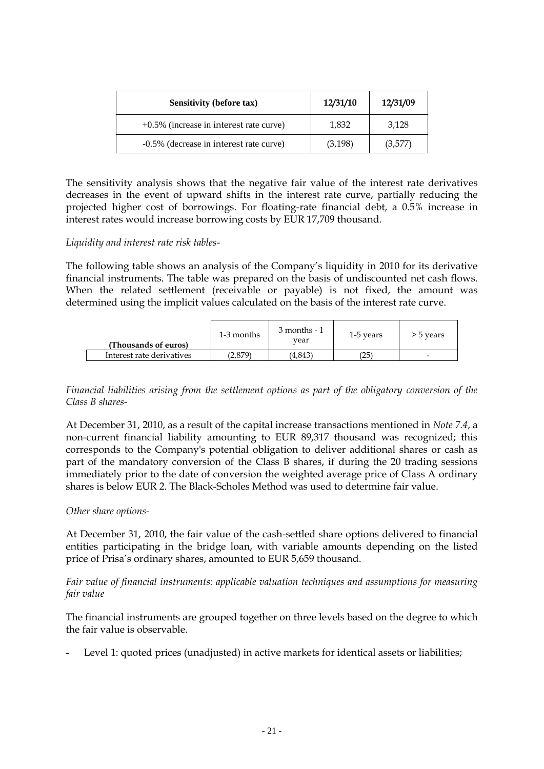| Sensitivity (before tax) | 12/31/10 | 12/31/09 |
| --- | --- | --- |
| +0.5% (increase in interest rate curve) | 1,832 | 3,128 |
| -0.5% (decrease in interest rate curve) | (3,198) | (3,577) |

The sensitivity analysis shows that the negative fair value of the interest rate derivatives decreases in the event of upward shifts in the interest rate curve, partially reducing the projected higher cost of borrowings. For floating-rate financial debt, a 0.5% increase in interest rates would increase borrowing costs by EUR 17,709 thousand.

*Liquidity and interest rate risk tables-*

The following table shows an analysis of the Company's liquidity in 2010 for its derivative financial instruments. The table was prepared on the basis of undiscounted net cash flows. When the related settlement (receivable or payable) is not fixed, the amount was determined using the implicit values calculated on the basis of the interest rate curve.

| (Thousands of euros) | 1-3 months | 3 months - 1 year | 1-5 years | > 5 years |
| --- | --- | --- | --- | --- |
| Interest rate derivatives | (2,879) | (4,843) | (25) | - |

*Financial liabilities arising from the settlement options as part of the obligatory conversion of the Class B shares-*

At December 31, 2010, as a result of the capital increase transactions mentioned in *Note 7.4*, a non-current financial liability amounting to EUR 89,317 thousand was recognized; this corresponds to the Company's potential obligation to deliver additional shares or cash as part of the mandatory conversion of the Class B shares, if during the 20 trading sessions immediately prior to the date of conversion the weighted average price of Class A ordinary shares is below EUR 2. The Black-Scholes Method was used to determine fair value.

*Other share options-*

At December 31, 2010, the fair value of the cash-settled share options delivered to financial entities participating in the bridge loan, with variable amounts depending on the listed price of Prisa's ordinary shares, amounted to EUR 5,659 thousand.

*Fair value of financial instruments: applicable valuation techniques and assumptions for measuring fair value*

The financial instruments are grouped together on three levels based on the degree to which the fair value is observable.

- Level 1: quoted prices (unadjusted) in active markets for identical assets or liabilities;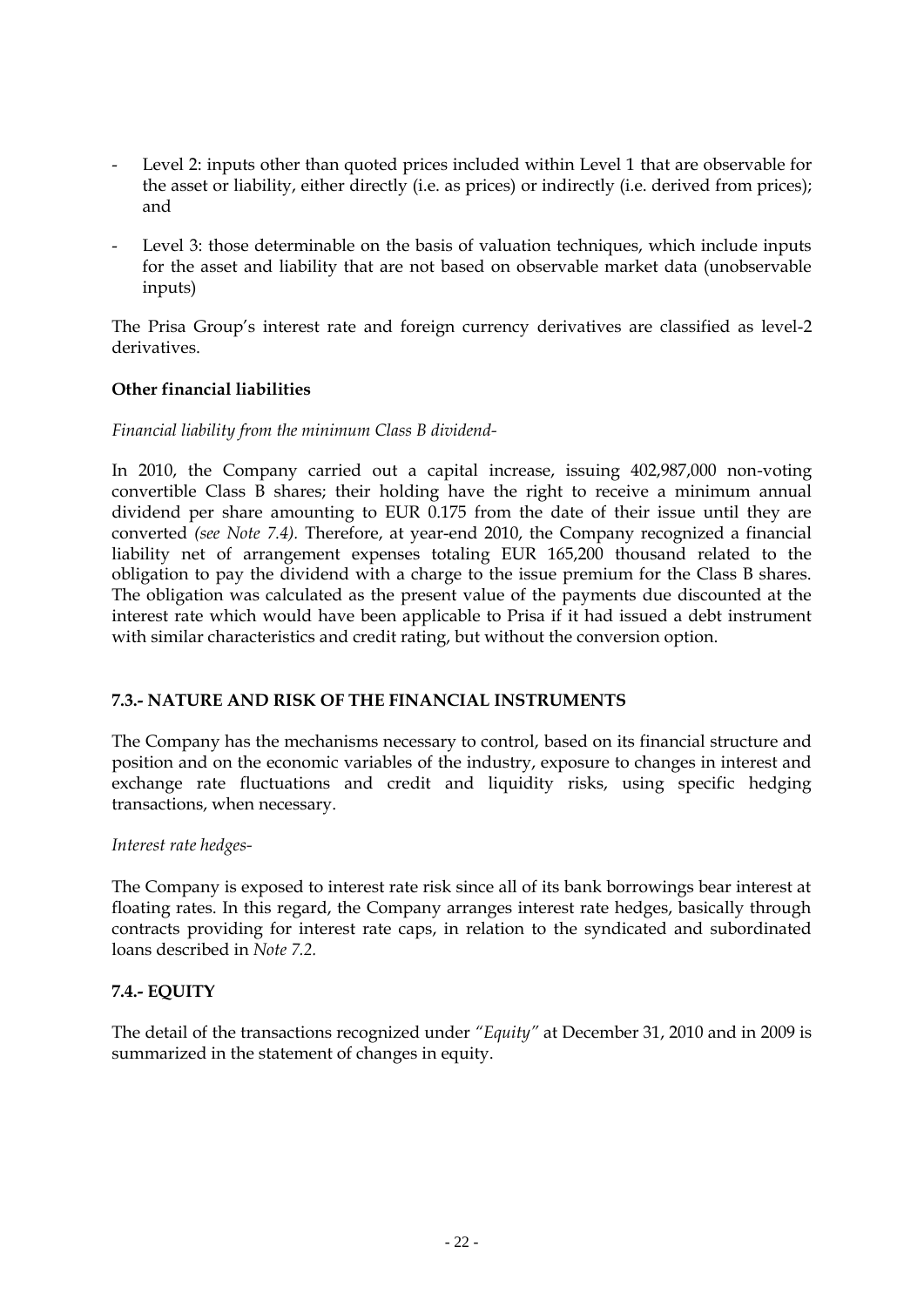- Level 2: inputs other than quoted prices included within Level 1 that are observable for the asset or liability, either directly (i.e. as prices) or indirectly (i.e. derived from prices); and

- Level 3: those determinable on the basis of valuation techniques, which include inputs for the asset and liability that are not based on observable market data (unobservable inputs)

The Prisa Group's interest rate and foreign currency derivatives are classified as level-2 derivatives.

**Other financial liabilities**

*Financial liability from the minimum Class B dividend-*

In 2010, the Company carried out a capital increase, issuing 402,987,000 non-voting convertible Class B shares; their holding have the right to receive a minimum annual dividend per share amounting to EUR 0.175 from the date of their issue until they are converted *(see Note 7.4).* Therefore, at year-end 2010, the Company recognized a financial liability net of arrangement expenses totaling EUR 165,200 thousand related to the obligation to pay the dividend with a charge to the issue premium for the Class B shares. The obligation was calculated as the present value of the payments due discounted at the interest rate which would have been applicable to Prisa if it had issued a debt instrument with similar characteristics and credit rating, but without the conversion option.

## 7.3.- NATURE AND RISK OF THE FINANCIAL INSTRUMENTS

The Company has the mechanisms necessary to control, based on its financial structure and position and on the economic variables of the industry, exposure to changes in interest and exchange rate fluctuations and credit and liquidity risks, using specific hedging transactions, when necessary.

*Interest rate hedges-*

The Company is exposed to interest rate risk since all of its bank borrowings bear interest at floating rates. In this regard, the Company arranges interest rate hedges, basically through contracts providing for interest rate caps, in relation to the syndicated and subordinated loans described in *Note 7.2.*

## 7.4.- EQUITY

The detail of the transactions recognized under *"Equity"* at December 31, 2010 and in 2009 is summarized in the statement of changes in equity.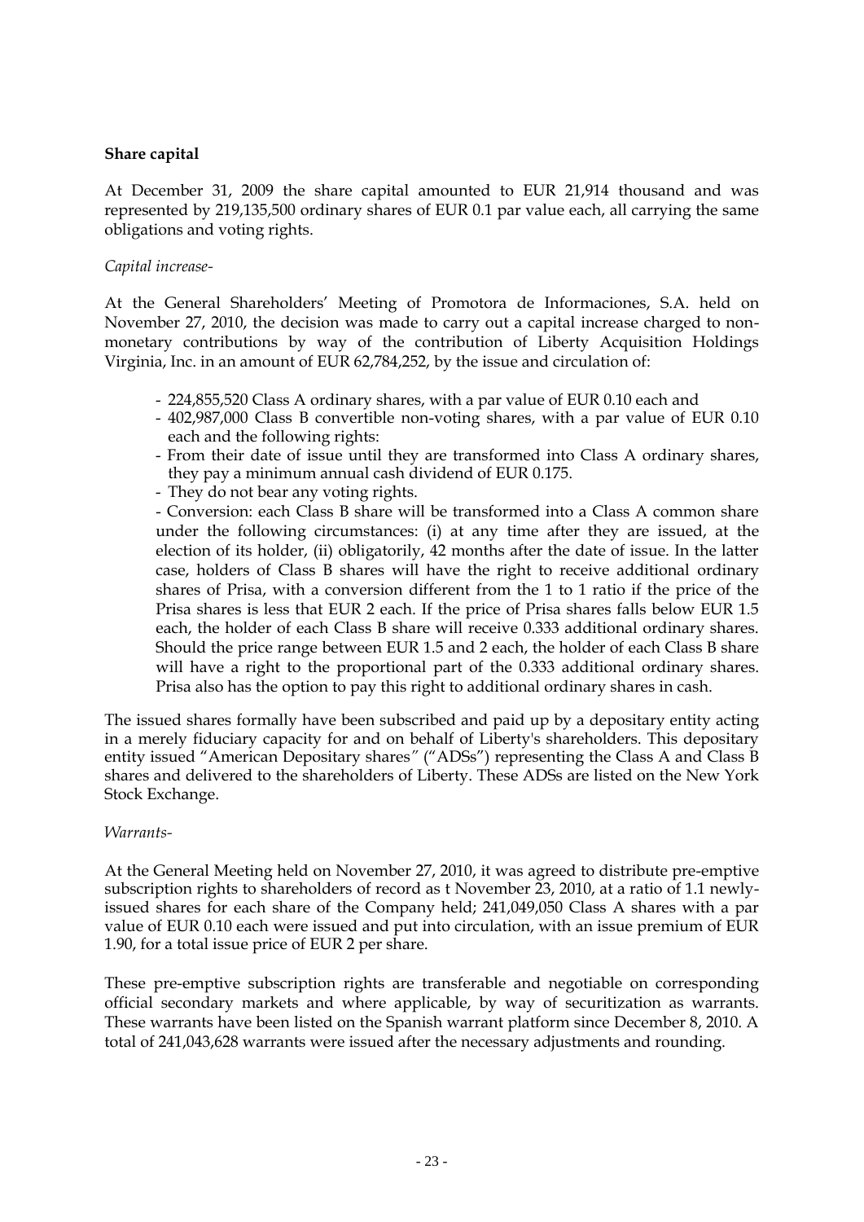**Share capital**

At December 31, 2009 the share capital amounted to EUR 21,914 thousand and was represented by 219,135,500 ordinary shares of EUR 0.1 par value each, all carrying the same obligations and voting rights.

*Capital increase-*

At the General Shareholders' Meeting of Promotora de Informaciones, S.A. held on November 27, 2010, the decision was made to carry out a capital increase charged to non-monetary contributions by way of the contribution of Liberty Acquisition Holdings Virginia, Inc. in an amount of EUR 62,784,252, by the issue and circulation of:

- 224,855,520 Class A ordinary shares, with a par value of EUR 0.10 each and
- 402,987,000 Class B convertible non-voting shares, with a par value of EUR 0.10 each and the following rights:
- From their date of issue until they are transformed into Class A ordinary shares, they pay a minimum annual cash dividend of EUR 0.175.
- They do not bear any voting rights.
- Conversion: each Class B share will be transformed into a Class A common share under the following circumstances: (i) at any time after they are issued, at the election of its holder, (ii) obligatorily, 42 months after the date of issue. In the latter case, holders of Class B shares will have the right to receive additional ordinary shares of Prisa, with a conversion different from the 1 to 1 ratio if the price of the Prisa shares is less that EUR 2 each. If the price of Prisa shares falls below EUR 1.5 each, the holder of each Class B share will receive 0.333 additional ordinary shares. Should the price range between EUR 1.5 and 2 each, the holder of each Class B share will have a right to the proportional part of the 0.333 additional ordinary shares. Prisa also has the option to pay this right to additional ordinary shares in cash.

The issued shares formally have been subscribed and paid up by a depositary entity acting in a merely fiduciary capacity for and on behalf of Liberty's shareholders. This depositary entity issued "American Depositary shares" ("ADSs") representing the Class A and Class B shares and delivered to the shareholders of Liberty. These ADSs are listed on the New York Stock Exchange.

*Warrants-*

At the General Meeting held on November 27, 2010, it was agreed to distribute pre-emptive subscription rights to shareholders of record as t November 23, 2010, at a ratio of 1.1 newly-issued shares for each share of the Company held; 241,049,050 Class A shares with a par value of EUR 0.10 each were issued and put into circulation, with an issue premium of EUR 1.90, for a total issue price of EUR 2 per share.

These pre-emptive subscription rights are transferable and negotiable on corresponding official secondary markets and where applicable, by way of securitization as warrants. These warrants have been listed on the Spanish warrant platform since December 8, 2010. A total of 241,043,628 warrants were issued after the necessary adjustments and rounding.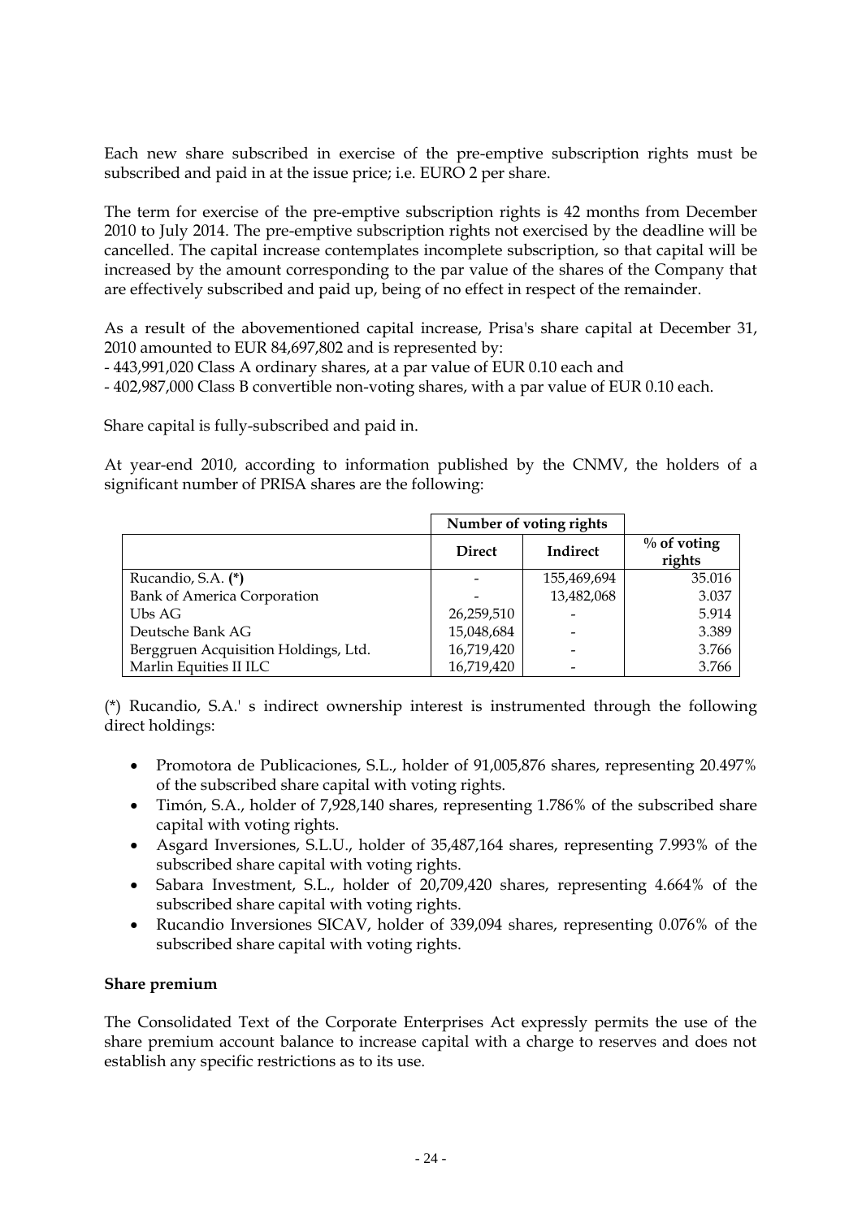Each new share subscribed in exercise of the pre-emptive subscription rights must be subscribed and paid in at the issue price; i.e. EURO 2 per share.

The term for exercise of the pre-emptive subscription rights is 42 months from December 2010 to July 2014. The pre-emptive subscription rights not exercised by the deadline will be cancelled. The capital increase contemplates incomplete subscription, so that capital will be increased by the amount corresponding to the par value of the shares of the Company that are effectively subscribed and paid up, being of no effect in respect of the remainder.

As a result of the abovementioned capital increase, Prisa's share capital at December 31, 2010 amounted to EUR 84,697,802 and is represented by:

- 443,991,020 Class A ordinary shares, at a par value of EUR 0.10 each and
- 402,987,000 Class B convertible non-voting shares, with a par value of EUR 0.10 each.

Share capital is fully-subscribed and paid in.

At year-end 2010, according to information published by the CNMV, the holders of a significant number of PRISA shares are the following:

| | Number of voting rights | | |
|---|---|---|---|
| | Direct | Indirect | % of voting rights |
| Rucandio, S.A. **(\*)** | - | 155,469,694 | 35.016 |
| Bank of America Corporation | - | 13,482,068 | 3.037 |
| Ubs AG | 26,259,510 | - | 5.914 |
| Deutsche Bank AG | 15,048,684 | - | 3.389 |
| Berggruen Acquisition Holdings, Ltd. | 16,719,420 | - | 3.766 |
| Marlin Equities II ILC | 16,719,420 | - | 3.766 |

(*) Rucandio, S.A.' s indirect ownership interest is instrumented through the following direct holdings:

- Promotora de Publicaciones, S.L., holder of 91,005,876 shares, representing 20.497% of the subscribed share capital with voting rights.
- Timón, S.A., holder of 7,928,140 shares, representing 1.786% of the subscribed share capital with voting rights.
- Asgard Inversiones, S.L.U., holder of 35,487,164 shares, representing 7.993% of the subscribed share capital with voting rights.
- Sabara Investment, S.L., holder of 20,709,420 shares, representing 4.664% of the subscribed share capital with voting rights.
- Rucandio Inversiones SICAV, holder of 339,094 shares, representing 0.076% of the subscribed share capital with voting rights.

**Share premium**

The Consolidated Text of the Corporate Enterprises Act expressly permits the use of the share premium account balance to increase capital with a charge to reserves and does not establish any specific restrictions as to its use.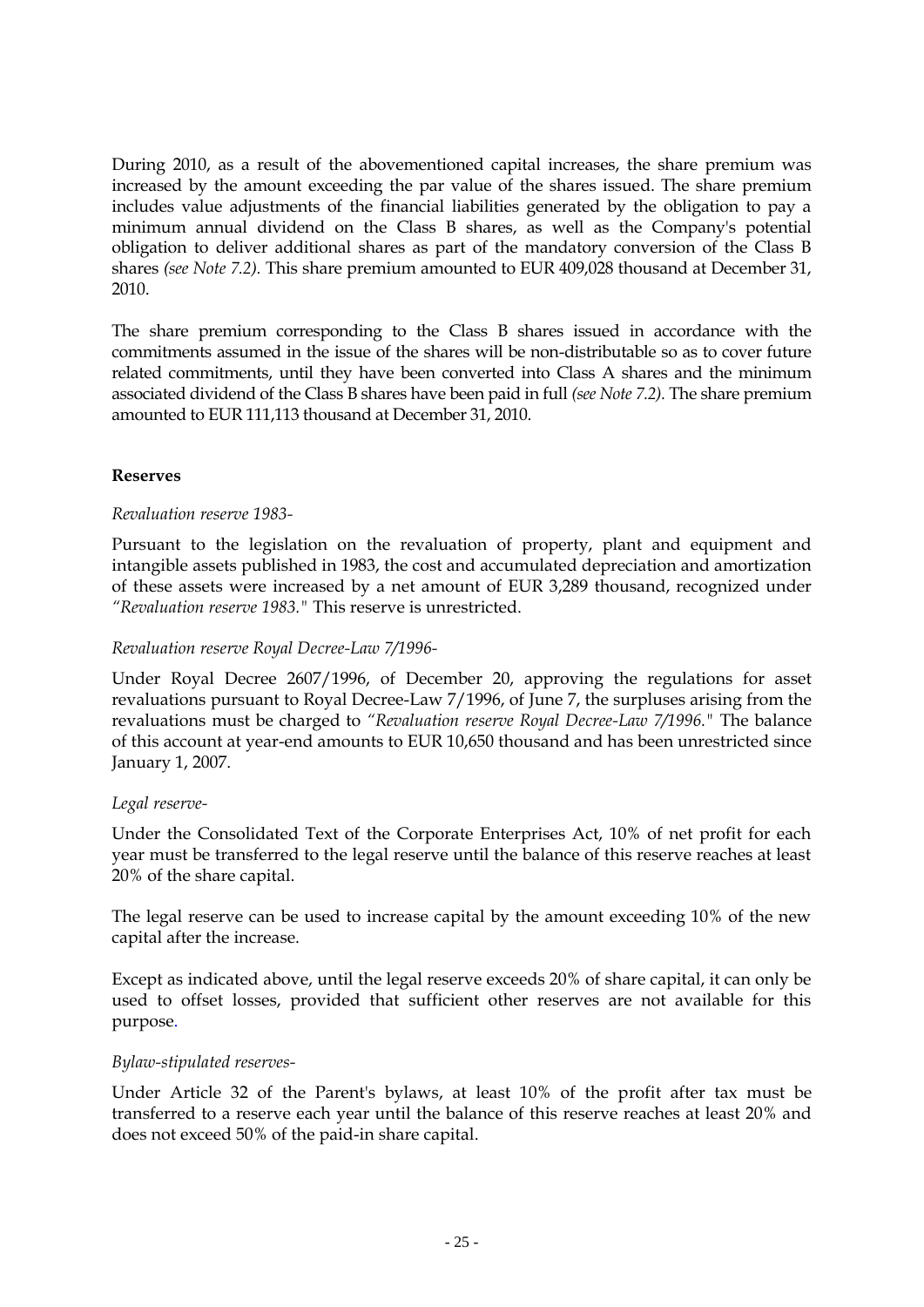During 2010, as a result of the abovementioned capital increases, the share premium was increased by the amount exceeding the par value of the shares issued. The share premium includes value adjustments of the financial liabilities generated by the obligation to pay a minimum annual dividend on the Class B shares, as well as the Company's potential obligation to deliver additional shares as part of the mandatory conversion of the Class B shares *(see Note 7.2)*. This share premium amounted to EUR 409,028 thousand at December 31, 2010.

The share premium corresponding to the Class B shares issued in accordance with the commitments assumed in the issue of the shares will be non-distributable so as to cover future related commitments, until they have been converted into Class A shares and the minimum associated dividend of the Class B shares have been paid in full *(see Note 7.2)*. The share premium amounted to EUR 111,113 thousand at December 31, 2010.

**Reserves**

*Revaluation reserve 1983-*

Pursuant to the legislation on the revaluation of property, plant and equipment and intangible assets published in 1983, the cost and accumulated depreciation and amortization of these assets were increased by a net amount of EUR 3,289 thousand, recognized under *"Revaluation reserve 1983."* This reserve is unrestricted.

*Revaluation reserve Royal Decree-Law 7/1996-*

Under Royal Decree 2607/1996, of December 20, approving the regulations for asset revaluations pursuant to Royal Decree-Law 7/1996, of June 7, the surpluses arising from the revaluations must be charged to *"Revaluation reserve Royal Decree-Law 7/1996."* The balance of this account at year-end amounts to EUR 10,650 thousand and has been unrestricted since January 1, 2007.

*Legal reserve-*

Under the Consolidated Text of the Corporate Enterprises Act, 10% of net profit for each year must be transferred to the legal reserve until the balance of this reserve reaches at least 20% of the share capital.

The legal reserve can be used to increase capital by the amount exceeding 10% of the new capital after the increase.

Except as indicated above, until the legal reserve exceeds 20% of share capital, it can only be used to offset losses, provided that sufficient other reserves are not available for this purpose.

*Bylaw-stipulated reserves-*

Under Article 32 of the Parent's bylaws, at least 10% of the profit after tax must be transferred to a reserve each year until the balance of this reserve reaches at least 20% and does not exceed 50% of the paid-in share capital.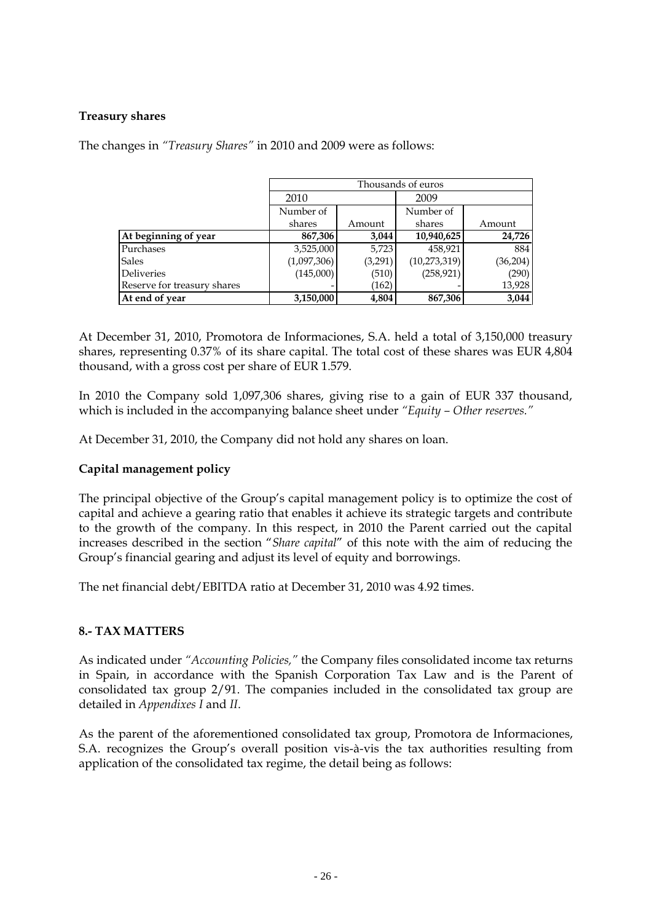**Treasury shares**

The changes in *"Treasury Shares"* in 2010 and 2009 were as follows:

| | Thousands of euros | | | |
|---|---|---|---|---|
| | 2010 | | 2009 | |
| | Number of shares | Amount | Number of shares | Amount |
| **At beginning of year** | **867,306** | **3,044** | **10,940,625** | **24,726** |
| Purchases | 3,525,000 | 5,723 | 458,921 | 884 |
| Sales | (1,097,306) | (3,291) | (10,273,319) | (36,204) |
| Deliveries | (145,000) | (510) | (258,921) | (290) |
| Reserve for treasury shares | - | (162) | - | 13,928 |
| **At end of year** | **3,150,000** | **4,804** | **867,306** | **3,044** |

At December 31, 2010, Promotora de Informaciones, S.A. held a total of 3,150,000 treasury shares, representing 0.37% of its share capital. The total cost of these shares was EUR 4,804 thousand, with a gross cost per share of EUR 1.579.

In 2010 the Company sold 1,097,306 shares, giving rise to a gain of EUR 337 thousand, which is included in the accompanying balance sheet under *"Equity – Other reserves."*

At December 31, 2010, the Company did not hold any shares on loan.

**Capital management policy**

The principal objective of the Group's capital management policy is to optimize the cost of capital and achieve a gearing ratio that enables it achieve its strategic targets and contribute to the growth of the company. In this respect, in 2010 the Parent carried out the capital increases described in the section "*Share capital*" of this note with the aim of reducing the Group's financial gearing and adjust its level of equity and borrowings.

The net financial debt/EBITDA ratio at December 31, 2010 was 4.92 times.

## 8.- TAX MATTERS

As indicated under *"Accounting Policies,"* the Company files consolidated income tax returns in Spain, in accordance with the Spanish Corporation Tax Law and is the Parent of consolidated tax group 2/91. The companies included in the consolidated tax group are detailed in *Appendixes I* and *II*.

As the parent of the aforementioned consolidated tax group, Promotora de Informaciones, S.A. recognizes the Group's overall position vis-à-vis the tax authorities resulting from application of the consolidated tax regime, the detail being as follows: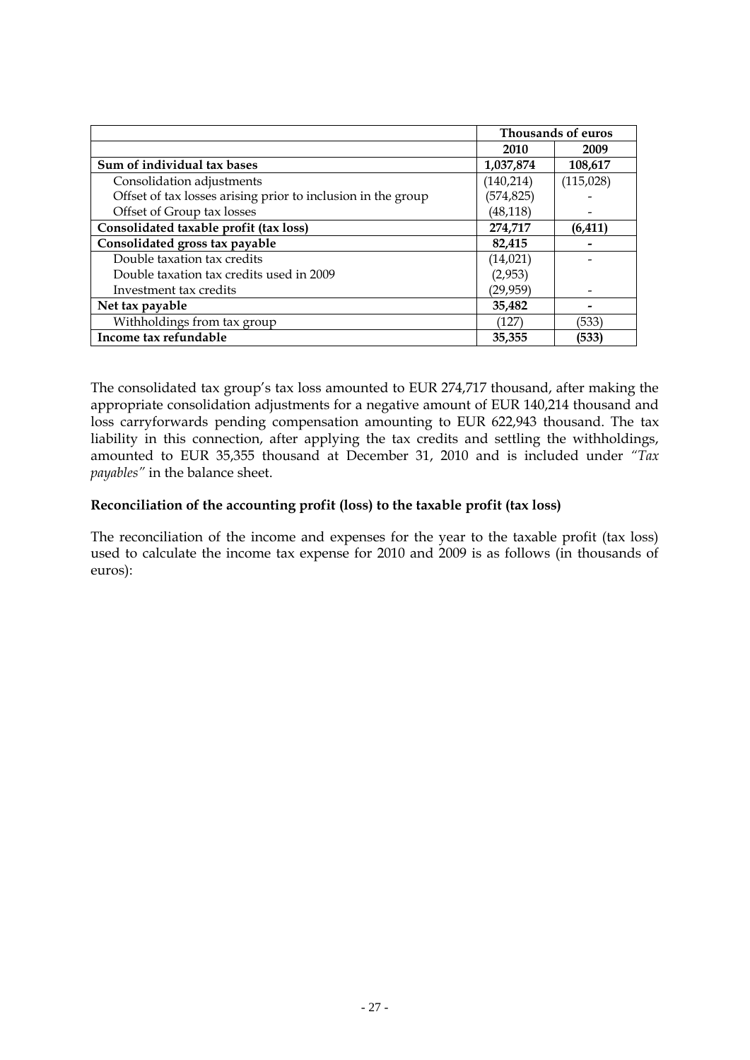| | Thousands of euros | |
|---|---|---|
| | 2010 | 2009 |
| **Sum of individual tax bases** | **1,037,874** | **108,617** |
| Consolidation adjustments | (140,214) | (115,028) |
| Offset of tax losses arising prior to inclusion in the group | (574,825) | - |
| Offset of Group tax losses | (48,118) | - |
| **Consolidated taxable profit (tax loss)** | **274,717** | **(6,411)** |
| **Consolidated gross tax payable** | **82,415** | **-** |
| Double taxation tax credits | (14,021) | - |
| Double taxation tax credits used in 2009 | (2,953) | |
| Investment tax credits | (29,959) | - |
| **Net tax payable** | **35,482** | **-** |
| Withholdings from tax group | (127) | (533) |
| **Income tax refundable** | **35,355** | **(533)** |

The consolidated tax group's tax loss amounted to EUR 274,717 thousand, after making the appropriate consolidation adjustments for a negative amount of EUR 140,214 thousand and loss carryforwards pending compensation amounting to EUR 622,943 thousand. The tax liability in this connection, after applying the tax credits and settling the withholdings, amounted to EUR 35,355 thousand at December 31, 2010 and is included under *"Tax payables"* in the balance sheet.

**Reconciliation of the accounting profit (loss) to the taxable profit (tax loss)**

The reconciliation of the income and expenses for the year to the taxable profit (tax loss) used to calculate the income tax expense for 2010 and 2009 is as follows (in thousands of euros):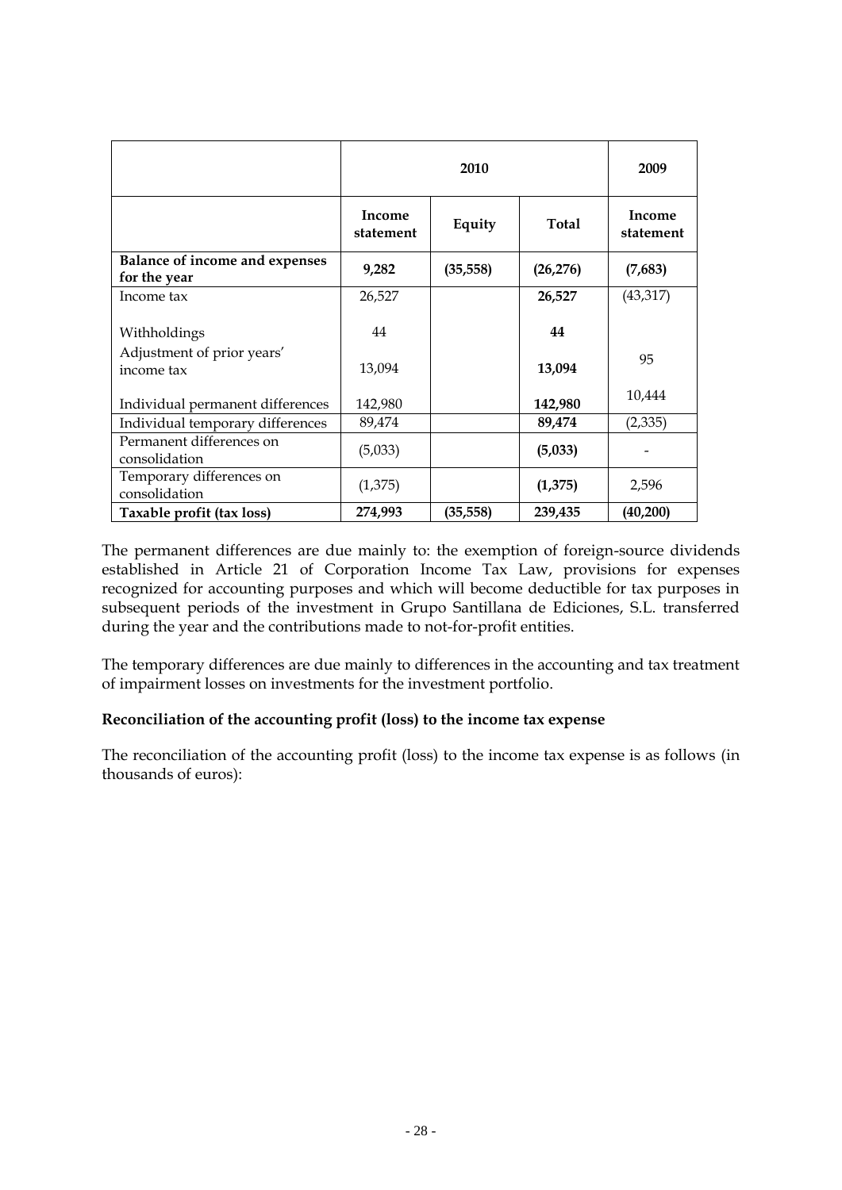| | 2010 | | | 2009 |
|---|---|---|---|---|
| | Income statement | Equity | Total | Income statement |
| **Balance of income and expenses for the year** | **9,282** | **(35,558)** | **(26,276)** | **(7,683)** |
| Income tax | 26,527 | | **26,527** | (43,317) |
| Withholdings | 44 | | **44** | |
| Adjustment of prior years' income tax | 13,094 | | **13,094** | 95 |
| Individual permanent differences | 142,980 | | **142,980** | 10,444 |
| Individual temporary differences | 89,474 | | **89,474** | (2,335) |
| Permanent differences on consolidation | (5,033) | | **(5,033)** | - |
| Temporary differences on consolidation | (1,375) | | **(1,375)** | 2,596 |
| **Taxable profit (tax loss)** | **274,993** | **(35,558)** | **239,435** | **(40,200)** |

The permanent differences are due mainly to: the exemption of foreign-source dividends established in Article 21 of Corporation Income Tax Law, provisions for expenses recognized for accounting purposes and which will become deductible for tax purposes in subsequent periods of the investment in Grupo Santillana de Ediciones, S.L. transferred during the year and the contributions made to not-for-profit entities.

The temporary differences are due mainly to differences in the accounting and tax treatment of impairment losses on investments for the investment portfolio.

**Reconciliation of the accounting profit (loss) to the income tax expense**

The reconciliation of the accounting profit (loss) to the income tax expense is as follows (in thousands of euros):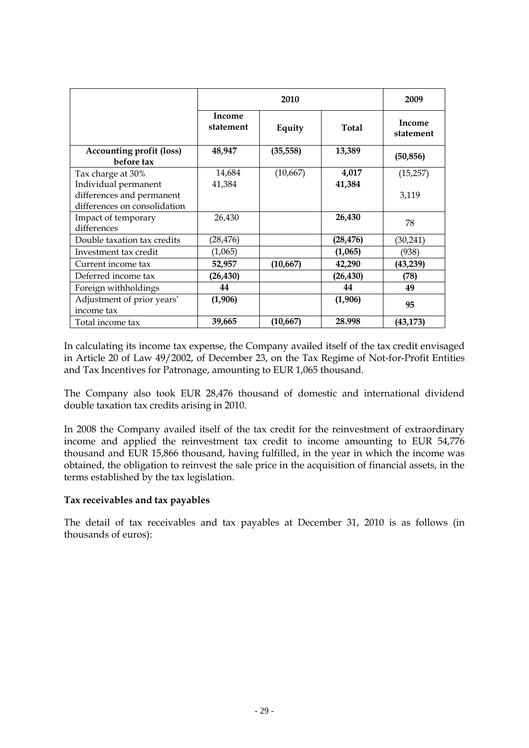| | 2010 | | | 2009 |
|---|---|---|---|---|
| | Income statement | Equity | Total | Income statement |
| **Accounting profit (loss) before tax** | **48,947** | **(35,558)** | **13,389** | **(50,856)** |
| Tax charge at 30% | 14,684 | (10,667) | **4,017** | (15,257) |
| Individual permanent differences and permanent differences on consolidation | 41,384 | | **41,384** | 3,119 |
| Impact of temporary differences | 26,430 | | **26,430** | 78 |
| Double taxation tax credits | (28,476) | | **(28,476)** | (30,241) |
| Investment tax credit | (1,065) | | **(1,065)** | (938) |
| Current income tax | **52,957** | **(10,667)** | **42,290** | **(43,239)** |
| Deferred income tax | **(26,430)** | | **(26,430)** | **(78)** |
| Foreign withholdings | **44** | | **44** | **49** |
| Adjustment of prior years' income tax | **(1,906)** | | **(1,906)** | **95** |
| Total income tax | **39,665** | **(10,667)** | **28.998** | **(43,173)** |

In calculating its income tax expense, the Company availed itself of the tax credit envisaged in Article 20 of Law 49/2002, of December 23, on the Tax Regime of Not-for-Profit Entities and Tax Incentives for Patronage, amounting to EUR 1,065 thousand.

The Company also took EUR 28,476 thousand of domestic and international dividend double taxation tax credits arising in 2010.

In 2008 the Company availed itself of the tax credit for the reinvestment of extraordinary income and applied the reinvestment tax credit to income amounting to EUR 54,776 thousand and EUR 15,866 thousand, having fulfilled, in the year in which the income was obtained, the obligation to reinvest the sale price in the acquisition of financial assets, in the terms established by the tax legislation.

**Tax receivables and tax payables**

The detail of tax receivables and tax payables at December 31, 2010 is as follows (in thousands of euros):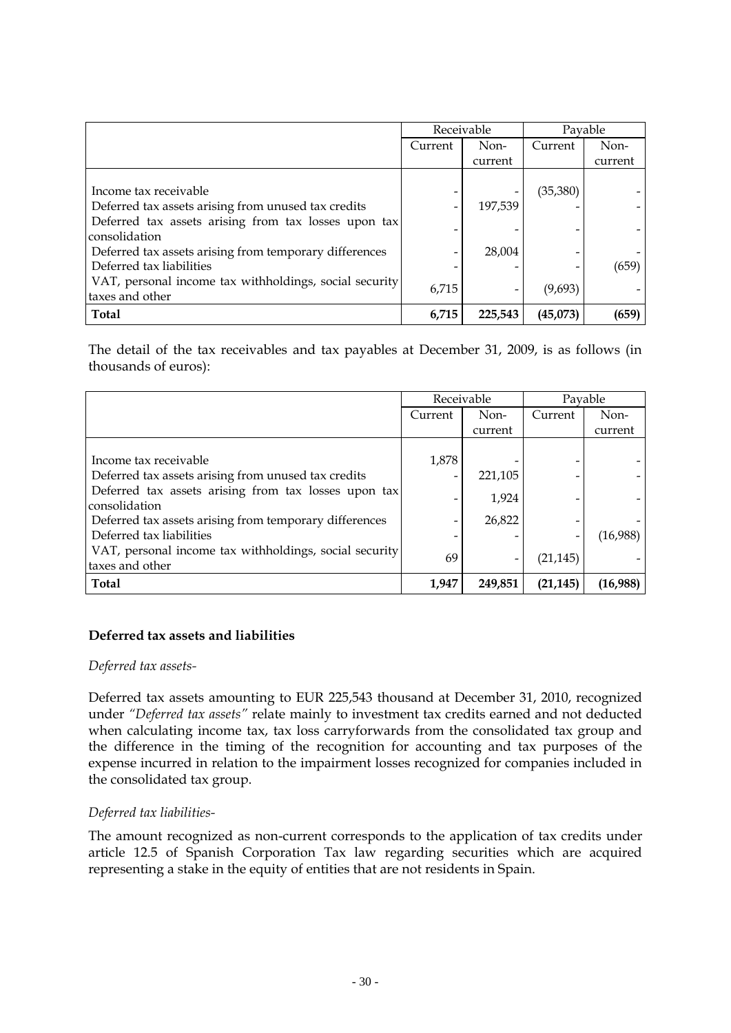| | Receivable | | Payable | |
|---|---|---|---|---|
| | Current | Non-current | Current | Non-current |
| Income tax receivable | - | - | (35,380) | - |
| Deferred tax assets arising from unused tax credits | - | 197,539 | - | - |
| Deferred tax assets arising from tax losses upon tax consolidation | - | - | - | - |
| Deferred tax assets arising from temporary differences | - | 28,004 | - | - |
| Deferred tax liabilities | - | - | - | (659) |
| VAT, personal income tax withholdings, social security taxes and other | 6,715 | - | (9,693) | - |
| **Total** | **6,715** | **225,543** | **(45,073)** | **(659)** |

The detail of the tax receivables and tax payables at December 31, 2009, is as follows (in thousands of euros):

| | Receivable | | Payable | |
|---|---|---|---|---|
| | Current | Non-current | Current | Non-current |
| Income tax receivable | 1,878 | - | - | - |
| Deferred tax assets arising from unused tax credits | - | 221,105 | - | - |
| Deferred tax assets arising from tax losses upon tax consolidation | - | 1,924 | - | - |
| Deferred tax assets arising from temporary differences | - | 26,822 | - | - |
| Deferred tax liabilities | - | - | - | (16,988) |
| VAT, personal income tax withholdings, social security taxes and other | 69 | - | (21,145) | - |
| **Total** | **1,947** | **249,851** | **(21,145)** | **(16,988)** |

**Deferred tax assets and liabilities**

*Deferred tax assets-*

Deferred tax assets amounting to EUR 225,543 thousand at December 31, 2010, recognized under *"Deferred tax assets"* relate mainly to investment tax credits earned and not deducted when calculating income tax, tax loss carryforwards from the consolidated tax group and the difference in the timing of the recognition for accounting and tax purposes of the expense incurred in relation to the impairment losses recognized for companies included in the consolidated tax group.

*Deferred tax liabilities-*

The amount recognized as non-current corresponds to the application of tax credits under article 12.5 of Spanish Corporation Tax law regarding securities which are acquired representing a stake in the equity of entities that are not residents in Spain.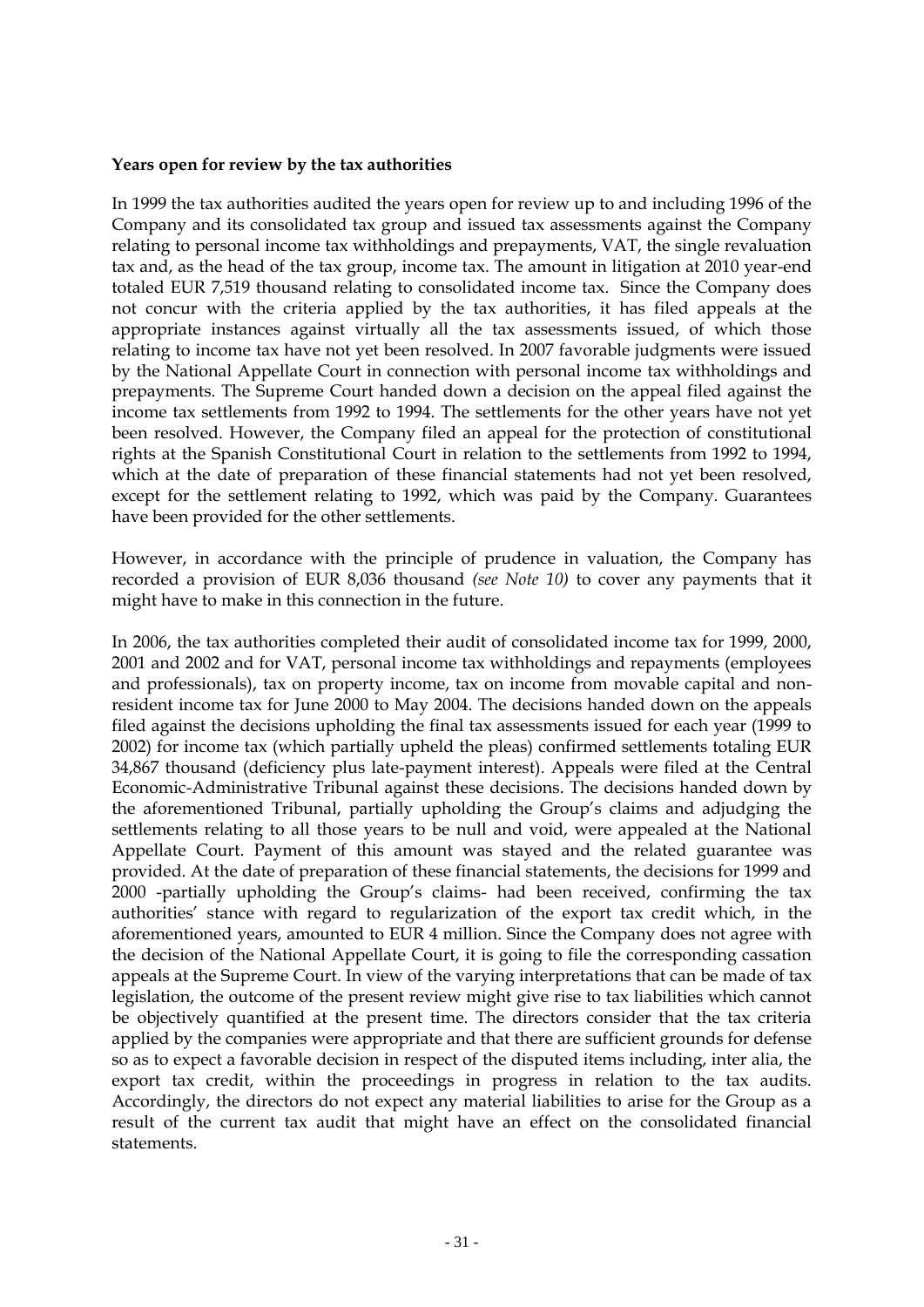**Years open for review by the tax authorities**

In 1999 the tax authorities audited the years open for review up to and including 1996 of the Company and its consolidated tax group and issued tax assessments against the Company relating to personal income tax withholdings and prepayments, VAT, the single revaluation tax and, as the head of the tax group, income tax. The amount in litigation at 2010 year-end totaled EUR 7,519 thousand relating to consolidated income tax. Since the Company does not concur with the criteria applied by the tax authorities, it has filed appeals at the appropriate instances against virtually all the tax assessments issued, of which those relating to income tax have not yet been resolved. In 2007 favorable judgments were issued by the National Appellate Court in connection with personal income tax withholdings and prepayments. The Supreme Court handed down a decision on the appeal filed against the income tax settlements from 1992 to 1994. The settlements for the other years have not yet been resolved. However, the Company filed an appeal for the protection of constitutional rights at the Spanish Constitutional Court in relation to the settlements from 1992 to 1994, which at the date of preparation of these financial statements had not yet been resolved, except for the settlement relating to 1992, which was paid by the Company. Guarantees have been provided for the other settlements.

However, in accordance with the principle of prudence in valuation, the Company has recorded a provision of EUR 8,036 thousand *(see Note 10)* to cover any payments that it might have to make in this connection in the future.

In 2006, the tax authorities completed their audit of consolidated income tax for 1999, 2000, 2001 and 2002 and for VAT, personal income tax withholdings and repayments (employees and professionals), tax on property income, tax on income from movable capital and non-resident income tax for June 2000 to May 2004. The decisions handed down on the appeals filed against the decisions upholding the final tax assessments issued for each year (1999 to 2002) for income tax (which partially upheld the pleas) confirmed settlements totaling EUR 34,867 thousand (deficiency plus late-payment interest). Appeals were filed at the Central Economic-Administrative Tribunal against these decisions. The decisions handed down by the aforementioned Tribunal, partially upholding the Group's claims and adjudging the settlements relating to all those years to be null and void, were appealed at the National Appellate Court. Payment of this amount was stayed and the related guarantee was provided. At the date of preparation of these financial statements, the decisions for 1999 and 2000 -partially upholding the Group's claims- had been received, confirming the tax authorities' stance with regard to regularization of the export tax credit which, in the aforementioned years, amounted to EUR 4 million. Since the Company does not agree with the decision of the National Appellate Court, it is going to file the corresponding cassation appeals at the Supreme Court. In view of the varying interpretations that can be made of tax legislation, the outcome of the present review might give rise to tax liabilities which cannot be objectively quantified at the present time. The directors consider that the tax criteria applied by the companies were appropriate and that there are sufficient grounds for defense so as to expect a favorable decision in respect of the disputed items including, inter alia, the export tax credit, within the proceedings in progress in relation to the tax audits. Accordingly, the directors do not expect any material liabilities to arise for the Group as a result of the current tax audit that might have an effect on the consolidated financial statements.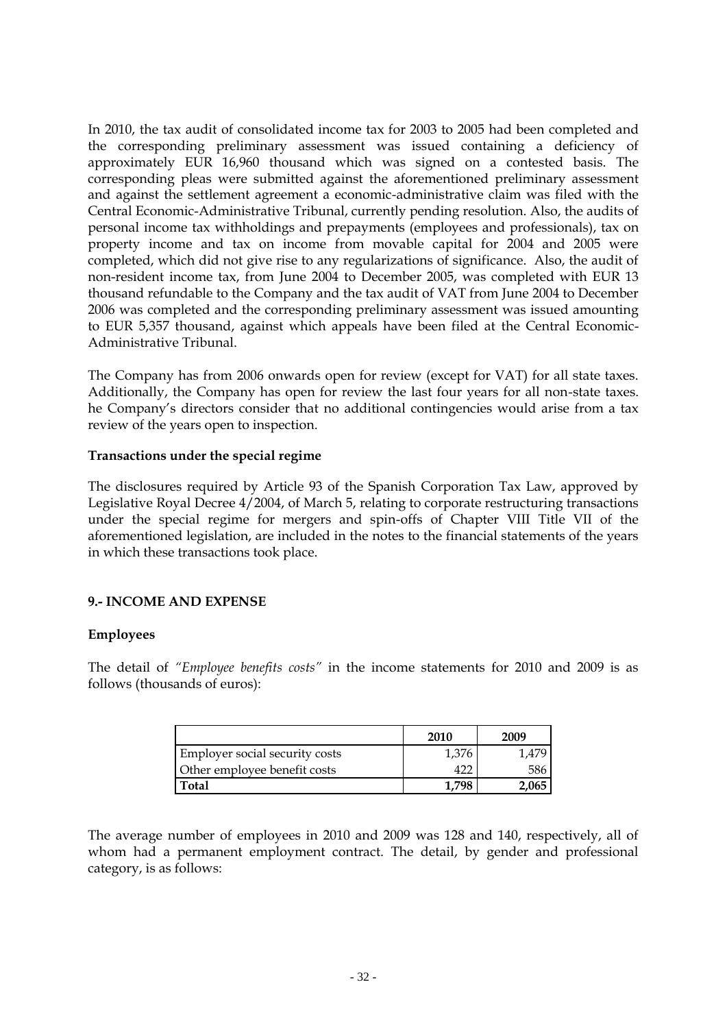In 2010, the tax audit of consolidated income tax for 2003 to 2005 had been completed and the corresponding preliminary assessment was issued containing a deficiency of approximately EUR 16,960 thousand which was signed on a contested basis. The corresponding pleas were submitted against the aforementioned preliminary assessment and against the settlement agreement a economic-administrative claim was filed with the Central Economic-Administrative Tribunal, currently pending resolution. Also, the audits of personal income tax withholdings and prepayments (employees and professionals), tax on property income and tax on income from movable capital for 2004 and 2005 were completed, which did not give rise to any regularizations of significance. Also, the audit of non-resident income tax, from June 2004 to December 2005, was completed with EUR 13 thousand refundable to the Company and the tax audit of VAT from June 2004 to December 2006 was completed and the corresponding preliminary assessment was issued amounting to EUR 5,357 thousand, against which appeals have been filed at the Central Economic-Administrative Tribunal.

The Company has from 2006 onwards open for review (except for VAT) for all state taxes. Additionally, the Company has open for review the last four years for all non-state taxes. he Company's directors consider that no additional contingencies would arise from a tax review of the years open to inspection.

**Transactions under the special regime**

The disclosures required by Article 93 of the Spanish Corporation Tax Law, approved by Legislative Royal Decree 4/2004, of March 5, relating to corporate restructuring transactions under the special regime for mergers and spin-offs of Chapter VIII Title VII of the aforementioned legislation, are included in the notes to the financial statements of the years in which these transactions took place.

## 9.- INCOME AND EXPENSE

**Employees**

The detail of *"Employee benefits costs"* in the income statements for 2010 and 2009 is as follows (thousands of euros):

| | 2010 | 2009 |
|---|---|---|
| Employer social security costs | 1,376 | 1,479 |
| Other employee benefit costs | 422 | 586 |
| **Total** | **1,798** | **2,065** |

The average number of employees in 2010 and 2009 was 128 and 140, respectively, all of whom had a permanent employment contract. The detail, by gender and professional category, is as follows: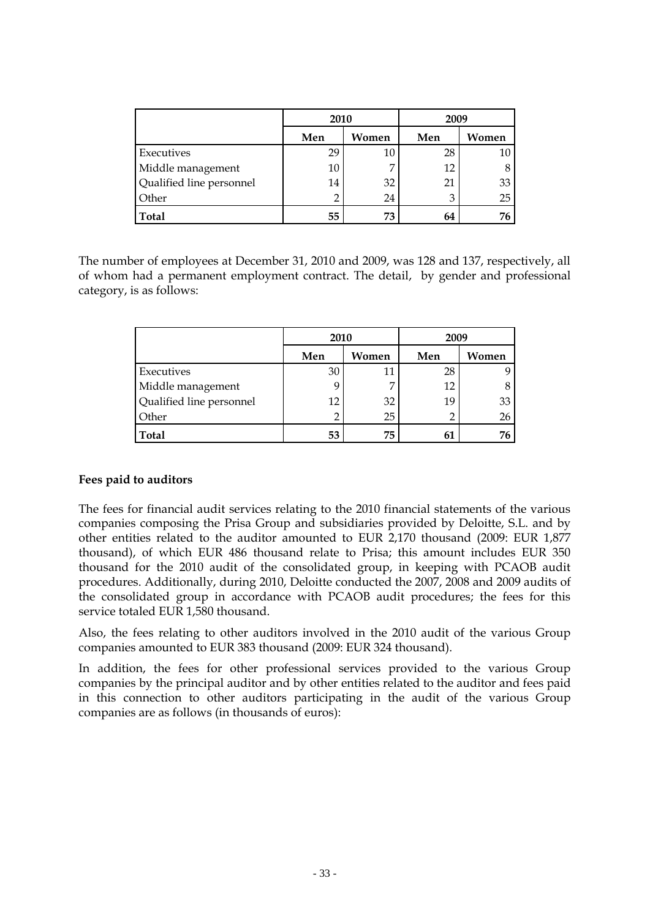| | 2010 | | 2009 | |
|---|---|---|---|---|
| | Men | Women | Men | Women |
| Executives | 29 | 10 | 28 | 10 |
| Middle management | 10 | 7 | 12 | 8 |
| Qualified line personnel | 14 | 32 | 21 | 33 |
| Other | 2 | 24 | 3 | 25 |
| **Total** | **55** | **73** | **64** | **76** |

The number of employees at December 31, 2010 and 2009, was 128 and 137, respectively, all of whom had a permanent employment contract. The detail, by gender and professional category, is as follows:

| | 2010 | | 2009 | |
|---|---|---|---|---|
| | Men | Women | Men | Women |
| Executives | 30 | 11 | 28 | 9 |
| Middle management | 9 | 7 | 12 | 8 |
| Qualified line personnel | 12 | 32 | 19 | 33 |
| Other | 2 | 25 | 2 | 26 |
| **Total** | **53** | **75** | **61** | **76** |

**Fees paid to auditors**

The fees for financial audit services relating to the 2010 financial statements of the various companies composing the Prisa Group and subsidiaries provided by Deloitte, S.L. and by other entities related to the auditor amounted to EUR 2,170 thousand (2009: EUR 1,877 thousand), of which EUR 486 thousand relate to Prisa; this amount includes EUR 350 thousand for the 2010 audit of the consolidated group, in keeping with PCAOB audit procedures. Additionally, during 2010, Deloitte conducted the 2007, 2008 and 2009 audits of the consolidated group in accordance with PCAOB audit procedures; the fees for this service totaled EUR 1,580 thousand.

Also, the fees relating to other auditors involved in the 2010 audit of the various Group companies amounted to EUR 383 thousand (2009: EUR 324 thousand).

In addition, the fees for other professional services provided to the various Group companies by the principal auditor and by other entities related to the auditor and fees paid in this connection to other auditors participating in the audit of the various Group companies are as follows (in thousands of euros):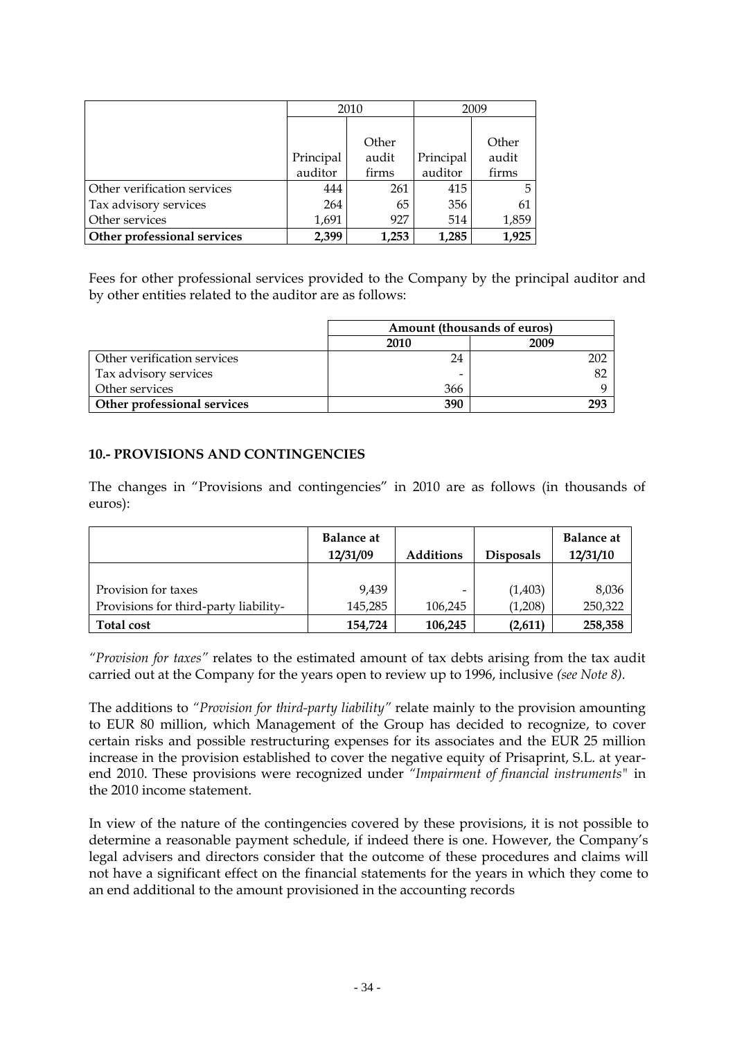| | 2010 | | 2009 | |
|---|---|---|---|---|
| | Principal auditor | Other audit firms | Principal auditor | Other audit firms |
| Other verification services | 444 | 261 | 415 | 5 |
| Tax advisory services | 264 | 65 | 356 | 61 |
| Other services | 1,691 | 927 | 514 | 1,859 |
| **Other professional services** | **2,399** | **1,253** | **1,285** | **1,925** |

Fees for other professional services provided to the Company by the principal auditor and by other entities related to the auditor are as follows:

| | **Amount (thousands of euros)** | |
|---|---|---|
| | **2010** | **2009** |
| Other verification services | 24 | 202 |
| Tax advisory services | - | 82 |
| Other services | 366 | 9 |
| **Other professional services** | **390** | **293** |

## 10.- PROVISIONS AND CONTINGENCIES

The changes in "Provisions and contingencies" in 2010 are as follows (in thousands of euros):

| | **Balance at 12/31/09** | **Additions** | **Disposals** | **Balance at 12/31/10** |
|---|---|---|---|---|
| Provision for taxes | 9,439 | - | (1,403) | 8,036 |
| Provisions for third-party liability- | 145,285 | 106,245 | (1,208) | 250,322 |
| **Total cost** | **154,724** | **106,245** | **(2,611)** | **258,358** |

*"Provision for taxes"* relates to the estimated amount of tax debts arising from the tax audit carried out at the Company for the years open to review up to 1996, inclusive *(see Note 8)*.

The additions to *"Provision for third-party liability"* relate mainly to the provision amounting to EUR 80 million, which Management of the Group has decided to recognize, to cover certain risks and possible restructuring expenses for its associates and the EUR 25 million increase in the provision established to cover the negative equity of Prisaprint, S.L. at year-end 2010. These provisions were recognized under *"Impairment of financial instruments"* in the 2010 income statement.

In view of the nature of the contingencies covered by these provisions, it is not possible to determine a reasonable payment schedule, if indeed there is one. However, the Company's legal advisers and directors consider that the outcome of these procedures and claims will not have a significant effect on the financial statements for the years in which they come to an end additional to the amount provisioned in the accounting records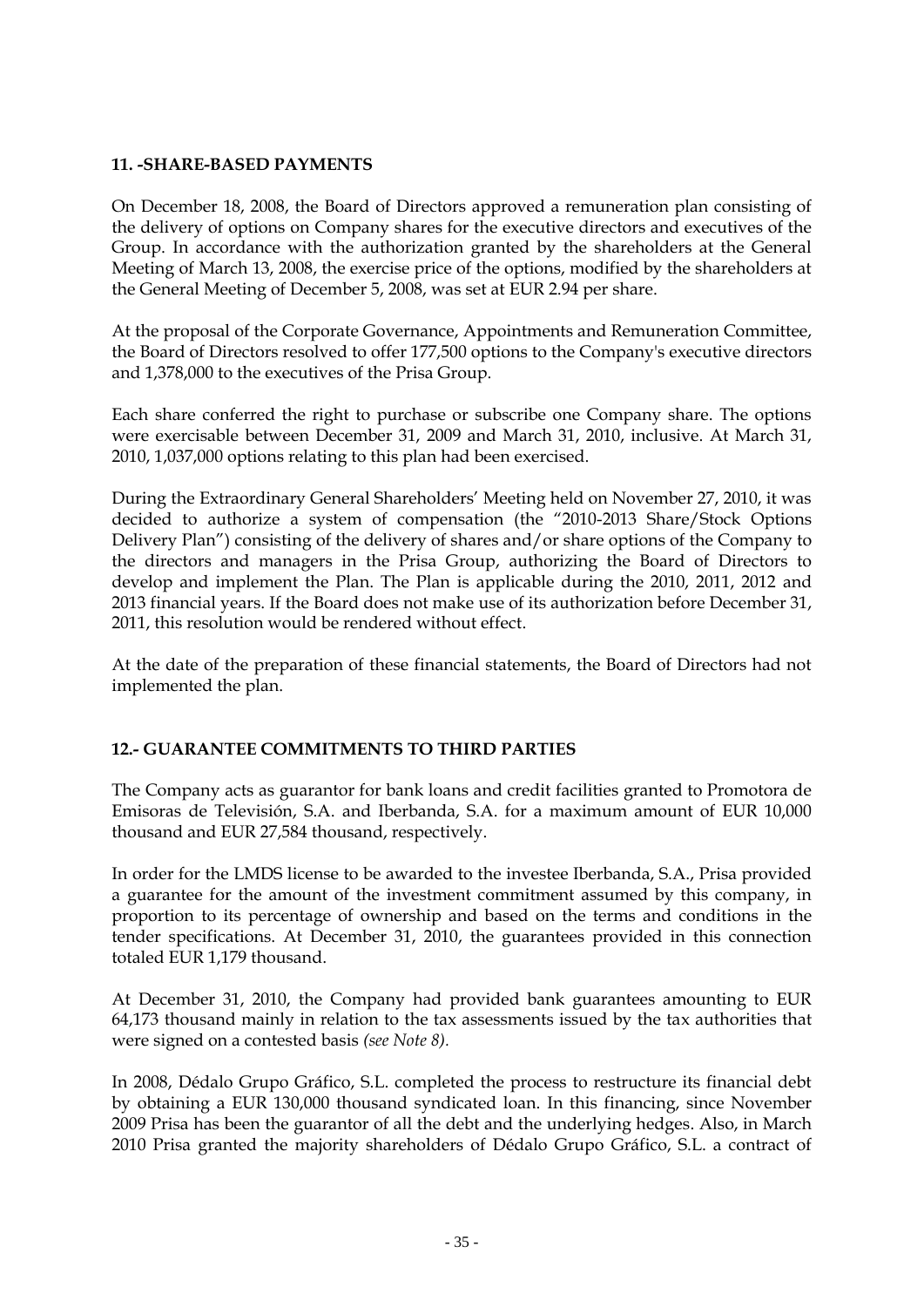## 11. -SHARE-BASED PAYMENTS

On December 18, 2008, the Board of Directors approved a remuneration plan consisting of the delivery of options on Company shares for the executive directors and executives of the Group. In accordance with the authorization granted by the shareholders at the General Meeting of March 13, 2008, the exercise price of the options, modified by the shareholders at the General Meeting of December 5, 2008, was set at EUR 2.94 per share.

At the proposal of the Corporate Governance, Appointments and Remuneration Committee, the Board of Directors resolved to offer 177,500 options to the Company's executive directors and 1,378,000 to the executives of the Prisa Group.

Each share conferred the right to purchase or subscribe one Company share. The options were exercisable between December 31, 2009 and March 31, 2010, inclusive. At March 31, 2010, 1,037,000 options relating to this plan had been exercised.

During the Extraordinary General Shareholders' Meeting held on November 27, 2010, it was decided to authorize a system of compensation (the "2010-2013 Share/Stock Options Delivery Plan") consisting of the delivery of shares and/or share options of the Company to the directors and managers in the Prisa Group, authorizing the Board of Directors to develop and implement the Plan. The Plan is applicable during the 2010, 2011, 2012 and 2013 financial years. If the Board does not make use of its authorization before December 31, 2011, this resolution would be rendered without effect.

At the date of the preparation of these financial statements, the Board of Directors had not implemented the plan.

## 12.- GUARANTEE COMMITMENTS TO THIRD PARTIES

The Company acts as guarantor for bank loans and credit facilities granted to Promotora de Emisoras de Televisión, S.A. and Iberbanda, S.A. for a maximum amount of EUR 10,000 thousand and EUR 27,584 thousand, respectively.

In order for the LMDS license to be awarded to the investee Iberbanda, S.A., Prisa provided a guarantee for the amount of the investment commitment assumed by this company, in proportion to its percentage of ownership and based on the terms and conditions in the tender specifications. At December 31, 2010, the guarantees provided in this connection totaled EUR 1,179 thousand.

At December 31, 2010, the Company had provided bank guarantees amounting to EUR 64,173 thousand mainly in relation to the tax assessments issued by the tax authorities that were signed on a contested basis *(see Note 8).*

In 2008, Dédalo Grupo Gráfico, S.L. completed the process to restructure its financial debt by obtaining a EUR 130,000 thousand syndicated loan. In this financing, since November 2009 Prisa has been the guarantor of all the debt and the underlying hedges. Also, in March 2010 Prisa granted the majority shareholders of Dédalo Grupo Gráfico, S.L. a contract of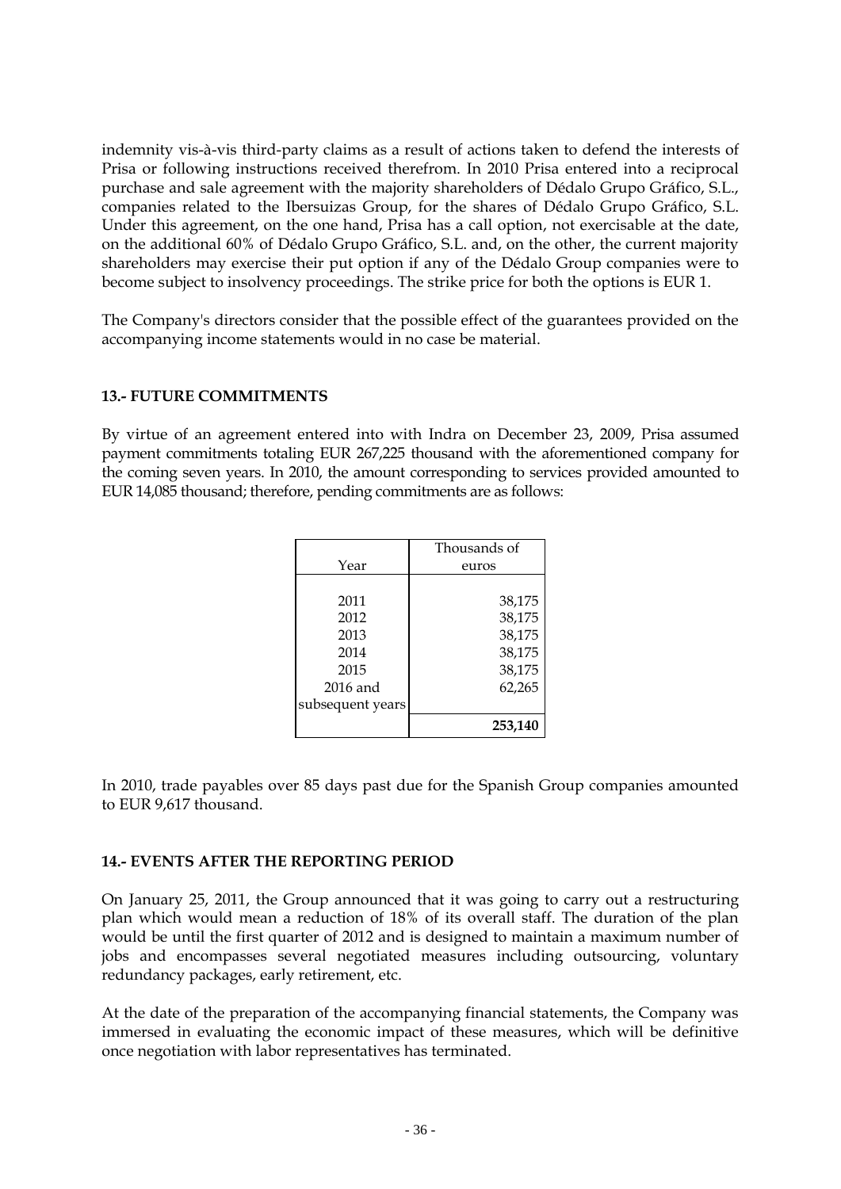indemnity vis-à-vis third-party claims as a result of actions taken to defend the interests of Prisa or following instructions received therefrom. In 2010 Prisa entered into a reciprocal purchase and sale agreement with the majority shareholders of Dédalo Grupo Gráfico, S.L., companies related to the Ibersuizas Group, for the shares of Dédalo Grupo Gráfico, S.L. Under this agreement, on the one hand, Prisa has a call option, not exercisable at the date, on the additional 60% of Dédalo Grupo Gráfico, S.L. and, on the other, the current majority shareholders may exercise their put option if any of the Dédalo Group companies were to become subject to insolvency proceedings. The strike price for both the options is EUR 1.

The Company's directors consider that the possible effect of the guarantees provided on the accompanying income statements would in no case be material.

## 13.- FUTURE COMMITMENTS

By virtue of an agreement entered into with Indra on December 23, 2009, Prisa assumed payment commitments totaling EUR 267,225 thousand with the aforementioned company for the coming seven years. In 2010, the amount corresponding to services provided amounted to EUR 14,085 thousand; therefore, pending commitments are as follows:

| Year | Thousands of euros |
|---|---|
| 2011 | 38,175 |
| 2012 | 38,175 |
| 2013 | 38,175 |
| 2014 | 38,175 |
| 2015 | 38,175 |
| 2016 and subsequent years | 62,265 |
| | **253,140** |

In 2010, trade payables over 85 days past due for the Spanish Group companies amounted to EUR 9,617 thousand.

## 14.- EVENTS AFTER THE REPORTING PERIOD

On January 25, 2011, the Group announced that it was going to carry out a restructuring plan which would mean a reduction of 18% of its overall staff. The duration of the plan would be until the first quarter of 2012 and is designed to maintain a maximum number of jobs and encompasses several negotiated measures including outsourcing, voluntary redundancy packages, early retirement, etc.

At the date of the preparation of the accompanying financial statements, the Company was immersed in evaluating the economic impact of these measures, which will be definitive once negotiation with labor representatives has terminated.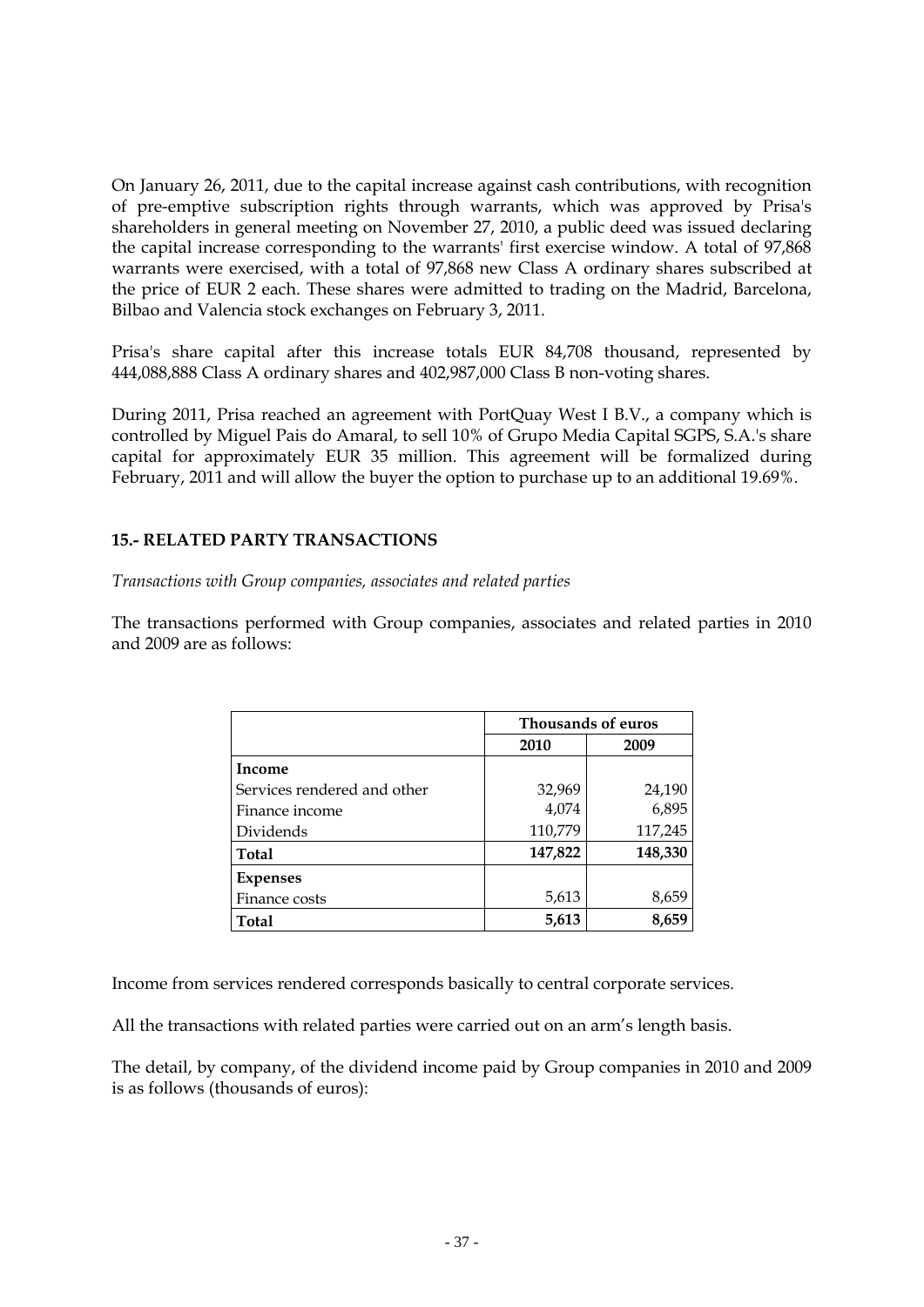On January 26, 2011, due to the capital increase against cash contributions, with recognition of pre-emptive subscription rights through warrants, which was approved by Prisa's shareholders in general meeting on November 27, 2010, a public deed was issued declaring the capital increase corresponding to the warrants' first exercise window. A total of 97,868 warrants were exercised, with a total of 97,868 new Class A ordinary shares subscribed at the price of EUR 2 each. These shares were admitted to trading on the Madrid, Barcelona, Bilbao and Valencia stock exchanges on February 3, 2011.

Prisa's share capital after this increase totals EUR 84,708 thousand, represented by 444,088,888 Class A ordinary shares and 402,987,000 Class B non-voting shares.

During 2011, Prisa reached an agreement with PortQuay West I B.V., a company which is controlled by Miguel Pais do Amaral, to sell 10% of Grupo Media Capital SGPS, S.A.'s share capital for approximately EUR 35 million. This agreement will be formalized during February, 2011 and will allow the buyer the option to purchase up to an additional 19.69%.

## 15.- RELATED PARTY TRANSACTIONS

*Transactions with Group companies, associates and related parties*

The transactions performed with Group companies, associates and related parties in 2010 and 2009 are as follows:

| | Thousands of euros | |
|---|---|---|
| | **2010** | **2009** |
| **Income** | | |
| Services rendered and other | 32,969 | 24,190 |
| Finance income | 4,074 | 6,895 |
| Dividends | 110,779 | 117,245 |
| **Total** | **147,822** | **148,330** |
| **Expenses** | | |
| Finance costs | 5,613 | 8,659 |
| **Total** | **5,613** | **8,659** |

Income from services rendered corresponds basically to central corporate services.

All the transactions with related parties were carried out on an arm's length basis.

The detail, by company, of the dividend income paid by Group companies in 2010 and 2009 is as follows (thousands of euros):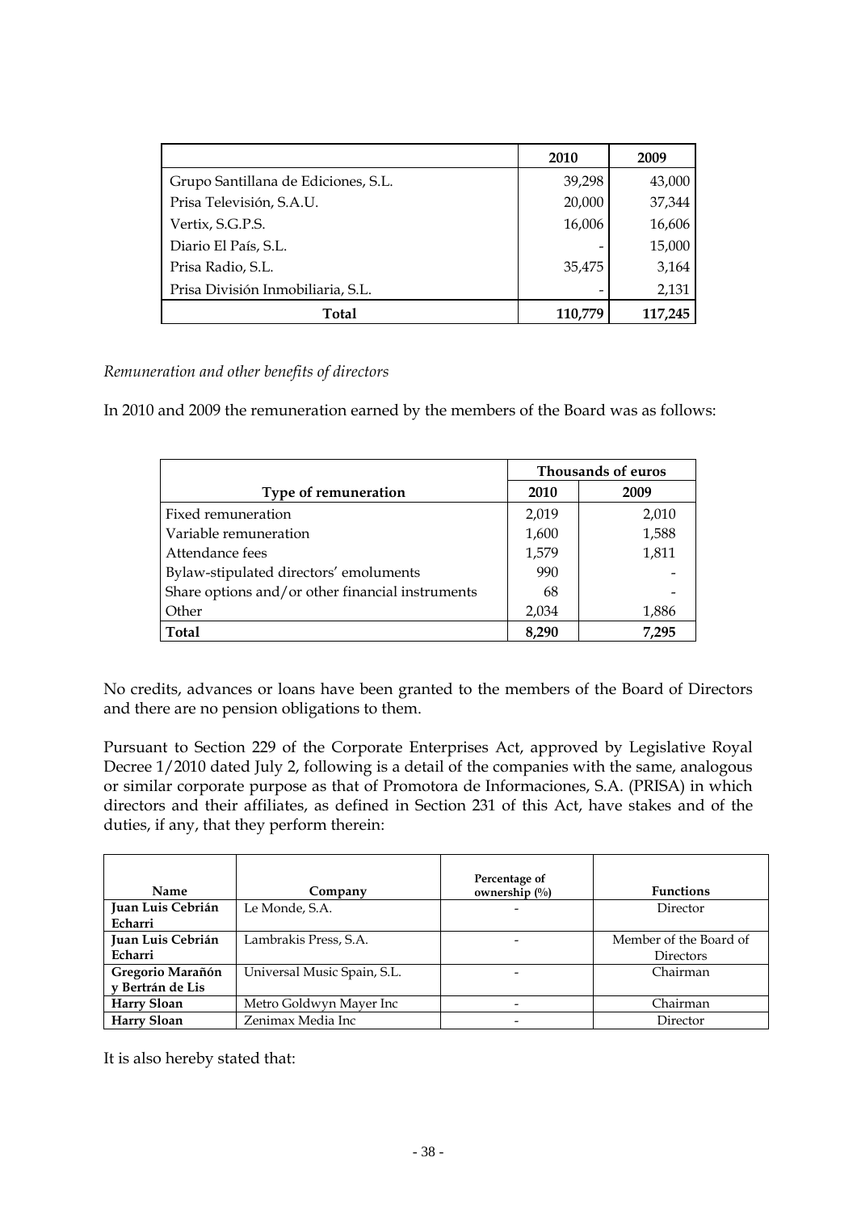| | 2010 | 2009 |
|---|---|---|
| Grupo Santillana de Ediciones, S.L. | 39,298 | 43,000 |
| Prisa Televisión, S.A.U. | 20,000 | 37,344 |
| Vertix, S.G.P.S. | 16,006 | 16,606 |
| Diario El País, S.L. | - | 15,000 |
| Prisa Radio, S.L. | 35,475 | 3,164 |
| Prisa División Inmobiliaria, S.L. | - | 2,131 |
| **Total** | **110,779** | **117,245** |

*Remuneration and other benefits of directors*

In 2010 and 2009 the remuneration earned by the members of the Board was as follows:

| | Thousands of euros | |
|---|---|---|
| **Type of remuneration** | **2010** | **2009** |
| Fixed remuneration | 2,019 | 2,010 |
| Variable remuneration | 1,600 | 1,588 |
| Attendance fees | 1,579 | 1,811 |
| Bylaw-stipulated directors' emoluments | 990 | - |
| Share options and/or other financial instruments | 68 | - |
| Other | 2,034 | 1,886 |
| **Total** | **8,290** | **7,295** |

No credits, advances or loans have been granted to the members of the Board of Directors and there are no pension obligations to them.

Pursuant to Section 229 of the Corporate Enterprises Act, approved by Legislative Royal Decree 1/2010 dated July 2, following is a detail of the companies with the same, analogous or similar corporate purpose as that of Promotora de Informaciones, S.A. (PRISA) in which directors and their affiliates, as defined in Section 231 of this Act, have stakes and of the duties, if any, that they perform therein:

| Name | Company | Percentage of ownership (%) | Functions |
|---|---|---|---|
| **Juan Luis Cebrián Echarri** | Le Monde, S.A. | - | Director |
| **Juan Luis Cebrián Echarri** | Lambrakis Press, S.A. | - | Member of the Board of Directors |
| **Gregorio Marañón y Bertrán de Lis** | Universal Music Spain, S.L. | - | Chairman |
| **Harry Sloan** | Metro Goldwyn Mayer Inc | - | Chairman |
| **Harry Sloan** | Zenimax Media Inc | - | Director |

It is also hereby stated that: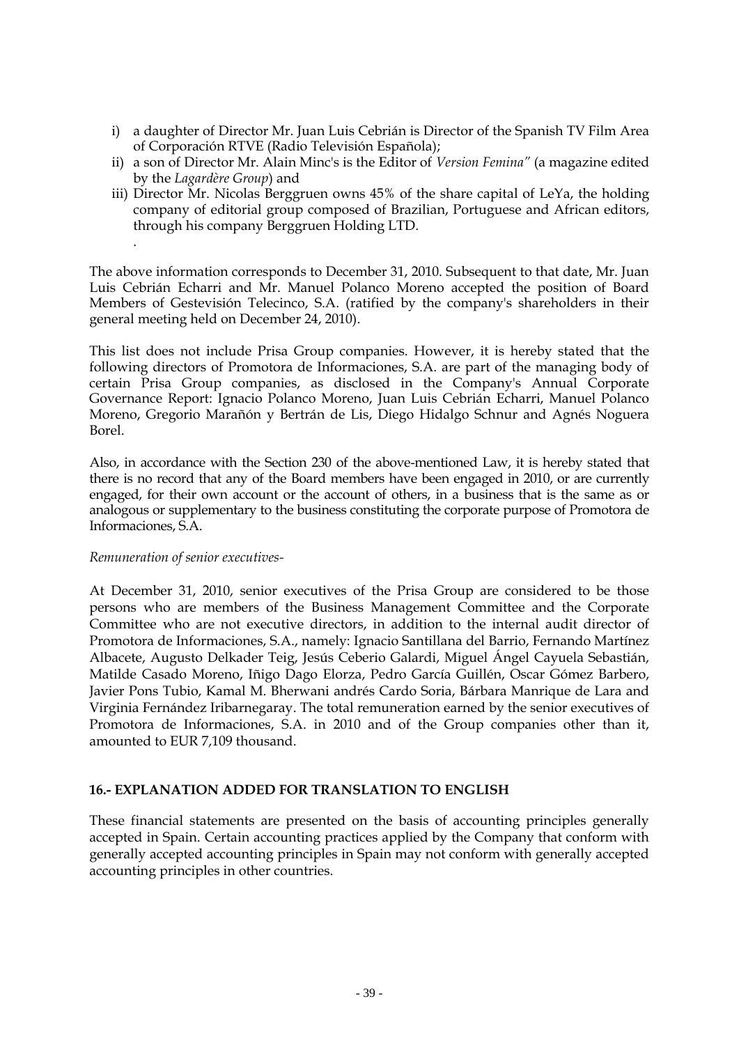i) a daughter of Director Mr. Juan Luis Cebrián is Director of the Spanish TV Film Area of Corporación RTVE (Radio Televisión Española);
ii) a son of Director Mr. Alain Minc's is the Editor of *Version Femina"* (a magazine edited by the *Lagardère Group*) and
iii) Director Mr. Nicolas Berggruen owns 45% of the share capital of LeYa, the holding company of editorial group composed of Brazilian, Portuguese and African editors, through his company Berggruen Holding LTD.

.

The above information corresponds to December 31, 2010. Subsequent to that date, Mr. Juan Luis Cebrián Echarri and Mr. Manuel Polanco Moreno accepted the position of Board Members of Gestevisión Telecinco, S.A. (ratified by the company's shareholders in their general meeting held on December 24, 2010).

This list does not include Prisa Group companies. However, it is hereby stated that the following directors of Promotora de Informaciones, S.A. are part of the managing body of certain Prisa Group companies, as disclosed in the Company's Annual Corporate Governance Report: Ignacio Polanco Moreno, Juan Luis Cebrián Echarri, Manuel Polanco Moreno, Gregorio Marañón y Bertrán de Lis, Diego Hidalgo Schnur and Agnés Noguera Borel.

Also, in accordance with the Section 230 of the above-mentioned Law, it is hereby stated that there is no record that any of the Board members have been engaged in 2010, or are currently engaged, for their own account or the account of others, in a business that is the same as or analogous or supplementary to the business constituting the corporate purpose of Promotora de Informaciones, S.A.

*Remuneration of senior executives-*

At December 31, 2010, senior executives of the Prisa Group are considered to be those persons who are members of the Business Management Committee and the Corporate Committee who are not executive directors, in addition to the internal audit director of Promotora de Informaciones, S.A., namely: Ignacio Santillana del Barrio, Fernando Martínez Albacete, Augusto Delkader Teig, Jesús Ceberio Galardi, Miguel Ángel Cayuela Sebastián, Matilde Casado Moreno, Iñigo Dago Elorza, Pedro García Guillén, Oscar Gómez Barbero, Javier Pons Tubio, Kamal M. Bherwani andrés Cardo Soria, Bárbara Manrique de Lara and Virginia Fernández Iribarnegaray. The total remuneration earned by the senior executives of Promotora de Informaciones, S.A. in 2010 and of the Group companies other than it, amounted to EUR 7,109 thousand.

## 16.- EXPLANATION ADDED FOR TRANSLATION TO ENGLISH

These financial statements are presented on the basis of accounting principles generally accepted in Spain. Certain accounting practices applied by the Company that conform with generally accepted accounting principles in Spain may not conform with generally accepted accounting principles in other countries.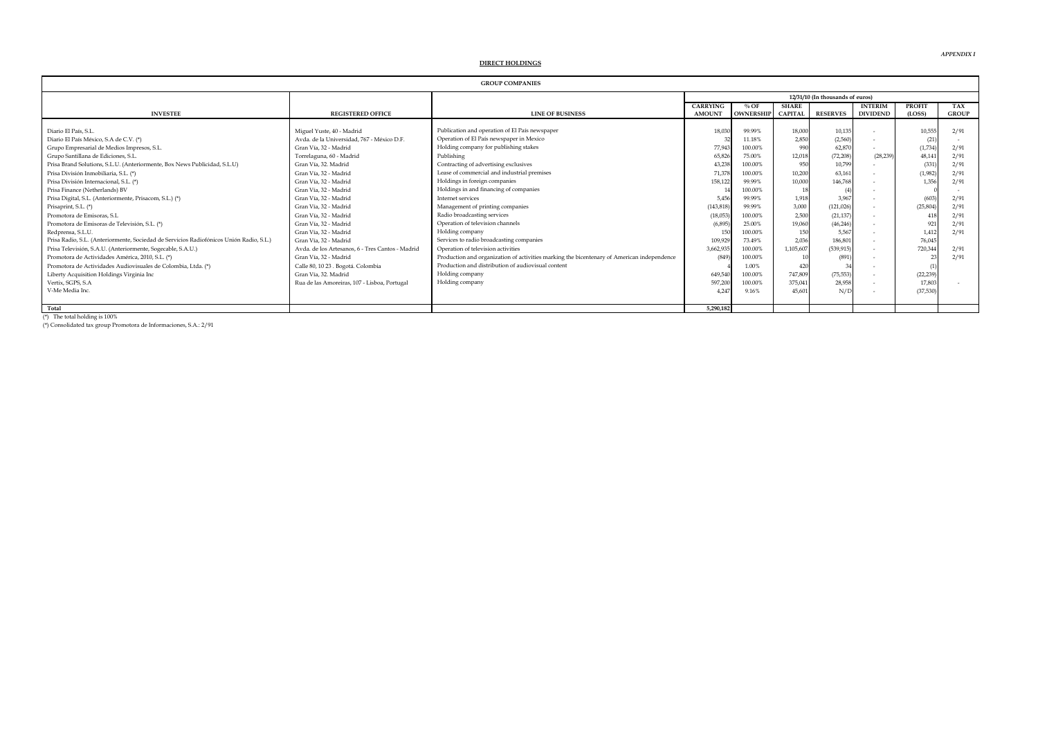*APPENDIX I*

**DIRECT HOLDINGS**

| GROUP COMPANIES | | | | | | | | | | |
|---|---|---|---|---|---|---|---|---|---|---|
| | | | 12/31/10 (In thousands of euros) | | | | | | | |
| **INVESTEE** | **REGISTERED OFFICE** | **LINE OF BUSINESS** | **CARRYING AMOUNT** | **% OF OWNERSHIP** | **SHARE CAPITAL** | **RESERVES** | **INTERIM DIVIDEND** | **PROFIT (LOSS)** | **TAX GROUP** |
| Diario El País, S.L. | Miguel Yuste, 40 - Madrid | Publication and operation of El País newspaper | 18,030 | 99.99% | 18,000 | 10,135 | - | 10,555 | 2/91 |
| Diario El País México, S.A de C.V. (*) | Avda. de la Universidad, 767 - México D.F. | Operation of El País newspaper in Mexico | 32 | 11.18% | 2,850 | (2,560) | - | (21) | - |
| Grupo Empresarial de Medios Impresos, S.L. | Gran Vía, 32 - Madrid | Holding company for publishing stakes | 77,943 | 100.00% | 990 | 62,870 | - | (1,734) | 2/91 |
| Grupo Santillana de Ediciones, S.L. | Torrelaguna, 60 - Madrid | Publishing | 65,826 | 75.00% | 12,018 | (72,208) | (28,239) | 48,141 | 2/91 |
| Prisa Brand Solutions, S.L.U. (Anteriormente, Box News Publicidad, S.L.U) | Gran Vía, 32. Madrid | Contracting of advertising exclusives | 43,238 | 100.00% | 950 | 10,799 | - | (331) | 2/91 |
| Prisa División Inmobiliaria, S.L. (*) | Gran Vía, 32 - Madrid | Lease of commercial and industrial premises | 71,378 | 100.00% | 10,200 | 63,161 | - | (1,982) | 2/91 |
| Prisa División Internacional, S.L. (*) | Gran Vía, 32 - Madrid | Holdings in foreign companies | 158,122 | 99.99% | 10,000 | 146,768 | - | 1,356 | 2/91 |
| Prisa Finance (Netherlands) BV | Gran Vía, 32 - Madrid | Holdings in and financing of companies | 14 | 100.00% | 18 | (4) | - | 0 | - |
| Prisa Digital, S.L. (Anteriormente, Prisacom, S.L.) (*) | Gran Vía, 32 - Madrid | Internet services | 5,456 | 99.99% | 1,918 | 3,967 | - | (603) | 2/91 |
| Prisaprint, S.L. (*) | Gran Vía, 32 - Madrid | Management of printing companies | (143,818) | 99.99% | 3,000 | (121,026) | - | (25,804) | 2/91 |
| Promotora de Emisoras, S.L | Gran Vía, 32 - Madrid | Radio broadcasting services | (18,053) | 100.00% | 2,500 | (21,137) | - | 418 | 2/91 |
| Promotora de Emisoras de Televisión, S.L. (*) | Gran Vía, 32 - Madrid | Operation of television channels | (6,895) | 25.00% | 19,060 | (46,246) | - | 921 | 2/91 |
| Redprensa, S.L.U. | Gran Vía, 32 - Madrid | Holding company | 150 | 100.00% | 150 | 5,567 | - | 1,412 | 2/91 |
| Prisa Radio, S.L. (Anteriormente, Sociedad de Servicios Radiofónicos Unión Radio, S.L.) | Gran Vía, 32 - Madrid | Services to radio broadcasting companies | 109,929 | 73.49% | 2,036 | 186,801 | - | 76,045 | |
| Prisa Televisión, S.A.U. (Anteriormente, Sogecable, S.A.U.) | Avda. de los Artesanos, 6 - Tres Cantos - Madrid | Operation of television activities | 3,662,935 | 100.00% | 1,105,607 | (539,915) | - | 720,344 | 2/91 |
| Promotora de Actividades América, 2010, S.L. (*) | Gran Vía, 32 - Madrid | Production and organization of activities marking the bicentenary of American independence | (849) | 100.00% | 10 | (891) | - | 23 | 2/91 |
| Promotora de Actividades Audiovisuales de Colombia, Ltda. (*) | Calle 80, 10 23 . Bogotá. Colombia | Production and distribution of audiovisual content | 4 | 1.00% | 420 | 34 | - | (1) | |
| Liberty Acquisition Holdings Virginia Inc | Gran Vía, 32. Madrid | Holding company | 649,540 | 100.00% | 747,809 | (75,553) | - | (22,239) | |
| Vertix, SGPS, S.A | Rua de las Amoreiras, 107 - Lisboa, Portugal | Holding company | 597,200 | 100.00% | 375,041 | 28,958 | - | 17,803 | - |
| V-Me Media Inc. | | | 4,247 | 9.16% | 45,601 | N/D | - | (37,530) | |
| **Total** | | | **5,290,182** | | | | | | |

(*) The total holding is 100%

(*) Consolidated tax group Promotora de Informaciones, S.A.: 2/91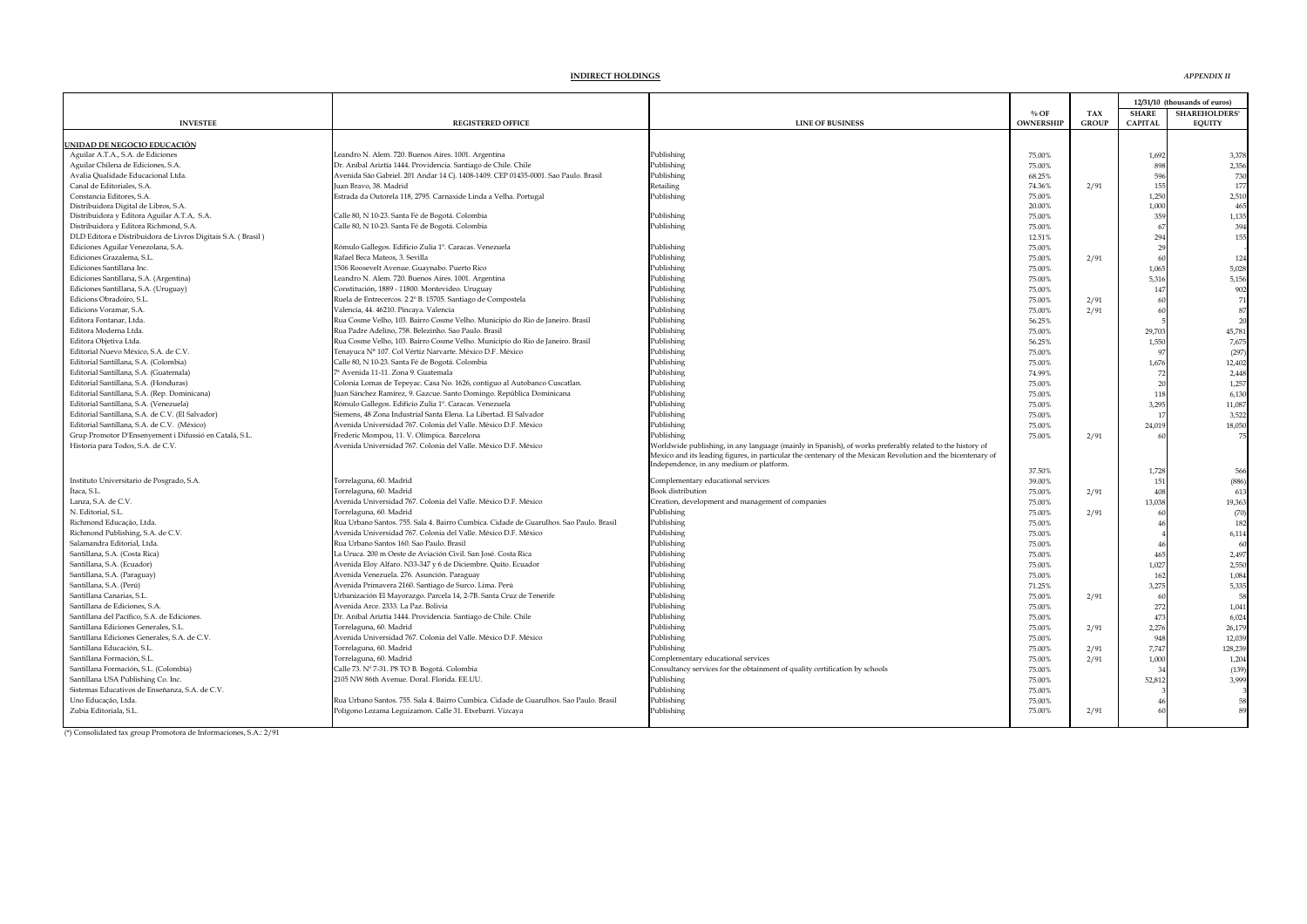**INDIRECT HOLDINGS** *APPENDIX II*

| INVESTEE | REGISTERED OFFICE | LINE OF BUSINESS | % OF OWNERSHIP | TAX GROUP | 12/31/10 (thousands of euros) | |
|---|---|---|---|---|---|---|
| | | | | | SHARE CAPITAL | SHAREHOLDERS' EQUITY |
| **UNIDAD DE NEGOCIO EDUCACIÓN** | | | | | | |
| Aguilar A.T.A., S.A. de Ediciones | Leandro N. Alem. 720. Buenos Aires. 1001. Argentina | Publishing | 75.00% | | 1,692 | 3,378 |
| Aguilar Chilena de Ediciones, S.A. | Dr. Aníbal Ariztía 1444. Providencia. Santiago de Chile. Chile | Publishing | 75.00% | | 898 | 2,356 |
| Avalia Qualidade Educacional Ltda. | Avenida São Gabriel. 201 Andar 14 Cj. 1408-1409. CEP 01435-0001. Sao Paulo. Brasil | Publishing | 68.25% | | 596 | 730 |
| Canal de Editoriales, S.A. | Juan Bravo, 38. Madrid | Retailing | 74.36% | 2/91 | 155 | 177 |
| Constancia Editores, S.A. | Estrada da Outorela 118, 2795. Carnaxide Linda a Velha. Portugal | Publishing | 75.00% | | 1,250 | 2,510 |
| Distribuidora Digital de Libros, S.A. | | | 20.00% | | 1,000 | 465 |
| Distribuidora y Editora Aguilar A.T.A, S.A. | Calle 80, N 10-23. Santa Fé de Bogotá. Colombia | Publishing | 75.00% | | 359 | 1,135 |
| Distribuidora y Editora Richmond, S.A. | Calle 80, N 10-23. Santa Fé de Bogotá. Colombia | Publishing | 75.00% | | 67 | 394 |
| DLD Editora e Distribuidora de Livros Digitais S.A. ( Brasil ) | | | 12.51% | | 294 | 155 |
| Ediciones Aguilar Venezolana, S.A. | Rómulo Gallegos. Edificio Zulia 1°. Caracas. Venezuela | Publishing | 75.00% | | 29 | - |
| Ediciones Grazalema, S.L. | Rafael Beca Mateos, 3. Sevilla | Publishing | 75.00% | 2/91 | 60 | 124 |
| Ediciones Santillana Inc. | 1506 Roosevelt Avenue. Guaynabo. Puerto Rico | Publishing | 75.00% | | 1,065 | 5,028 |
| Ediciones Santillana, S.A. (Argentina) | Leandro N. Alem. 720. Buenos Aires. 1001. Argentina | Publishing | 75.00% | | 5,316 | 5,156 |
| Ediciones Santillana, S.A. (Uruguay) | Constitución, 1889 - 11800. Montevideo. Uruguay | Publishing | 75.00% | | 147 | 902 |
| Edicions Obradoiro, S.L. | Ruela de Entrecercos. 2 2° B. 15705. Santiago de Compostela | Publishing | 75.00% | 2/91 | 60 | 71 |
| Edicions Voramar, S.A. | Valencia, 44. 46210. Pincaya. Valencia | Publishing | 75.00% | 2/91 | 60 | 87 |
| Editora Fontanar, Ltda. | Rua Cosme Velho, 103. Bairro Cosme Velho. Municipio do Rio de Janeiro. Brasil | Publishing | 56.25% | | 5 | 20 |
| Editora Moderna Ltda. | Rua Padre Adelino, 758. Belezinho. Sao Paulo. Brasil | Publishing | 75.00% | | 29,703 | 45,781 |
| Editora Objetiva Ltda. | Rua Cosme Velho, 103. Bairro Cosme Velho. Municipio do Rio de Janeiro. Brasil | Publishing | 56.25% | | 1,550 | 7,675 |
| Editorial Nuevo México, S.A. de C.V. | Tenayuca N° 107. Col Vértiz Narvarte. México D.F. México | Publishing | 75.00% | | 97 | (297) |
| Editorial Santillana, S.A. (Colombia) | Calle 80, N 10-23. Santa Fé de Bogotá. Colombia | Publishing | 75.00% | | 1,676 | 12,402 |
| Editorial Santillana, S.A. (Guatemala) | 7ª Avenida 11-11. Zona 9. Guatemala | Publishing | 74.99% | | 72 | 2,448 |
| Editorial Santillana, S.A. (Honduras) | Colonia Lomas de Tepeyac. Casa No. 1626, contiguo al Autobanco Cuscatlan. | Publishing | 75.00% | | 20 | 1,257 |
| Editorial Santillana, S.A. (Rep. Dominicana) | Juan Sánchez Ramírez, 9. Gazcue. Santo Domingo. República Dominicana | Publishing | 75.00% | | 118 | 6,130 |
| Editorial Santillana, S.A. (Venezuela) | Rómulo Gallegos. Edificio Zulia 1°. Caracas. Venezuela | Publishing | 75.00% | | 3,295 | 11,087 |
| Editorial Santillana, S.A. de C.V. (El Salvador) | Siemens, 48 Zona Industrial Santa Elena. La Libertad. El Salvador | Publishing | 75.00% | | 17 | 3,522 |
| Editorial Santillana, S.A. de C.V. (México) | Avenida Universidad 767. Colonia del Valle. México D.F. México | Publishing | 75.00% | | 24,019 | 18,050 |
| Grup Promotor D'Ensenyement i Difussió en Català, S.L. | Frederic Mompou, 11. V. Olímpica. Barcelona | Publishing | 75.00% | 2/91 | 60 | 75 |
| Historia para Todos, S.A. de C.V. | Avenida Universidad 767. Colonia del Valle. México D.F. México | Worldwide publishing, in any language (mainly in Spanish), of works preferably related to the history of Mexico and its leading figures, in particular the centenary of the Mexican Revolution and the bicentenary of Independence, in any medium or platform. | 37.50% | | 1,728 | 566 |
| Instituto Universitario de Posgrado, S.A. | Torrelaguna, 60. Madrid | Complementary educational services | 39.00% | | 151 | (886) |
| Ítaca, S.L. | Torrelaguna, 60. Madrid | Book distribution | 75.00% | 2/91 | 408 | 613 |
| Lanza, S.A. de C.V. | Avenida Universidad 767. Colonia del Valle. México D.F. México | Creation, development and management of companies | 75.00% | | 13,038 | 19,363 |
| N. Editorial, S.L. | Torrelaguna, 60. Madrid | Publishing | 75.00% | 2/91 | 60 | (70) |
| Richmond Educação, Ltda. | Rua Urbano Santos. 755. Sala 4. Bairro Cumbica. Cidade de Guarulhos. Sao Paulo. Brasil | Publishing | 75.00% | | 46 | 182 |
| Richmond Publishing, S.A. de C.V. | Avenida Universidad 767. Colonia del Valle. México D.F. México | Publishing | 75.00% | | 4 | 6,114 |
| Salamandra Editorial, Ltda. | Rua Urbano Santos 160. Sao Paulo. Brasil | Publishing | 75.00% | | 46 | 60 |
| Santillana, S.A. (Costa Rica) | La Uruca. 200 m Oeste de Aviación Civil. San José. Costa Rica | Publishing | 75.00% | | 465 | 2,497 |
| Santillana, S.A. (Ecuador) | Avenida Eloy Alfaro. N33-347 y 6 de Diciembre. Quito. Ecuador | Publishing | 75.00% | | 1,027 | 2,550 |
| Santillana, S.A. (Paraguay) | Avenida Venezuela. 276. Asunción. Paraguay | Publishing | 75.00% | | 162 | 1,084 |
| Santillana, S.A. (Perú) | Avenida Primavera 2160. Santiago de Surco. Lima. Perú | Publishing | 71.25% | | 3,275 | 5,335 |
| Santillana Canarias, S.L. | Urbanización El Mayorazgo. Parcela 14, 2-7B. Santa Cruz de Tenerife | Publishing | 75.00% | 2/91 | 60 | 58 |
| Santillana de Ediciones, S.A. | Avenida Arce. 2333. La Paz. Bolivia | Publishing | 75.00% | | 272 | 1,041 |
| Santillana del Pacífico, S.A. de Ediciones. | Dr. Aníbal Ariztía 1444. Providencia. Santiago de Chile. Chile | Publishing | 75.00% | | 473 | 6,024 |
| Santillana Ediciones Generales, S.L. | Torrelaguna, 60. Madrid | Publishing | 75.00% | 2/91 | 2,276 | 26,179 |
| Santillana Ediciones Generales, S.A. de C.V. | Avenida Universidad 767. Colonia del Valle. México D.F. México | Publishing | 75.00% | | 948 | 12,039 |
| Santillana Educación, S.L. | Torrelaguna, 60. Madrid | Publishing | 75.00% | 2/91 | 7,747 | 128,239 |
| Santillana Formación, S.L. | Torrelaguna, 60. Madrid | Complementary educational services | 75.00% | 2/91 | 1,000 | 1,204 |
| Santillana Formación, S.L. (Colombia) | Calle 73. N° 7-31. P8 TO B. Bogotá. Colombia | Consultancy services for the obtainment of quality certification by schools | 75.00% | | 34 | (139) |
| Santillana USA Publishing Co. Inc. | 2105 NW 86th Avenue. Doral. Florida. EE.UU. | Publishing | 75.00% | | 52,812 | 3,999 |
| Sistemas Educativos de Enseñanza, S.A. de C.V. | | Publishing | 75.00% | | 3 | 3 |
| Uno Educação, Ltda. | Rua Urbano Santos. 755. Sala 4. Bairro Cumbica. Cidade de Guarulhos. Sao Paulo. Brasil | Publishing | 75.00% | | 46 | 58 |
| Zubia Editoriala, S.L. | Polígono Lezama Leguizamon. Calle 31. Etxebarri. Vizcaya | Publishing | 75.00% | 2/91 | 60 | 89 |

(*) Consolidated tax group Promotora de Informaciones, S.A.: 2/91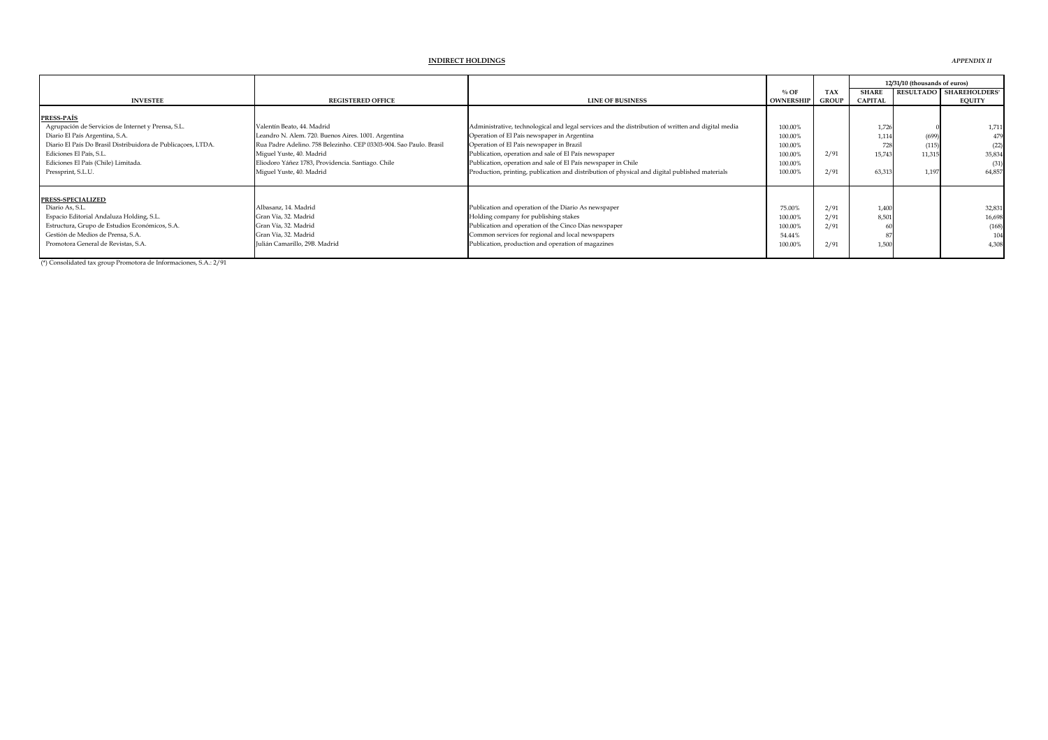## INDIRECT HOLDINGS

*APPENDIX II*

| INVESTEE | REGISTERED OFFICE | LINE OF BUSINESS | % OF OWNERSHIP | TAX GROUP | 12/31/10 (thousands of euros) | | |
|---|---|---|---|---|---|---|---|
| | | | | | SHARE CAPITAL | RESULTADO | SHAREHOLDERS' EQUITY |
| **PRESS-PAÍS** | | | | | | | |
| Agrupación de Servicios de Internet y Prensa, S.L. | Valentín Beato, 44. Madrid | Administrative, technological and legal services and the distribution of written and digital media | 100.00% | | 1,726 | 0 | 1,711 |
| Diario El País Argentina, S.A. | Leandro N. Alem. 720. Buenos Aires. 1001. Argentina | Operation of El País newspaper in Argentina | 100.00% | | 1,114 | (699) | 479 |
| Diario El País Do Brasil Distribuidora de Publicaçoes, LTDA. | Rua Padre Adelino. 758 Belezinho. CEP 03303-904. Sao Paulo. Brasil | Operation of El País newspaper in Brazil | 100.00% | | 728 | (115) | (22) |
| Ediciones El País, S.L. | Miguel Yuste, 40. Madrid | Publication, operation and sale of El País newspaper | 100.00% | 2/91 | 15,743 | 11,315 | 35,834 |
| Ediciones El País (Chile) Limitada. | Eliodoro Yáñez 1783, Providencia. Santiago. Chile | Publication, operation and sale of El País newspaper in Chile | 100.00% | | | | (31) |
| Pressprint, S.L.U. | Miguel Yuste, 40. Madrid | Production, printing, publication and distribution of physical and digital published materials | 100.00% | 2/91 | 63,313 | 1,197 | 64,857 |
| **PRESS-SPECIALIZED** | | | | | | | |
| Diario As, S.L. | Albasanz, 14. Madrid | Publication and operation of the Diario As newspaper | 75.00% | 2/91 | 1,400 | | 32,831 |
| Espacio Editorial Andaluza Holding, S.L. | Gran Vía, 32. Madrid | Holding company for publishing stakes | 100.00% | 2/91 | 8,501 | | 16,698 |
| Estructura, Grupo de Estudios Económicos, S.A. | Gran Vía, 32. Madrid | Publication and operation of the Cinco Días newspaper | 100.00% | 2/91 | 60 | | (168) |
| Gestión de Medios de Prensa, S.A. | Gran Vía, 32. Madrid | Common services for regional and local newspapers | 54.44% | | 87 | | 104 |
| Promotora General de Revistas, S.A. | Julián Camarillo, 29B. Madrid | Publication, production and operation of magazines | 100.00% | 2/91 | 1,500 | | 4,308 |

(*) Consolidated tax group Promotora de Informaciones, S.A.: 2/91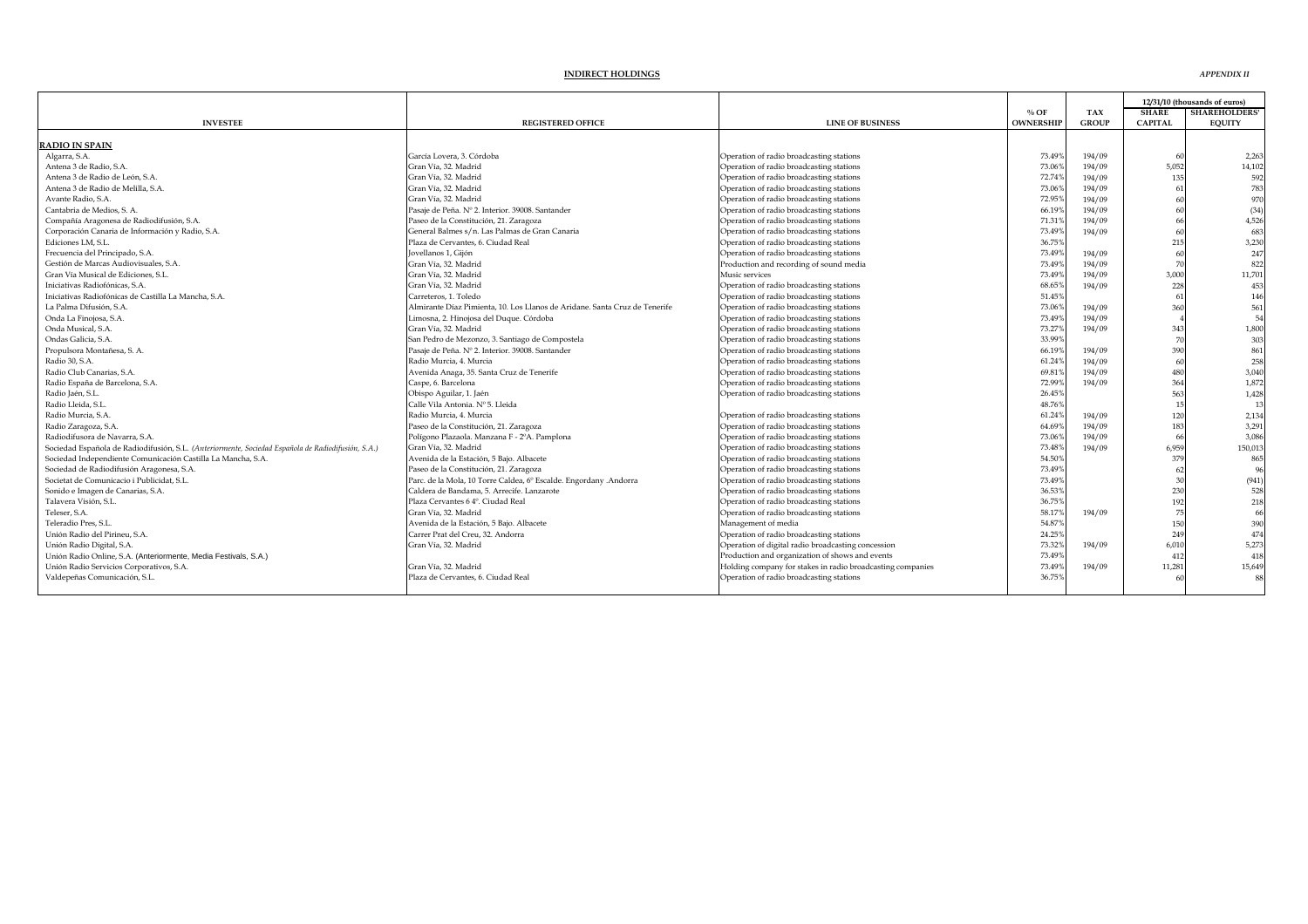## INDIRECT HOLDINGS

*APPENDIX II*

| INVESTEE | REGISTERED OFFICE | LINE OF BUSINESS | % OF OWNERSHIP | TAX GROUP | 12/31/10 (thousands of euros) | |
|---|---|---|---|---|---|---|
| | | | | | SHARE CAPITAL | SHAREHOLDERS' EQUITY |
| **RADIO IN SPAIN** | | | | | | |
| Algarra, S.A. | García Lovera, 3. Córdoba | Operation of radio broadcasting stations | 73.49% | 194/09 | 60 | 2,263 |
| Antena 3 de Radio, S.A. | Gran Vía, 32. Madrid | Operation of radio broadcasting stations | 73.06% | 194/09 | 5,052 | 14,102 |
| Antena 3 de Radio de León, S.A. | Gran Vía, 32. Madrid | Operation of radio broadcasting stations | 72.74% | 194/09 | 135 | 592 |
| Antena 3 de Radio de Melilla, S.A. | Gran Vía, 32. Madrid | Operation of radio broadcasting stations | 73.06% | 194/09 | 61 | 783 |
| Avante Radio, S.A. | Gran Vía, 32. Madrid | Operation of radio broadcasting stations | 72.95% | 194/09 | 60 | 970 |
| Cantabria de Medios, S. A. | Pasaje de Peña. Nº 2. Interior. 39008. Santander | Operation of radio broadcasting stations | 66.19% | 194/09 | 60 | (34) |
| Compañía Aragonesa de Radiodifusión, S.A. | Paseo de la Constitución, 21. Zaragoza | Operation of radio broadcasting stations | 71.31% | 194/09 | 66 | 4,526 |
| Corporación Canaria de Información y Radio, S.A. | General Balmes s/n. Las Palmas de Gran Canaria | Operation of radio broadcasting stations | 73.49% | 194/09 | 60 | 683 |
| Ediciones LM, S.L. | Plaza de Cervantes, 6. Ciudad Real | Operation of radio broadcasting stations | 36.75% | | 215 | 3,230 |
| Frecuencia del Principado, S.A. | Jovellanos 1, Gijón | Operation of radio broadcasting stations | 73.49% | 194/09 | 60 | 247 |
| Gestión de Marcas Audiovisuales, S.A. | Gran Vía, 32. Madrid | Production and recording of sound media | 73.49% | 194/09 | 70 | 822 |
| Gran Vía Musical de Ediciones, S.L. | Gran Vía, 32. Madrid | Music services | 73.49% | 194/09 | 3,000 | 11,701 |
| Iniciativas Radiofónicas, S.A. | Gran Vía, 32. Madrid | Operation of radio broadcasting stations | 68.65% | 194/09 | 228 | 453 |
| Iniciativas Radiofónicas de Castilla La Mancha, S.A. | Carreteros, 1. Toledo | Operation of radio broadcasting stations | 51.45% | | 61 | 146 |
| La Palma Difusión, S.A. | Almirante Díaz Pimienta, 10. Los Llanos de Aridane. Santa Cruz de Tenerife | Operation of radio broadcasting stations | 73.06% | 194/09 | 360 | 561 |
| Onda La Finojosa, S.A. | Límosna, 2. Hinojosa del Duque. Córdoba | Operation of radio broadcasting stations | 73.49% | 194/09 | 4 | 54 |
| Onda Musical, S.A. | Gran Vía, 32. Madrid | Operation of radio broadcasting stations | 73.27% | 194/09 | 343 | 1,800 |
| Ondas Galicia, S.A. | San Pedro de Mezonzo, 3. Santiago de Compostela | Operation of radio broadcasting stations | 33.99% | | 70 | 303 |
| Propulsora Montañesa, S. A. | Pasaje de Peña. Nº 2. Interior. 39008. Santander | Operation of radio broadcasting stations | 66.19% | 194/09 | 390 | 861 |
| Radio 30, S.A. | Radio Murcia, 4. Murcia | Operation of radio broadcasting stations | 61.24% | 194/09 | 60 | 258 |
| Radio Club Canarias, S.A. | Avenida Anaga, 35. Santa Cruz de Tenerife | Operation of radio broadcasting stations | 69.81% | 194/09 | 480 | 3,040 |
| Radio España de Barcelona, S.A. | Caspe, 6. Barcelona | Operation of radio broadcasting stations | 72.99% | 194/09 | 364 | 1,872 |
| Radio Jaén, S.L. | Obispo Aguilar, 1. Jaén | Operation of radio broadcasting stations | 26.45% | | 563 | 1,428 |
| Radio Lleida, S.L. | Calle Vila Antonia. Nº 5. Lleida | | 48.76% | | 15 | 13 |
| Radio Murcia, S.A. | Radio Murcia, 4. Murcia | Operation of radio broadcasting stations | 61.24% | 194/09 | 120 | 2,134 |
| Radio Zaragoza, S.A. | Paseo de la Constitución, 21. Zaragoza | Operation of radio broadcasting stations | 64.69% | 194/09 | 183 | 3,291 |
| Radiodifusora de Navarra, S.A. | Polígono Plazaola. Manzana F - 2ºA. Pamplona | Operation of radio broadcasting stations | 73.06% | 194/09 | 66 | 3,086 |
| Sociedad Española de Radiodifusión, S.L. *(Anteriormente, Sociedad Española de Radiodifusión, S.A.)* | Gran Vía, 32. Madrid | Operation of radio broadcasting stations | 73.48% | 194/09 | 6,959 | 150,013 |
| Sociedad Independiente Comunicación Castilla La Mancha, S.A. | Avenida de la Estación, 5 Bajo. Albacete | Operation of radio broadcasting stations | 54.50% | | 379 | 865 |
| Sociedad de Radiodifusión Aragonesa, S.A. | Paseo de la Constitución, 21. Zaragoza | Operation of radio broadcasting stations | 73.49% | | 62 | 96 |
| Societat de Comunicacio i Publicidat, S.L. | Parc. de la Mola, 10 Torre Caldea, 6º Escalde. Engordany .Andorra | Operation of radio broadcasting stations | 73.49% | | 30 | (941) |
| Sonido e Imagen de Canarias, S.A. | Caldera de Bandama, 5. Arrecife. Lanzarote | Operation of radio broadcasting stations | 36.53% | | 230 | 528 |
| Talavera Visión, S.L. | Plaza Cervantes 6 4º. Ciudad Real | Operation of radio broadcasting stations | 36.75% | | 192 | 218 |
| Teleser, S.A. | Gran Vía, 32. Madrid | Operation of radio broadcasting stations | 58.17% | 194/09 | 75 | 66 |
| Teleradio Pres, S.L. | Avenida de la Estación, 5 Bajo. Albacete | Management of media | 54.87% | | 150 | 390 |
| Unión Radio del Pirineu, S.A. | Carrer Prat del Creu, 32. Andorra | Operation of radio broadcasting stations | 24.25% | | 249 | 474 |
| Unión Radio Digital, S.A. | Gran Vía, 32. Madrid | Operation of digital radio broadcasting concession | 73.32% | 194/09 | 6,010 | 5,273 |
| Unión Radio Online, S.A. (Anteriormente, Media Festivals, S.A.) | | Production and organization of shows and events | 73.49% | | 412 | 418 |
| Unión Radio Servicios Corporativos, S.A. | Gran Vía, 32. Madrid | Holding company for stakes in radio broadcasting companies | 73.49% | 194/09 | 11,281 | 15,649 |
| Valdepeñas Comunicación, S.L. | Plaza de Cervantes, 6. Ciudad Real | Operation of radio broadcasting stations | 36.75% | | 60 | 88 |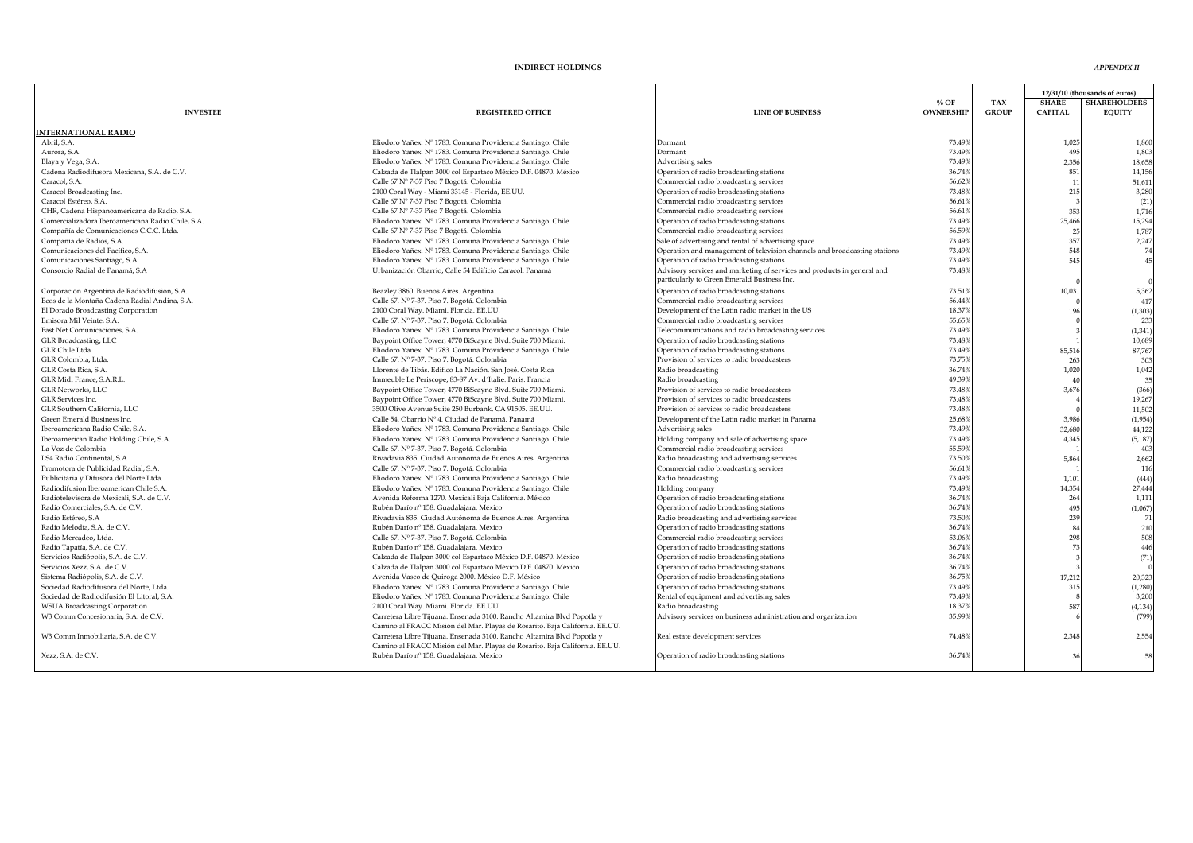## INDIRECT HOLDINGS

*APPENDIX II*

| INVESTEE | REGISTERED OFFICE | LINE OF BUSINESS | % OF OWNERSHIP | TAX GROUP | 12/31/10 (thousands of euros) SHARE CAPITAL | SHAREHOLDERS' EQUITY |
|---|---|---|---|---|---|---|
| **INTERNATIONAL RADIO** | | | | | | |
| Abril, S.A. | Eliodoro Yañez. Nº 1783. Comuna Providencia Santiago. Chile | Dormant | 73.49% | | 1,025 | 1,860 |
| Aurora, S.A. | Eliodoro Yañez. Nº 1783. Comuna Providencia Santiago. Chile | Dormant | 73.49% | | 495 | 1,803 |
| Blaya y Vega, S.A. | Eliodoro Yañez. Nº 1783. Comuna Providencia Santiago. Chile | Advertising sales | 73.49% | | 2,356 | 18,658 |
| Cadena Radiodifusora Mexicana, S.A. de C.V. | Calzada de Tlalpan 3000 col Espartaco México D.F. 04870. México | Operation of radio broadcasting stations | 36.74% | | 851 | 14,156 |
| Caracol, S.A. | Calle 67 Nº 7-37 Piso 7 Bogotá. Colombia | Commercial radio broadcasting services | 56.62% | | 11 | 51,611 |
| Caracol Broadcasting Inc. | 2100 Coral Way - Miami 33145 - Florida, EE.UU. | Operation of radio broadcasting stations | 73.48% | | 215 | 3,280 |
| Caracol Estéreo, S.A. | Calle 67 Nº 7-37 Piso 7 Bogotá. Colombia | Commercial radio broadcasting services | 56.61% | | 3 | (21) |
| CHR, Cadena Hispanoamericana de Radio, S.A. | Calle 67 Nº 7-37 Piso 7 Bogotá. Colombia | Commercial radio broadcasting services | 56.61% | | 353 | 1,716 |
| Comercializadora Iberoamericana Radio Chile, S.A. | Eliodoro Yañez. Nº 1783. Comuna Providencia Santiago. Chile | Operation of radio broadcasting stations | 73.49% | | 25,466 | 15,294 |
| Compañía de Comunicaciones C.C.C. Ltda. | Calle 67 Nº 7-37 Piso 7 Bogotá. Colombia | Commercial radio broadcasting services | 56.59% | | 25 | 1,787 |
| Compañía de Radios, S.A. | Eliodoro Yañez. Nº 1783. Comuna Providencia Santiago. Chile | Sale of advertising and rental of advertising space | 73.49% | | 357 | 2,247 |
| Comunicaciones del Pacífico, S.A. | Eliodoro Yañez. Nº 1783. Comuna Providencia Santiago. Chile | Operation and management of television channels and broadcasting stations | 73.49% | | 548 | 74 |
| Comunicaciones Santiago, S.A. | Eliodoro Yañez. Nº 1783. Comuna Providencia Santiago. Chile | Operation of radio broadcasting stations | 73.49% | | 545 | 45 |
| Consorcio Radial de Panamá, S.A | Urbanización Obarrio, Calle 54 Edificio Caracol. Panamá | Advisory services and marketing of services and products in general and particularly to Green Emerald Business Inc. | 73.48% | | 0 | 0 |
| Corporación Argentina de Radiodifusión, S.A. | Beazley 3860. Buenos Aires. Argentina | Operation of radio broadcasting stations | 73.51% | | 10,031 | 5,362 |
| Ecos de la Montaña Cadena Radial Andina, S.A. | Calle 67. Nº 7-37. Piso 7. Bogotá. Colombia | Commercial radio broadcasting services | 56.44% | | 0 | 417 |
| El Dorado Broadcasting Corporation | 2100 Coral Way. Miami. Florida. EE.UU. | Development of the Latin radio market in the US | 18.37% | | 196 | (1,303) |
| Emisora Mil Veinte, S.A. | Calle 67. Nº 7-37. Piso 7. Bogotá. Colombia | Commercial radio broadcasting services | 55.65% | | 0 | 233 |
| Fast Net Comunicaciones, S.A. | Eliodoro Yañez. Nº 1783. Comuna Providencia Santiago. Chile | Telecommunications and radio broadcasting services | 73.49% | | 3 | (1,341) |
| GLR Broadcasting, LLC | Baypoint Office Tower, 4770 BiScayne Blvd. Suite 700 Miami. | Operation of radio broadcasting stations | 73.48% | | 1 | 10,689 |
| GLR Chile Ltda | Eliodoro Yañez. Nº 1783. Comuna Providencia Santiago. Chile | Operation of radio broadcasting stations | 73.49% | | 85,516 | 87,767 |
| GLR Colombia, Ltda. | Calle 67. Nº 7-37. Piso 7. Bogotá. Colombia | Provision of services to radio broadcasters | 73.75% | | 263 | 303 |
| GLR Costa Rica, S.A. | Llorente de Tibás. Edifico La Nación. San José. Costa Rica | Radio broadcasting | 36.74% | | 1,020 | 1,042 |
| GLR Midi France, S.A.R.L. | Immeuble Le Periscope, 83-87 Av. d´Italie. Paris. Francia | Radio broadcasting | 49.39% | | 40 | 35 |
| GLR Networks, LLC | Baypoint Office Tower, 4770 BiScayne Blvd. Suite 700 Miami. | Provision of services to radio broadcasters | 73.48% | | 3,676 | (366) |
| GLR Services Inc. | Baypoint Office Tower, 4770 BiScayne Blvd. Suite 700 Miami. | Provision of services to radio broadcasters | 73.48% | | 4 | 19,267 |
| GLR Southern California, LLC | 3500 Olive Avenue Suite 250 Burbank, CA 91505. EE.UU. | Provision of services to radio broadcasters | 73.48% | | 0 | 11,502 |
| Green Emerald Business Inc. | Calle 54. Obarrio Nº 4. Ciudad de Panamá. Panamá | Development of the Latin radio market in Panama | 25.68% | | 3,986 | (1,954) |
| Iberoamericana Radio Chile, S.A. | Eliodoro Yañez. Nº 1783. Comuna Providencia Santiago. Chile | Advertising sales | 73.49% | | 32,680 | 44,122 |
| Iberoamerican Radio Holding Chile, S.A. | Eliodoro Yañez. Nº 1783. Comuna Providencia Santiago. Chile | Holding company and sale of advertising space | 73.49% | | 4,345 | (5,187) |
| La Voz de Colombia | Calle 67. Nº 7-37. Piso 7. Bogotá. Colombia | Commercial radio broadcasting services | 55.59% | | 1 | 403 |
| LS4 Radio Continental, S.A | Rivadavia 835. Ciudad Autónoma de Buenos Aires. Argentina | Radio broadcasting and advertising services | 73.50% | | 5,864 | 2,662 |
| Promotora de Publicidad Radial, S.A. | Calle 67. Nº 7-37. Piso 7. Bogotá. Colombia | Commercial radio broadcasting services | 56.61% | | 1 | 116 |
| Publicitaria y Difusora del Norte Ltda. | Eliodoro Yañez. Nº 1783. Comuna Providencia Santiago. Chile | Radio broadcasting | 73.49% | | 1,101 | (444) |
| Radiodifusion Iberoamerican Chile S.A. | Eliodoro Yañez. Nº 1783. Comuna Providencia Santiago. Chile | Holding company | 73.49% | | 14,354 | 27,444 |
| Radiotelevisora de Mexicali, S.A. de C.V. | Avenida Reforma 1270. Mexicali Baja California. México | Operation of radio broadcasting stations | 36.74% | | 264 | 1,111 |
| Radio Comerciales, S.A. de C.V. | Rubén Darío nº 158. Guadalajara. México | Operation of radio broadcasting stations | 36.74% | | 495 | (1,067) |
| Radio Estéreo, S.A | Rivadavia 835. Ciudad Autónoma de Buenos Aires. Argentina | Radio broadcasting and advertising services | 73.50% | | 239 | 71 |
| Radio Melodía, S.A. de C.V. | Rubén Darío nº 158. Guadalajara. México | Operation of radio broadcasting stations | 36.74% | | 84 | 210 |
| Radio Mercadeo, Ltda. | Calle 67. Nº 7-37. Piso 7. Bogotá. Colombia | Commercial radio broadcasting services | 53.06% | | 298 | 508 |
| Radio Tapatía, S.A. de C.V. | Rubén Darío nº 158. Guadalajara. México | Operation of radio broadcasting stations | 36.74% | | 73 | 446 |
| Servicios Radiópolis, S.A. de C.V. | Calzada de Tlalpan 3000 col Espartaco México D.F. 04870. México | Operation of radio broadcasting stations | 36.74% | | 3 | (71) |
| Servicios Xezz, S.A. de C.V. | Calzada de Tlalpan 3000 col Espartaco México D.F. 04870. México | Operation of radio broadcasting stations | 36.74% | | 3 | 0 |
| Sistema Radiópolis, S.A. de C.V. | Avenida Vasco de Quiroga 2000. México D.F. México | Operation of radio broadcasting stations | 36.75% | | 17,212 | 20,323 |
| Sociedad Radiodifusora del Norte, Ltda. | Eliodoro Yañez. Nº 1783. Comuna Providencia Santiago. Chile | Operation of radio broadcasting stations | 73.49% | | 315 | (1,280) |
| Sociedad de Radiodifusión El Litoral, S.A. | Eliodoro Yañez. Nº 1783. Comuna Providencia Santiago. Chile | Rental of equipment and advertising sales | 73.49% | | 8 | 3,200 |
| WSUA Broadcasting Corporation | 2100 Coral Way. Miami. Florida. EE.UU. | Radio broadcasting | 18.37% | | 587 | (4,134) |
| W3 Comm Concesionaria, S.A. de C.V. | Carretera Libre Tijuana. Ensenada 3100. Rancho Altamira Blvd Popotla y Camino al FRACC Misión del Mar. Playas de Rosarito. Baja California. EE.UU. | Advisory services on business administration and organization | 35.99% | | 6 | (799) |
| W3 Comm Inmobiliaria, S.A. de C.V. | Carretera Libre Tijuana. Ensenada 3100. Rancho Altamira Blvd Popotla y Camino al FRACC Misión del Mar. Playas de Rosarito. Baja California. EE.UU. | Real estate development services | 74.48% | | 2,348 | 2,554 |
| Xezz, S.A. de C.V. | Rubén Darío nº 158. Guadalajara. México | Operation of radio broadcasting stations | 36.74% | | 36 | 58 |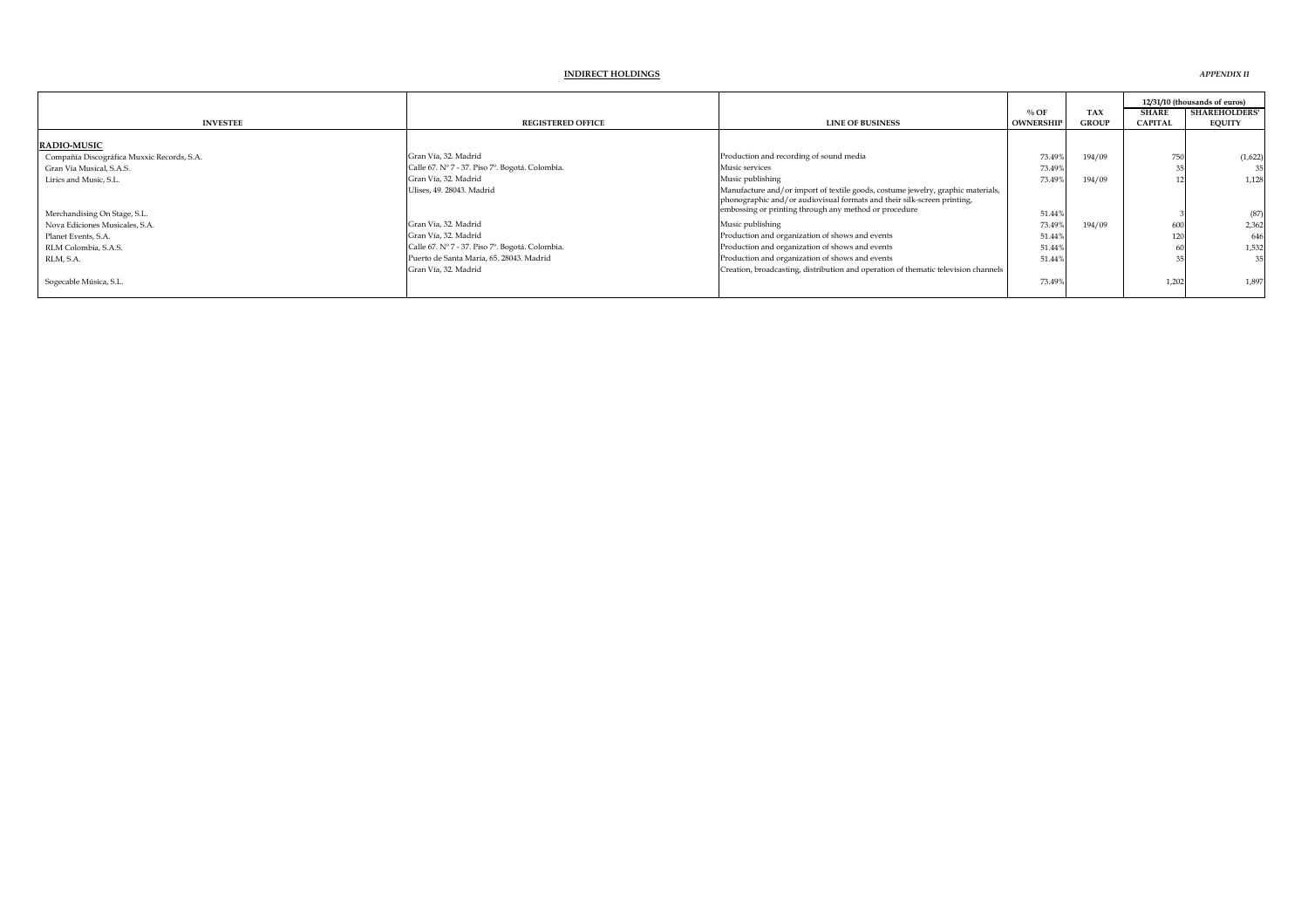**INDIRECT HOLDINGS**

*APPENDIX II*

| INVESTEE | REGISTERED OFFICE | LINE OF BUSINESS | % OF OWNERSHIP | TAX GROUP | 12/31/10 (thousands of euros) | |
|---|---|---|---|---|---|---|
| | | | | | SHARE CAPITAL | SHAREHOLDERS' EQUITY |
| **RADIO-MUSIC** | | | | | | |
| Compañía Discográfica Muxxic Records, S.A. | Gran Vía, 32. Madrid | Production and recording of sound media | 73.49% | 194/09 | 750 | (1,622) |
| Gran Vía Musical, S.A.S. | Calle 67. Nº 7 - 37. Piso 7º. Bogotá. Colombia. | Music services | 73.49% | | 35 | 35 |
| Lirics and Music, S.L. | Gran Vía, 32. Madrid | Music publishing | 73.49% | 194/09 | 12 | 1,128 |
| Merchandising On Stage, S.L. | Ulises, 49. 28043. Madrid | Manufacture and/or import of textile goods, costume jewelry, graphic materials, phonographic and/or audiovisual formats and their silk-screen printing, embossing or printing through any method or procedure | 51.44% | | 3 | (87) |
| Nova Ediciones Musicales, S.A. | Gran Vía, 32. Madrid | Music publishing | 73.49% | 194/09 | 600 | 2,362 |
| Planet Events, S.A. | Gran Vía, 32. Madrid | Production and organization of shows and events | 51.44% | | 120 | 646 |
| RLM Colombia, S.A.S. | Calle 67. Nº 7 - 37. Piso 7º. Bogotá. Colombia. | Production and organization of shows and events | 51.44% | | 60 | 1,532 |
| RLM, S.A. | Puerto de Santa María, 65. 28043. Madrid | Production and organization of shows and events | 51.44% | | 35 | 35 |
| Sogecable Música, S.L. | Gran Vía, 32. Madrid | Creation, broadcasting, distribution and operation of thematic television channels | 73.49% | | 1,202 | 1,897 |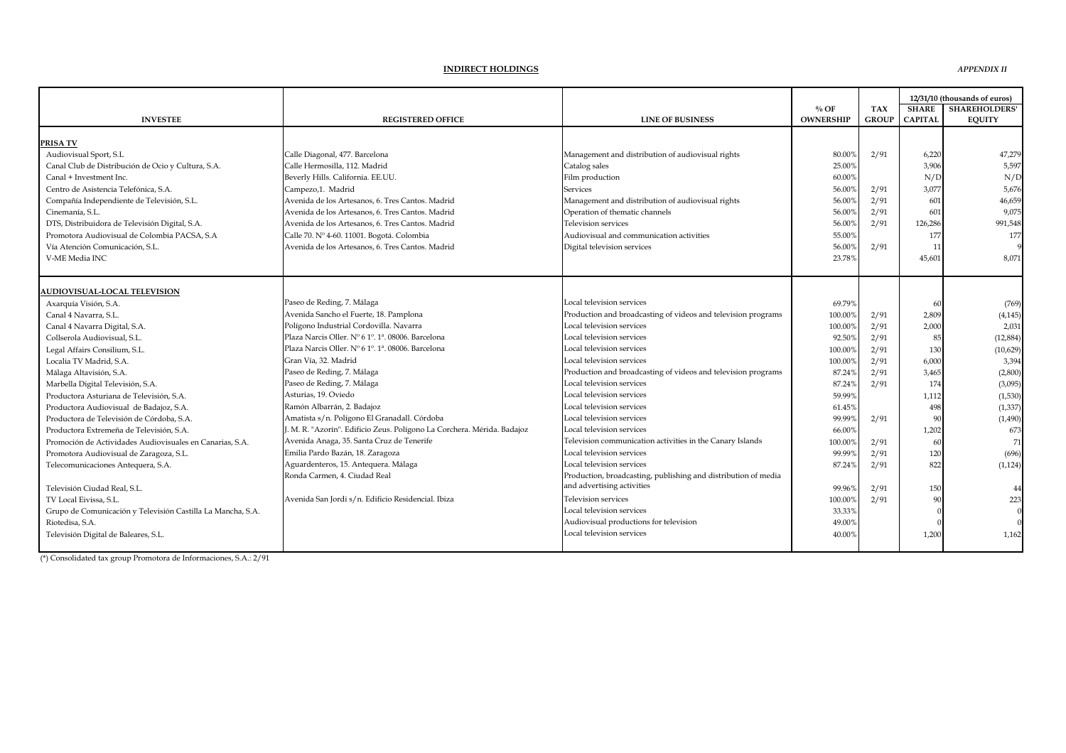**INDIRECT HOLDINGS**

*APPENDIX II*

| INVESTEE | REGISTERED OFFICE | LINE OF BUSINESS | % OF OWNERSHIP | TAX GROUP | 12/31/10 (thousands of euros) | |
|---|---|---|---|---|---|---|
| | | | | | SHARE CAPITAL | SHAREHOLDERS' EQUITY |
| **PRISA TV** | | | | | | |
| Audiovisual Sport, S.L | Calle Diagonal, 477. Barcelona | Management and distribution of audiovisual rights | 80.00% | 2/91 | 6,220 | 47,279 |
| Canal Club de Distribución de Ocio y Cultura, S.A. | Calle Hermosilla, 112. Madrid | Catalog sales | 25.00% | | 3,906 | 5,597 |
| Canal + Investment Inc. | Beverly Hills. California. EE.UU. | Film production | 60.00% | | N/D | N/D |
| Centro de Asistencia Telefónica, S.A. | Campezo,1. Madrid | Services | 56.00% | 2/91 | 3,077 | 5,676 |
| Compañía Independiente de Televisión, S.L. | Avenida de los Artesanos, 6. Tres Cantos. Madrid | Management and distribution of audiovisual rights | 56.00% | 2/91 | 601 | 46,659 |
| Cinemanía, S.L. | Avenida de los Artesanos, 6. Tres Cantos. Madrid | Operation of thematic channels | 56.00% | 2/91 | 601 | 9,075 |
| DTS, Distribuidora de Televisión Digital, S.A. | Avenida de los Artesanos, 6. Tres Cantos. Madrid | Television services | 56.00% | 2/91 | 126,286 | 991,548 |
| Promotora Audiovisual de Colombia PACSA, S.A | Calle 70. Nº 4-60. 11001. Bogotá. Colombia | Audiovisual and communication activities | 55.00% | | 177 | 177 |
| Vía Atención Comunicación, S.L. | Avenida de los Artesanos, 6. Tres Cantos. Madrid | Digital television services | 56.00% | 2/91 | 11 | 9 |
| V-ME Media INC | | | 23.78% | | 45,601 | 8,071 |
| **AUDIOVISUAL-LOCAL TELEVISION** | | | | | | |
| Axarquía Visión, S.A. | Paseo de Reding, 7. Málaga | Local television services | 69.79% | | 60 | (769) |
| Canal 4 Navarra, S.L. | Avenida Sancho el Fuerte, 18. Pamplona | Production and broadcasting of videos and television programs | 100.00% | 2/91 | 2,809 | (4,145) |
| Canal 4 Navarra Digital, S.A. | Polígono Industrial Cordovilla. Navarra | Local television services | 100.00% | 2/91 | 2,000 | 2,031 |
| Collserola Audiovisual, S.L. | Plaza Narcis Oller. Nº 6 1º. 1ª. 08006. Barcelona | Local television services | 92.50% | 2/91 | 85 | (12,884) |
| Legal Affairs Consilium, S.L. | Plaza Narcis Oller. Nº 6 1º. 1ª. 08006. Barcelona | Local television services | 100.00% | 2/91 | 130 | (10,629) |
| Localia TV Madrid, S.A. | Gran Vía, 32. Madrid | Local television services | 100.00% | 2/91 | 6,000 | 3,394 |
| Málaga Altavisión, S.A. | Paseo de Reding, 7. Málaga | Production and broadcasting of videos and television programs | 87.24% | 2/91 | 3,465 | (2,800) |
| Marbella Digital Televisión, S.A. | Paseo de Reding, 7. Málaga | Local television services | 87.24% | 2/91 | 174 | (3,095) |
| Productora Asturiana de Televisión, S.A. | Asturias, 19. Oviedo | Local television services | 59.99% | | 1,112 | (1,530) |
| Productora Audiovisual de Badajoz, S.A. | Ramón Albarrán, 2. Badajoz | Local television services | 61.45% | | 498 | (1,337) |
| Productora de Televisión de Córdoba, S.A. | Amatista s/n. Polígono El Granadall. Córdoba | Local television services | 99.99% | 2/91 | 90 | (1,490) |
| Productora Extremeña de Televisión, S.A. | J. M. R. "Azorín". Edificio Zeus. Polígono La Corchera. Mérida. Badajoz | Local television services | 66.00% | | 1,202 | 673 |
| Promoción de Actividades Audiovisuales en Canarias, S.A. | Avenida Anaga, 35. Santa Cruz de Tenerife | Television communication activities in the Canary Islands | 100.00% | 2/91 | 60 | 71 |
| Promotora Audiovisual de Zaragoza, S.L. | Emilia Pardo Bazán, 18. Zaragoza | Local television services | 99.99% | 2/91 | 120 | (696) |
| Telecomunicaciones Antequera, S.A. | Aguardenteros, 15. Antequera. Málaga | Local television services | 87.24% | 2/91 | 822 | (1,124) |
| Televisión Ciudad Real, S.L. | Ronda Carmen, 4. Ciudad Real | Production, broadcasting, publishing and distribution of media and advertising activities | 99.96% | 2/91 | 150 | 44 |
| TV Local Eivissa, S.L. | Avenida San Jordi s/n. Edificio Residencial. Ibiza | Television services | 100.00% | 2/91 | 90 | 223 |
| Grupo de Comunicación y Televisión Castilla La Mancha, S.A. | | Local television services | 33.33% | | 0 | 0 |
| Riotedisa, S.A. | | Audiovisual productions for television | 49.00% | | 0 | 0 |
| Televisión Digital de Baleares, S.L. | | Local television services | 40.00% | | 1,200 | 1,162 |

(*) Consolidated tax group Promotora de Informaciones, S.A.: 2/91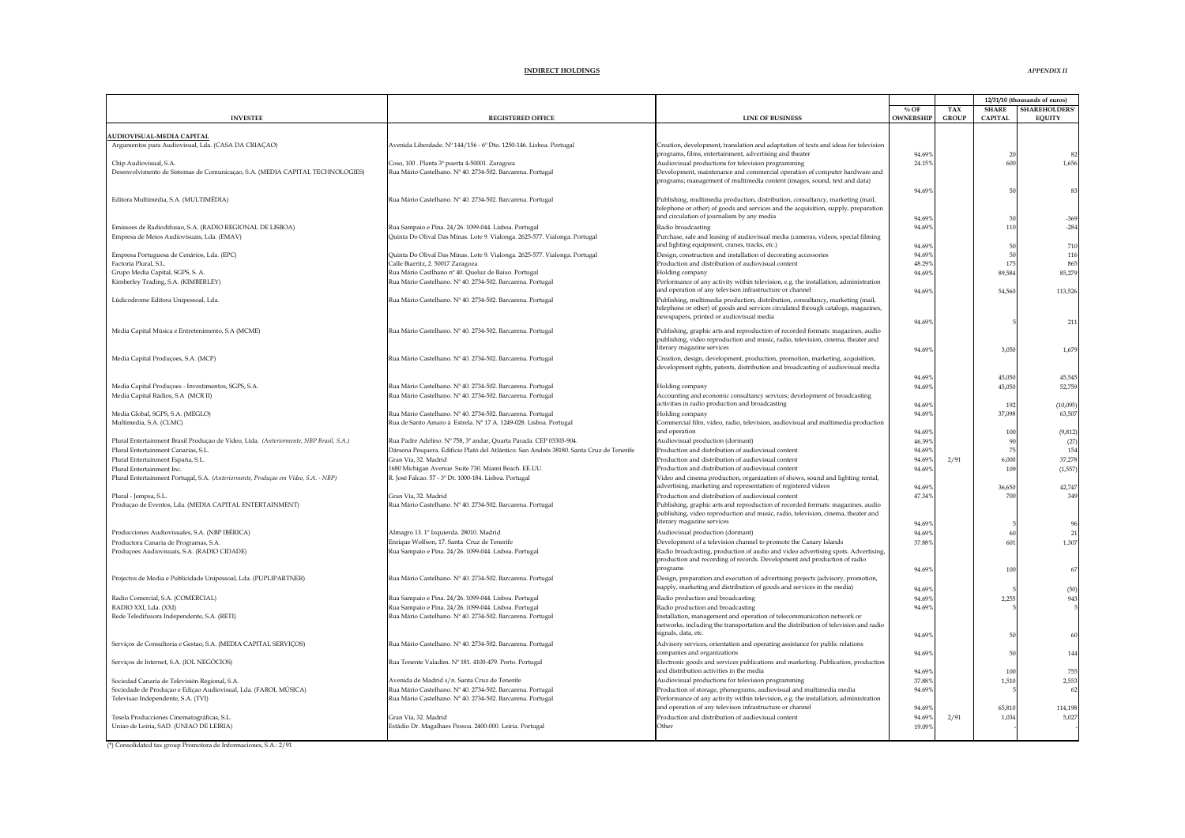## INDIRECT HOLDINGS

*APPENDIX II*

| INVESTEE | REGISTERED OFFICE | LINE OF BUSINESS | % OF OWNERSHIP | TAX GROUP | 12/31/10 (thousands of euros) SHARE CAPITAL | SHAREHOLDERS' EQUITY |
|---|---|---|---|---|---|---|
| **AUDIOVISUAL-MEDIA CAPITAL** | | | | | | |
| Argumentos para Audiovisual, Lda. (CASA DA CRIAÇAO) | Avenida Liberdade. Nº 144/156 - 6º Dto. 1250-146. Lisboa. Portugal | Creation, development, translation and adaptation of texts and ideas for television programs, films, entertainment, advertising and theater | 94.69% | | 20 | 82 |
| Chip Audiovisual, S.A. | Coso, 100 . Planta 3ª puerta 4-50001. Zaragoza | Audiovisual productions for television programming | 24.15% | | 600 | 1,656 |
| Desenvolvimento de Sistemas de Comunicaçao, S.A. (MEDIA CAPITAL TECHNOLOGIES) | Rua Mário Castelhano. Nº 40. 2734-502. Barcarena. Portugal | Development, maintenance and commercial operation of computer hardware and programs; management of multimedia content (images, sound, text and data) | 94.69% | | 50 | 83 |
| Editora Multimédia, S.A. (MULTIMÉDIA) | Rua Mário Castelhano. Nº 40. 2734-502. Barcarena. Portugal | Publishing, multimedia production, distribution, consultancy, marketing (mail, telephone or other) of goods and services and the acquisition, supply, preparation and circulation of journalism by any media | 94.69% | | 50 | -369 |
| Emissoes de Radiodifusao, S.A. (RADIO REGIONAL DE LISBOA) | Rua Sampaio e Pina. 24/26. 1099-044. Lisboa. Portugal | Radio broadcasting | 94.69% | | 110 | -284 |
| Empresa de Meios Audiovisuais, Lda. (EMAV) | Quinta Do Olival Das Minas. Lote 9. Vialonga. 2625-577. Vialonga. Portugal | Purchase, sale and leasing of audiovisual media (cameras, videos, special filming and lighting equipment, cranes, tracks, etc.) | 94.69% | | 50 | 710 |
| Empresa Portuguesa de Cenários, Lda. (EPC) | Quinta Do Olival Das Minas. Lote 9. Vialonga. 2625-577. Vialonga. Portugal | Design, construction and installation of decorating accessories | 94.69% | | 50 | 116 |
| Factoria Plural, S.L. | Calle Biarritz, 2. 50017 Zaragoza | Production and distribution of audiovisual content | 48.29% | | 175 | 865 |
| Grupo Media Capital, SGPS, S. A. | Rua Mário Castlhano nº 40. Queluz de Baixo. Portugal | Holding company | 94.69% | | 89,584 | 85,279 |
| Kimberley Trading, S.A. (KIMBERLEY) | Rua Mário Castelhano. Nº 40. 2734-502. Barcarena. Portugal | Performance of any activity within television, e.g. the installation, administration and operation of any televison infrastructure or channel | 94.69% | | 54,560 | 113,526 |
| Lúdicodrome Editora Unipessoal, Lda. | Rua Mário Castelhano. Nº 40. 2734-502. Barcarena. Portugal | Publishing, multimedia production, distribution, consultancy, marketing (mail, telephone or other) of goods and services circulated through catalogs, magazines, newspapers, printed or audiovisual media | 94.69% | | 5 | 211 |
| Media Capital Música e Entretenimento, S.A (MCME) | Rua Mário Castelhano. Nº 40. 2734-502. Barcarena. Portugal | Publishing, graphic arts and reproduction of recorded formats: magazines, audio publishing, video reproduction and music, radio, television, cinema, theater and literary magazine services | 94.69% | | 3,050 | 1,679 |
| Media Capital Produçoes, S.A. (MCP) | Rua Mário Castelhano. Nº 40. 2734-502. Barcarena. Portugal | Creation, design, development, production, promotion, marketing, acquisition, development rights, patents, distribution and broadcasting of audiovisual media | 94.69% | | 45,050 | 45,545 |
| Media Capital Produçoes - Investimentos, SGPS, S.A. | Rua Mário Castelhano. Nº 40. 2734-502. Barcarena. Portugal | Holding company | 94.69% | | 45,050 | 52,759 |
| Media Capital Rádios, S.A (MCR II) | Rua Mário Castelhano. Nº 40. 2734-502. Barcarena. Portugal | Accounting and economic consultancy services; development of broadcasting activities in radio production and broadcasting | 94.69% | | 192 | (10,095) |
| Media Global, SGPS, S.A. (MEGLO) | Rua Mário Castelhano. Nº 40. 2734-502. Barcarena. Portugal | Holding company | 94.69% | | 37,098 | 63,507 |
| Multimedia, S.A. (CLMC) | Rua de Santo Amaro à Estrela. Nº 17 A. 1249-028. Lisboa. Portugal | Commercial film, video, radio, television, audiovisual and multimedia production and operation | 94.69% | | 100 | (9,812) |
| Plural Entertainment Brasil Produçao de Vídeo, Ltda. *(Anteriormente, NBP Brasil, S.A.)* | Rua Padre Adelino. Nº 758, 3º andar, Quarta Parada. CEP 03303-904. | Audiovisual production (dormant) | 46.39% | | 90 | (27) |
| Plural Entertainment Canarias, S.L. | Dársena Pesquera. Edificio Plató del Atlántico. San Andrés 38180. Santa Cruz de Tenerife | Production and distribution of audiovisual content | 94.69% | | 75 | 154 |
| Plural Entertainment España, S.L. | Gran Vía, 32. Madrid | Production and distribution of audiovisual content | 94.69% | 2/91 | 6,000 | 37,278 |
| Plural Entertainment Inc. | 1680 Michigan Avenue. Suite 730. Miami Beach. EE.UU. | Production and distribution of audiovisual content | 94.69% | | 109 | (1,557) |
| Plural Entertainment Portugal, S.A. *(Anteriormente, Produçao em Video, S.A. - NBP)* | R. José Falcao. 57 - 3º Dt. 1000-184. Lisboa. Portugal | Video and cinema production, organization of shows, sound and lighting rental, advertising, marketing and representation of registered videos | 94.69% | | 36,650 | 42,747 |
| Plural - Jempsa, S.L. | Gran Vía, 32. Madrid | Production and distribution of audiovisual content | 47.34% | | 700 | 349 |
| Produçao de Eventos, Lda. (MEDIA CAPITAL ENTERTAINMENT) | Rua Mário Castelhano. Nº 40. 2734-502. Barcarena. Portugal | Publishing, graphic arts and reproduction of recorded formats: magazines, audio publishing, video reproduction and music, radio, television, cinema, theater and literary magazine services | 94.69% | | 5 | 96 |
| Producciones Audiovisuales, S.A. (NBP IBÉRICA) | Almagro 13. 1º Izquierda. 28010. Madrid | Audiovisual production (dormant) | 94.69% | | 60 | 21 |
| Productora Canaria de Programas, S.A. | Enrique Wolfson, 17. Santa Cruz de Tenerife | Development of a television channel to promote the Canary Islands | 37.88% | | 601 | 1,307 |
| Produçoes Audiovisuais, S.A. (RADIO CIDADE) | Rua Sampaio e Pina. 24/26. 1099-044. Lisboa. Portugal | Radio broadcasting, production of audio and video advertising spots. Advertising, production and recording of records. Development and production of radio programs | 94.69% | | 100 | 67 |
| Projectos de Media e Publicidade Unipessoal, Lda. (PUPLIPARTNER) | Rua Mário Castelhano. Nº 40. 2734-502. Barcarena. Portugal | Design, preparation and execution of advertising projects (advisory, promotion, supply, marketing and distribution of goods and services in the media) | 94.69% | | 5 | (50) |
| Radio Comercial, S.A. (COMERCIAL) | Rua Sampaio e Pina. 24/26. 1099-044. Lisboa. Portugal | Radio production and broadcasting | 94.69% | | 2,255 | 943 |
| RADIO XXI, Lda. (XXI) | Rua Sampaio e Pina. 24/26. 1099-044. Lisboa. Portugal | Radio production and broadcasting | 94.69% | | 5 | 5 |
| Rede Teledifusora Independente, S.A. (RETI) | Rua Mário Castelhano. Nº 40. 2734-502. Barcarena. Portugal | Installation, management and operation of telecommunication network or networks, including the transportation and the distribution of television and radio signals, data, etc. | 94.69% | | 50 | 60 |
| Serviços de Consultoria e Gestao, S.A. (MEDIA CAPITAL SERVIÇOS) | Rua Mário Castelhano. Nº 40. 2734-502. Barcarena. Portugal | Advisory services, orientation and operating assistance for public relations companies and organizations | 94.69% | | 50 | 144 |
| Serviços de Internet, S.A. (IOL NEGÓCIOS) | Rua Tenente Valadim. Nº 181. 4100-479. Porto. Portugal | Electronic goods and services publications and marketing. Publication, production and distribution activities in the media | 94.69% | | 100 | 755 |
| Sociedad Canaria de Televisión Regional, S.A. | Avenida de Madrid s/n. Santa Cruz de Tenerife | Audiovisual productions for television programming | 37.88% | | 1,510 | 2,553 |
| Sociedade de Produçao e Ediçao Audiovisual, Lda. (FAROL MÚSICA) | Rua Mário Castelhano. Nº 40. 2734-502. Barcarena. Portugal | Production of storage, phonograms, audiovisual and multimedia media | 94.69% | | 5 | 62 |
| Televisao Independente, S.A. (TVI) | Rua Mário Castelhano. Nº 40. 2734-502. Barcarena. Portugal | Performance of any activity within television, e.g. the installation, administration and operation of any televison infrastructure or channel | 94.69% | | 65,810 | 114,198 |
| Tesela Producciones Cinematográficas, S.L. | Gran Vía, 32. Madrid | Production and distribution of audiovisual content | 94.69% | 2/91 | 1,034 | 5,027 |
| Uniao de Leiria, SAD. (UNIAO DE LEIRIA) | Estádio Dr. Magalhaes Pessoa. 2400-000. Leiria. Portugal | Other | 19.09% | | | - |

(*) Consolidated tax group Promotora de Informaciones, S.A.: 2/91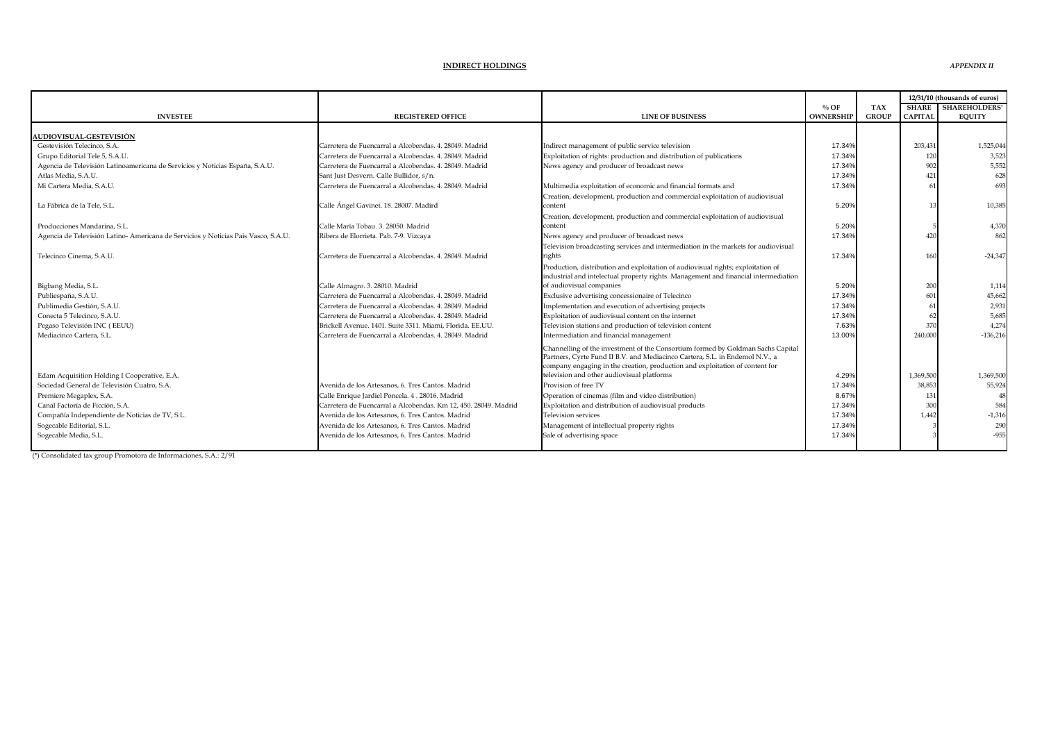## INDIRECT HOLDINGS

*APPENDIX II*

| INVESTEE | REGISTERED OFFICE | LINE OF BUSINESS | % OF OWNERSHIP | TAX GROUP | 12/31/10 (thousands of euros) | |
|---|---|---|---|---|---|---|
| | | | | | SHARE CAPITAL | SHAREHOLDERS' EQUITY |
| **AUDIOVISUAL-GESTEVISIÓN** | | | | | | |
| Gestevisión Telecinco, S.A. | Carretera de Fuencarral a Alcobendas. 4. 28049. Madrid | Indirect management of public service television | 17.34% | | 203,431 | 1,525,044 |
| Grupo Editorial Tele 5, S.A.U. | Carretera de Fuencarral a Alcobendas. 4. 28049. Madrid | Exploitation of rights: production and distribution of publications | 17.34% | | 120 | 3,523 |
| Agencia de Televisión Latinoamericana de Servicios y Noticias España, S.A.U. | Carretera de Fuencarral a Alcobendas. 4. 28049. Madrid | News agency and producer of broadcast news | 17.34% | | 902 | 5,552 |
| Atlas Media, S.A.U. | Sant Just Desvern. Calle Bullidor, s/n. | | 17.34% | | 421 | 628 |
| Mi Cartera Media, S.A.U. | Carretera de Fuencarral a Alcobendas. 4. 28049. Madrid | Multimedia exploitation of economic and financial formats and | 17.34% | | 61 | 693 |
| La Fábrica de la Tele, S.L. | Calle Ángel Gavinet. 18. 28007. Madird | Creation, development, production and commercial exploitation of audiovisual content | 5.20% | | 13 | 10,385 |
| Producciones Mandarina, S.L. | Calle María Tobau. 3. 28050. Madrid | Creation, development, production and commercial exploitation of audiovisual content | 5.20% | | 5 | 4,370 |
| Agencia de Televisión Latino- Americana de Servicios y Noticias País Vasco, S.A.U. | Ribera de Elorrieta. Pab. 7-9. Vizcaya | News agency and producer of broadcast news | 17.34% | | 420 | 862 |
| Telecinco Cinema, S.A.U. | Carretera de Fuencarral a Alcobendas. 4. 28049. Madrid | Television broadcasting services and intermediation in the markets for audiovisual rights | 17.34% | | 160 | -24,347 |
| Bigbang Media, S.L. | Calle Almagro. 3. 28010. Madrid | Production, distribution and exploitation of audiovisual rights; exploitation of industrial and intelectual property rights. Management and financial intermediation of audiovisual companies | 5.20% | | 200 | 1,114 |
| Publiespaña, S.A.U. | Carretera de Fuencarral a Alcobendas. 4. 28049. Madrid | Exclusive advertising concessionaire of Telecinco | 17.34% | | 601 | 45,662 |
| Publimedia Gestión, S.A.U. | Carretera de Fuencarral a Alcobendas. 4. 28049. Madrid | Implementation and execution of advertising projects | 17.34% | | 61 | 2,931 |
| Conecta 5 Telecinco, S.A.U. | Carretera de Fuencarral a Alcobendas. 4. 28049. Madrid | Exploitation of audiovisual content on the internet | 17.34% | | 62 | 5,685 |
| Pegaso Televisión INC ( EEUU) | Brickell Avenue. 1401. Suite 3311. Miami, Florida. EE.UU. | Television stations and production of television content | 7.63% | | 370 | 4,274 |
| Mediacinco Cartera, S.L. | Carretera de Fuencarral a Alcobendas. 4. 28049. Madrid | Intermediation and financial management | 13.00% | | 240,000 | -136,216 |
| Edam Acquisition Holding I Cooperative, E.A. | | Channelling of the investment of the Consortium formed by Goldman Sachs Capital Partners, Cyrte Fund II B.V. and Mediacinco Cartera, S.L. in Endemol N.V., a company engaging in the creation, production and exploitation of content for television and other audiovisual platforms | 4.29% | | 1,369,500 | 1,369,500 |
| Sociedad General de Televisión Cuatro, S.A. | Avenida de los Artesanos, 6. Tres Cantos. Madrid | Provision of free TV | 17.34% | | 38,853 | 55,924 |
| Premiere Megaplex, S.A. | Calle Enrique Jardiel Poncela. 4 . 28016. Madrid | Operation of cinemas (film and video distribution) | 8.67% | | 131 | 48 |
| Canal Factoría de Ficción, S.A. | Carretera de Fuencarral a Alcobendas. Km 12, 450. 28049. Madrid | Exploitation and distribution of audiovisual products | 17.34% | | 300 | 584 |
| Compañía Independiente de Noticias de TV, S.L. | Avenida de los Artesanos, 6. Tres Cantos. Madrid | Television services | 17.34% | | 1,442 | -1,316 |
| Sogecable Editorial, S.L. | Avenida de los Artesanos, 6. Tres Cantos. Madrid | Management of intellectual property rights | 17.34% | | 3 | 290 |
| Sogecable Media, S.L. | Avenida de los Artesanos, 6. Tres Cantos. Madrid | Sale of advertising space | 17.34% | | 3 | -955 |

(*) Consolidated tax group Promotora de Informaciones, S.A.: 2/91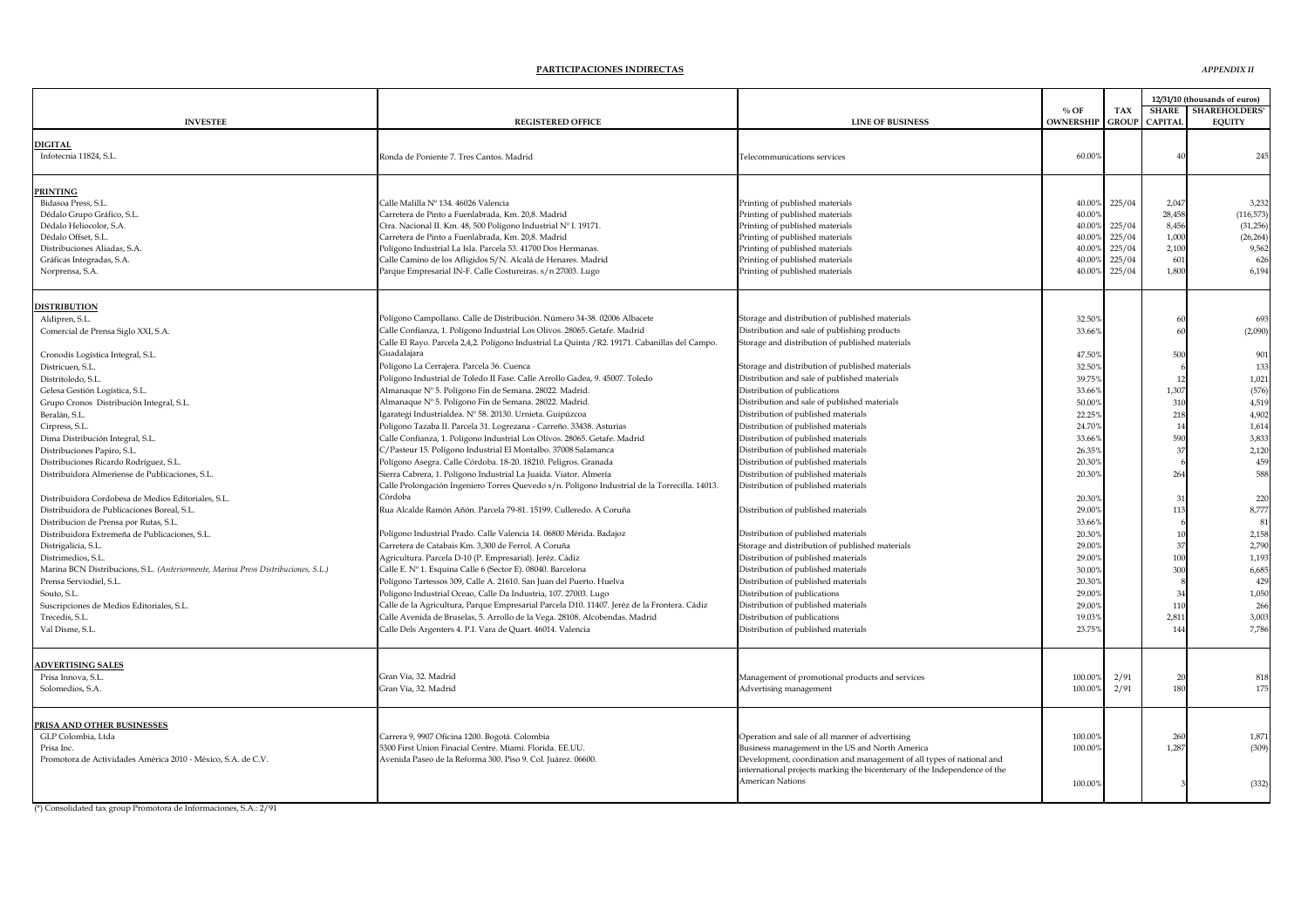**PARTICIPACIONES INDIRECTAS**

*APPENDIX II*

| INVESTEE | REGISTERED OFFICE | LINE OF BUSINESS | % OF OWNERSHIP | TAX GROUP | 12/31/10 (thousands of euros) SHARE CAPITAL | SHAREHOLDERS' EQUITY |
|---|---|---|---|---|---|---|
| **DIGITAL** | | | | | | |
| Infotecnia 11824, S.L. | Ronda de Poniente 7. Tres Cantos. Madrid | Telecommunications services | 60.00% | | 40 | 245 |
| **PRINTING** | | | | | | |
| Bidasoa Press, S.L. | Calle Malilla Nº 134. 46026 Valencia | Printing of published materials | 40.00% | 225/04 | 2,047 | 3,232 |
| Dédalo Grupo Gráfico, S.L. | Carretera de Pinto a Fuenlabrada, Km. 20,8. Madrid | Printing of published materials | 40.00% | | 28,458 | (116,573) |
| Dédalo Heliocolor, S.A. | Ctra. Nacional II. Km. 48, 500 Polígono Industrial Nº I. 19171. | Printing of published materials | 40.00% | 225/04 | 8,456 | (31,256) |
| Dédalo Offset, S.L. | Carretera de Pinto a Fuenlabrada, Km. 20,8. Madrid | Printing of published materials | 40.00% | 225/04 | 1,000 | (26,264) |
| Distribuciones Aliadas, S.A. | Polígono Industrial La Isla. Parcela 53. 41700 Dos Hermanas. | Printing of published materials | 40.00% | 225/04 | 2,100 | 9,562 |
| Gráficas Integradas, S.A. | Calle Camino de los Afligidos S/N. Alcalá de Henares. Madrid | Printing of published materials | 40.00% | 225/04 | 601 | 626 |
| Norprensa, S.A. | Parque Empresarial IN-F. Calle Costureiras. s/n 27003. Lugo | Printing of published materials | 40.00% | 225/04 | 1,800 | 6,194 |
| **DISTRIBUTION** | | | | | | |
| Aldipren, S.L. | Polígono Campollano. Calle de Distribución. Número 34-38. 02006 Albacete | Storage and distribution of published materials | 32.50% | | 60 | 693 |
| Comercial de Prensa Siglo XXI, S.A. | Calle Confianza, 1. Polígono Industrial Los Olivos. 28065. Getafe. Madrid | Distribution and sale of publishing products | 33.66% | | 60 | (2,090) |
| Cronodís Logística Integral, S.L. | Calle El Rayo. Parcela 2,4,2. Polígono Industrial La Quinta /R2. 19171. Cabanillas del Campo. Guadalajara | Storage and distribution of published materials | 47.50% | | 500 | 901 |
| Districuen, S.L. | Polígono La Cerrajera. Parcela 36. Cuenca | Storage and distribution of published materials | 32.50% | | 6 | 133 |
| Distritoledo, S.L. | Polígono Industrial de Toledo II Fase. Calle Arrollo Gadea, 9. 45007. Toledo | Distribution and sale of published materials | 39.75% | | 12 | 1,021 |
| Gelesa Gestión Logística, S.L. | Almanaque Nº 5. Polígono Fin de Semana. 28022. Madrid. | Distribution of publications | 33.66% | | 1,307 | (576) |
| Grupo Cronos Distribución Integral, S.L. | Almanaque Nº 5. Polígono Fin de Semana. 28022. Madrid. | Distribution and sale of published materials | 50.00% | | 310 | 4,519 |
| Beralán, S.L. | Igarategi Industrialdea. Nº 58. 20130. Urnieta. Guipúzcoa | Distribution of published materials | 22.25% | | 218 | 4,902 |
| Cirpress, S.L. | Polígono Tazaba II. Parcela 31. Logrezana - Carreño. 33438. Asturias | Distribution of published materials | 24.70% | | 14 | 1,614 |
| Dima Distribución Integral, S.L. | Calle Confianza, 1. Polígono Industrial Los Olivos. 28065. Getafe. Madrid | Distribution of published materials | 33.66% | | 590 | 3,833 |
| Distribuciones Papiro, S.L. | C/Pasteur 15. Polígono Industrial El Montalbo. 37008 Salamanca | Distribution of published materials | 26.35% | | 37 | 2,120 |
| Distribuciones Ricardo Rodríguez, S.L. | Polígono Asegra. Calle Córdoba. 18-20. 18210. Peligros. Granada | Distribution of published materials | 20.30% | | 6 | 459 |
| Distribuidora Almeriense de Publicaciones, S.L. | Sierra Cabrera, 1. Polígono Industrial La Juaida. Viator. Almería | Distribution of published materials | 20.30% | | 264 | 588 |
| Distribuidora Cordobesa de Medios Editoriales, S.L. | Calle Prolongación Ingeniero Torres Quevedo s/n. Polígono Industrial de la Torrecilla. 14013. Córdoba | Distribution of published materials | 20.30% | | 31 | 220 |
| Distribuidora de Publicaciones Boreal, S.L. | Rua Alcalde Ramón Añón. Parcela 79-81. 15199. Culleredo. A Coruña | Distribution of published materials | 29.00% | | 113 | 8,777 |
| Distribucion de Prensa por Rutas, S.L. | | | 33.66% | | 6 | 81 |
| Distribuidora Extremeña de Publicaciones, S.L. | Polígono Industrial Prado. Calle Valencia 14. 06800 Mérida. Badajoz | Distribution of published materials | 20.30% | | 10 | 2,158 |
| Distrigalicia, S.L. | Carretera de Catabais Km. 3,300 de Ferrol. A Coruña | Storage and distribution of published materials | 29.00% | | 37 | 2,790 |
| Distrimedios, S.L. | Agricultura. Parcela D-10 (P. Empresarial). Jeréz. Cádiz | Distribution of published materials | 29.00% | | 100 | 1,193 |
| Marina BCN Distribucions, S.L. *(Anteriormente, Marina Press Distribuciones, S.L.)* | Calle E. Nº 1. Esquina Calle 6 (Sector E). 08040. Barcelona | Distribution of published materials | 30.00% | | 300 | 6,685 |
| Prensa Serviodiel, S.L. | Polígono Tartessos 309, Calle A. 21610. San Juan del Puerto. Huelva | Distribution of published materials | 20.30% | | 8 | 429 |
| Souto, S.L. | Polígono Industrial Oceao, Calle Da Industria, 107. 27003. Lugo | Distribution of publications | 29.00% | | 34 | 1,050 |
| Suscripciones de Medios Editoriales, S.L. | Calle de la Agricultura, Parque Empresarial Parcela D10. 11407. Jeréz de la Frontera. Cádiz | Distribution of published materials | 29.00% | | 110 | 266 |
| Trecedis, S.L. | Calle Avenida de Bruselas, 5. Arrollo de la Vega. 28108. Alcobendas. Madrid | Distribution of publications | 19.03% | | 2,811 | 3,003 |
| Val Disme, S.L. | Calle Dels Argenters 4. P.I. Vara de Quart. 46014. Valencia | Distribution of published materials | 23.75% | | 144 | 7,786 |
| **ADVERTISING SALES** | | | | | | |
| Prisa Innova, S.L. | Gran Vía, 32. Madrid | Management of promotional products and services | 100.00% | 2/91 | 20 | 818 |
| Solomedios, S.A. | Gran Vía, 32. Madrid | Advertising management | 100.00% | 2/91 | 180 | 175 |
| **PRISA AND OTHER BUSINESSES** | | | | | | |
| GLP Colombia, Ltda | Carrera 9, 9907 Oficina 1200. Bogotá. Colombia | Operation and sale of all manner of advertising | 100.00% | | 260 | 1,871 |
| Prisa Inc. | 5300 First Union Finacial Centre. Miami. Florida. EE.UU. | Business management in the US and North America | 100.00% | | 1,287 | (309) |
| Promotora de Actividades América 2010 - México, S.A. de C.V. | Avenida Paseo de la Reforma 300. Piso 9. Col. Juárez. 06600. | Development, coordination and management of all types of national and international projects marking the bicentenary of the Independence of the American Nations | 100.00% | | 3 | (332) |

(*) Consolidated tax group Promotora de Informaciones, S.A.: 2/91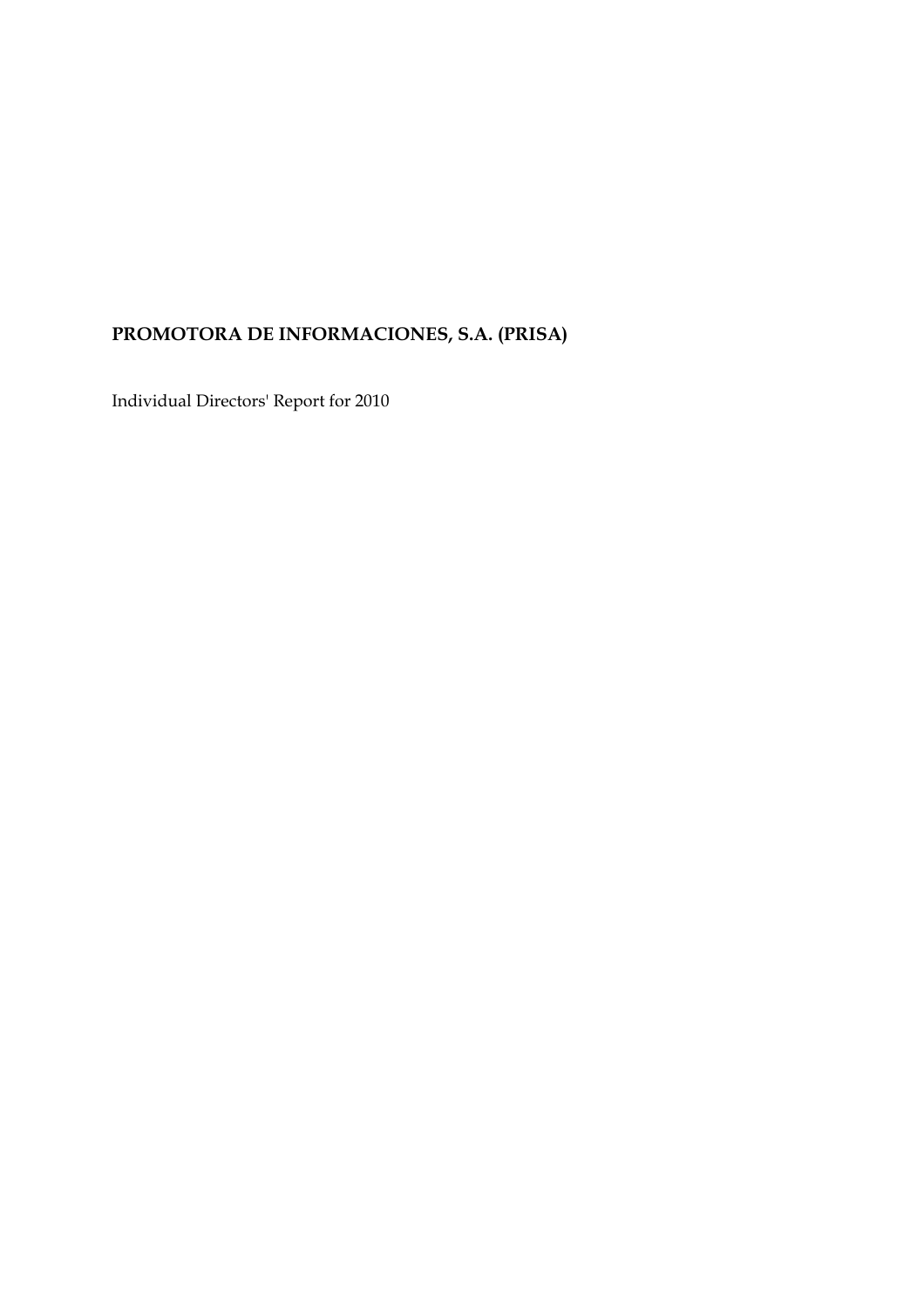**PROMOTORA DE INFORMACIONES, S.A. (PRISA)**

Individual Directors' Report for 2010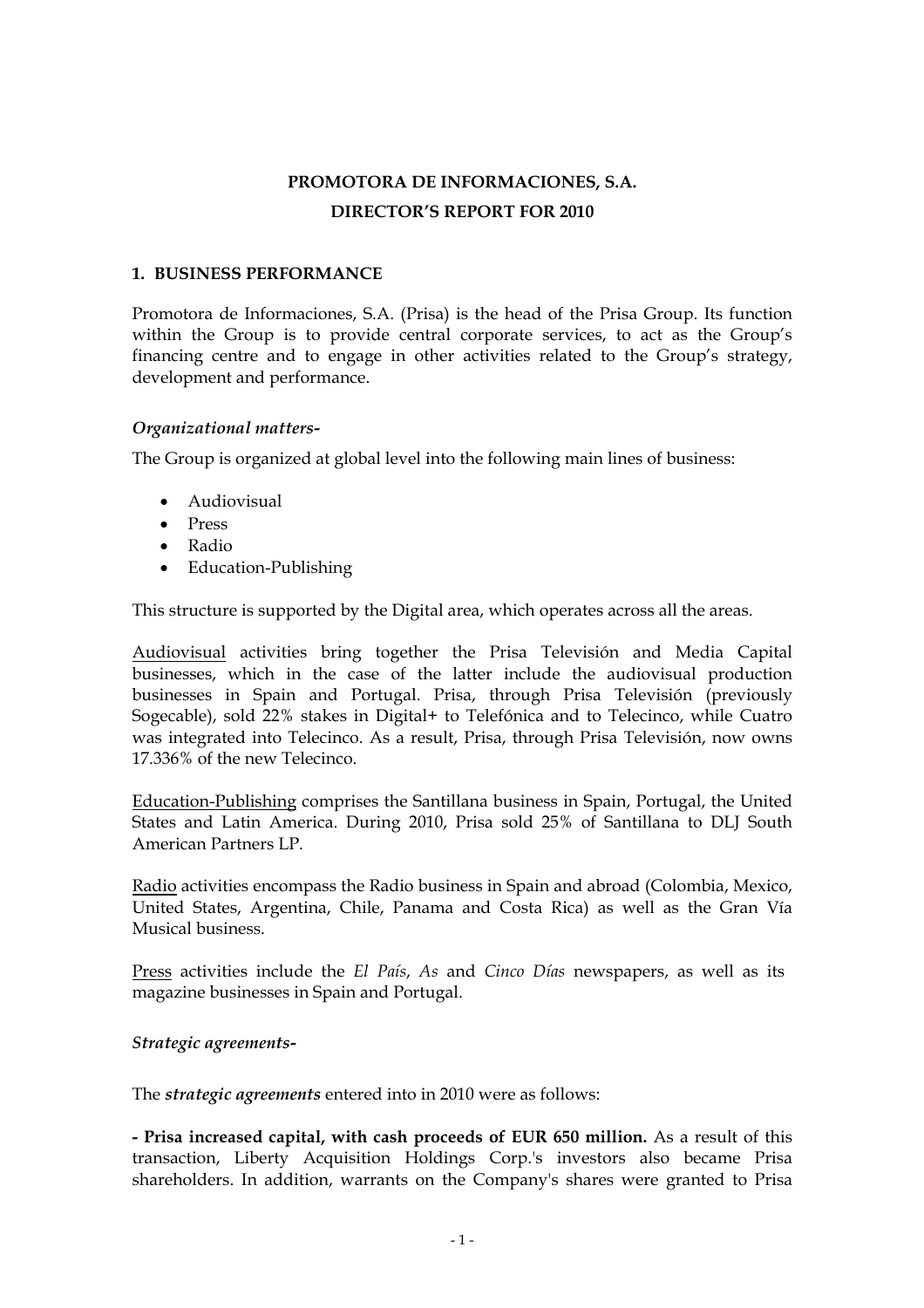# PROMOTORA DE INFORMACIONES, S.A.

# DIRECTOR'S REPORT FOR 2010

## 1. BUSINESS PERFORMANCE

Promotora de Informaciones, S.A. (Prisa) is the head of the Prisa Group. Its function within the Group is to provide central corporate services, to act as the Group's financing centre and to engage in other activities related to the Group's strategy, development and performance.

### *Organizational matters-*

The Group is organized at global level into the following main lines of business:

- Audiovisual
- Press
- Radio
- Education-Publishing

This structure is supported by the Digital area, which operates across all the areas.

Audiovisual activities bring together the Prisa Televisión and Media Capital businesses, which in the case of the latter include the audiovisual production businesses in Spain and Portugal. Prisa, through Prisa Televisión (previously Sogecable), sold 22% stakes in Digital+ to Telefónica and to Telecinco, while Cuatro was integrated into Telecinco. As a result, Prisa, through Prisa Televisión, now owns 17.336% of the new Telecinco.

Education-Publishing comprises the Santillana business in Spain, Portugal, the United States and Latin America. During 2010, Prisa sold 25% of Santillana to DLJ South American Partners LP.

Radio activities encompass the Radio business in Spain and abroad (Colombia, Mexico, United States, Argentina, Chile, Panama and Costa Rica) as well as the Gran Vía Musical business.

Press activities include the *El País*, *As* and *Cinco Días* newspapers, as well as its magazine businesses in Spain and Portugal.

### *Strategic agreements-*

The ***strategic agreements*** entered into in 2010 were as follows:

**- Prisa increased capital, with cash proceeds of EUR 650 million.** As a result of this transaction, Liberty Acquisition Holdings Corp.'s investors also became Prisa shareholders. In addition, warrants on the Company's shares were granted to Prisa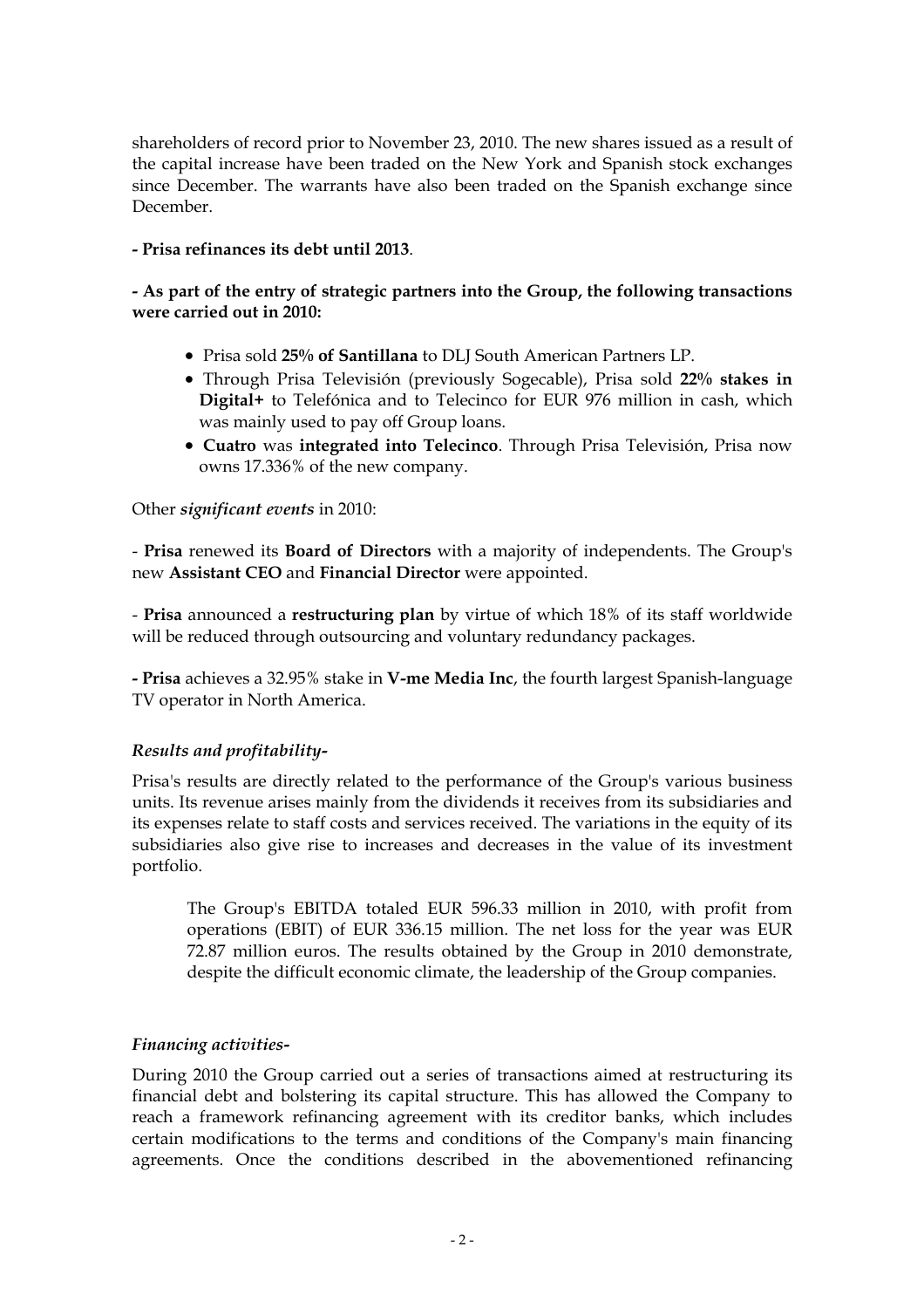shareholders of record prior to November 23, 2010. The new shares issued as a result of the capital increase have been traded on the New York and Spanish stock exchanges since December. The warrants have also been traded on the Spanish exchange since December.

**- Prisa refinances its debt until 2013**.

**- As part of the entry of strategic partners into the Group, the following transactions were carried out in 2010:**

- Prisa sold **25% of Santillana** to DLJ South American Partners LP.
- Through Prisa Televisión (previously Sogecable), Prisa sold **22% stakes in Digital+** to Telefónica and to Telecinco for EUR 976 million in cash, which was mainly used to pay off Group loans.
- **Cuatro** was **integrated into Telecinco**. Through Prisa Televisión, Prisa now owns 17.336% of the new company.

Other ***significant events*** in 2010:

- **Prisa** renewed its **Board of Directors** with a majority of independents. The Group's new **Assistant CEO** and **Financial Director** were appointed.

- **Prisa** announced a **restructuring plan** by virtue of which 18% of its staff worldwide will be reduced through outsourcing and voluntary redundancy packages.

**- Prisa** achieves a 32.95% stake in **V-me Media Inc**, the fourth largest Spanish-language TV operator in North America.

### *Results and profitability-*

Prisa's results are directly related to the performance of the Group's various business units. Its revenue arises mainly from the dividends it receives from its subsidiaries and its expenses relate to staff costs and services received. The variations in the equity of its subsidiaries also give rise to increases and decreases in the value of its investment portfolio.

> The Group's EBITDA totaled EUR 596.33 million in 2010, with profit from operations (EBIT) of EUR 336.15 million. The net loss for the year was EUR 72.87 million euros. The results obtained by the Group in 2010 demonstrate, despite the difficult economic climate, the leadership of the Group companies.

### *Financing activities-*

During 2010 the Group carried out a series of transactions aimed at restructuring its financial debt and bolstering its capital structure. This has allowed the Company to reach a framework refinancing agreement with its creditor banks, which includes certain modifications to the terms and conditions of the Company's main financing agreements. Once the conditions described in the abovementioned refinancing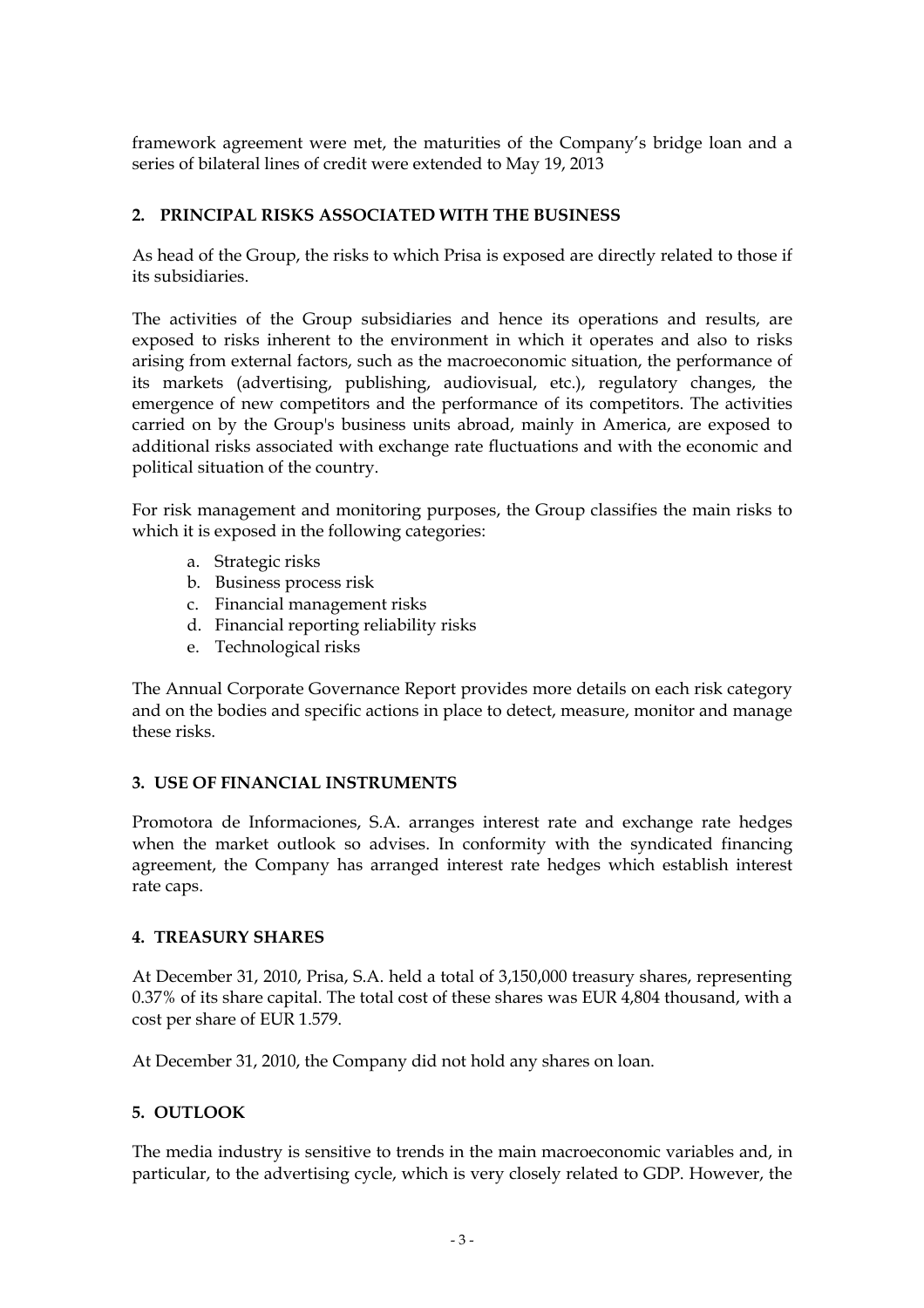framework agreement were met, the maturities of the Company's bridge loan and a series of bilateral lines of credit were extended to May 19, 2013

## 2. PRINCIPAL RISKS ASSOCIATED WITH THE BUSINESS

As head of the Group, the risks to which Prisa is exposed are directly related to those if its subsidiaries.

The activities of the Group subsidiaries and hence its operations and results, are exposed to risks inherent to the environment in which it operates and also to risks arising from external factors, such as the macroeconomic situation, the performance of its markets (advertising, publishing, audiovisual, etc.), regulatory changes, the emergence of new competitors and the performance of its competitors. The activities carried on by the Group's business units abroad, mainly in America, are exposed to additional risks associated with exchange rate fluctuations and with the economic and political situation of the country.

For risk management and monitoring purposes, the Group classifies the main risks to which it is exposed in the following categories:

a. Strategic risks
b. Business process risk
c. Financial management risks
d. Financial reporting reliability risks
e. Technological risks

The Annual Corporate Governance Report provides more details on each risk category and on the bodies and specific actions in place to detect, measure, monitor and manage these risks.

## 3. USE OF FINANCIAL INSTRUMENTS

Promotora de Informaciones, S.A. arranges interest rate and exchange rate hedges when the market outlook so advises. In conformity with the syndicated financing agreement, the Company has arranged interest rate hedges which establish interest rate caps.

## 4. TREASURY SHARES

At December 31, 2010, Prisa, S.A. held a total of 3,150,000 treasury shares, representing 0.37% of its share capital. The total cost of these shares was EUR 4,804 thousand, with a cost per share of EUR 1.579.

At December 31, 2010, the Company did not hold any shares on loan.

## 5. OUTLOOK

The media industry is sensitive to trends in the main macroeconomic variables and, in particular, to the advertising cycle, which is very closely related to GDP. However, the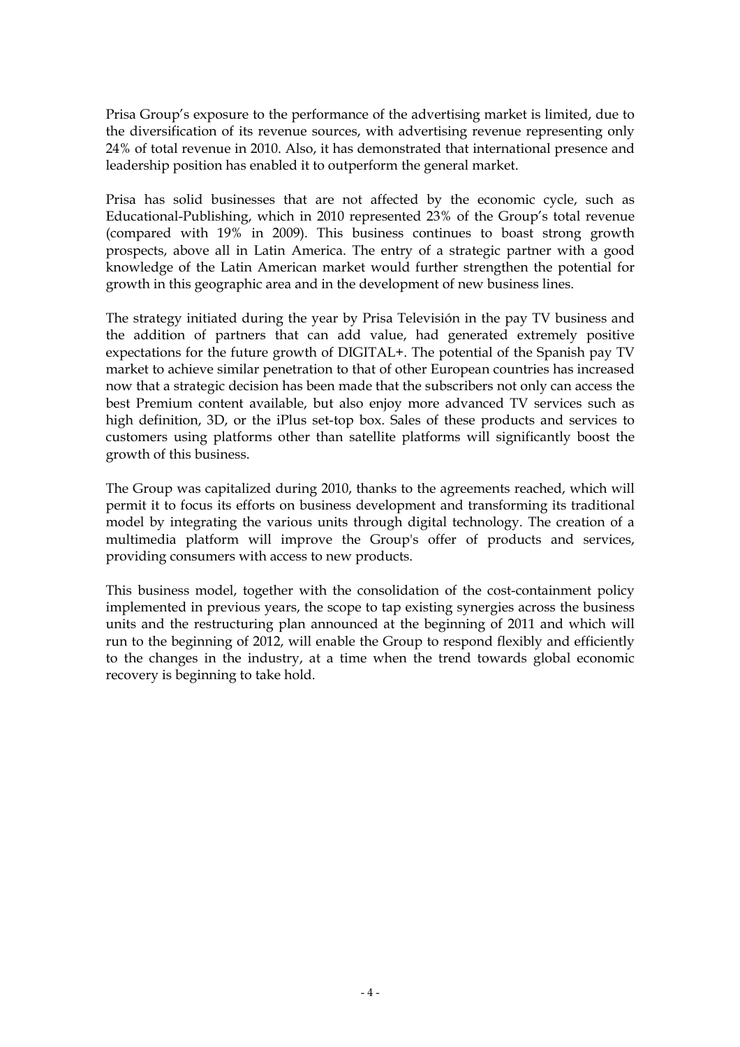Prisa Group's exposure to the performance of the advertising market is limited, due to the diversification of its revenue sources, with advertising revenue representing only 24% of total revenue in 2010. Also, it has demonstrated that international presence and leadership position has enabled it to outperform the general market.

Prisa has solid businesses that are not affected by the economic cycle, such as Educational-Publishing, which in 2010 represented 23% of the Group's total revenue (compared with 19% in 2009). This business continues to boast strong growth prospects, above all in Latin America. The entry of a strategic partner with a good knowledge of the Latin American market would further strengthen the potential for growth in this geographic area and in the development of new business lines.

The strategy initiated during the year by Prisa Televisión in the pay TV business and the addition of partners that can add value, had generated extremely positive expectations for the future growth of DIGITAL+. The potential of the Spanish pay TV market to achieve similar penetration to that of other European countries has increased now that a strategic decision has been made that the subscribers not only can access the best Premium content available, but also enjoy more advanced TV services such as high definition, 3D, or the iPlus set-top box. Sales of these products and services to customers using platforms other than satellite platforms will significantly boost the growth of this business.

The Group was capitalized during 2010, thanks to the agreements reached, which will permit it to focus its efforts on business development and transforming its traditional model by integrating the various units through digital technology. The creation of a multimedia platform will improve the Group's offer of products and services, providing consumers with access to new products.

This business model, together with the consolidation of the cost-containment policy implemented in previous years, the scope to tap existing synergies across the business units and the restructuring plan announced at the beginning of 2011 and which will run to the beginning of 2012, will enable the Group to respond flexibly and efficiently to the changes in the industry, at a time when the trend towards global economic recovery is beginning to take hold.